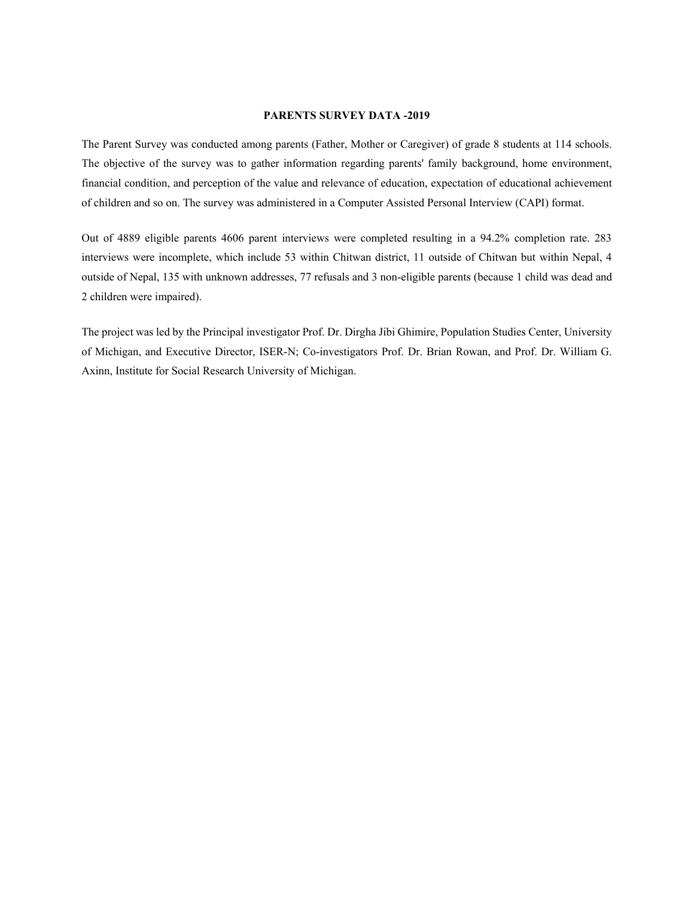# PARENTS SURVEY DATA -2019

The Parent Survey was conducted among parents (Father, Mother or Caregiver) of grade 8 students at 114 schools. The objective of the survey was to gather information regarding parents' family background, home environment, financial condition, and perception of the value and relevance of education, expectation of educational achievement of children and so on. The survey was administered in a Computer Assisted Personal Interview (CAPI) format.

Out of 4889 eligible parents 4606 parent interviews were completed resulting in a 94.2% completion rate. 283 interviews were incomplete, which include 53 within Chitwan district, 11 outside of Chitwan but within Nepal, 4 outside of Nepal, 135 with unknown addresses, 77 refusals and 3 non-eligible parents (because 1 child was dead and 2 children were impaired).

The project was led by the Principal investigator Prof. Dr. Dirgha Jibi Ghimire, Population Studies Center, University of Michigan, and Executive Director, ISER-N; Co-investigators Prof. Dr. Brian Rowan, and Prof. Dr. William G. Axinn, Institute for Social Research University of Michigan.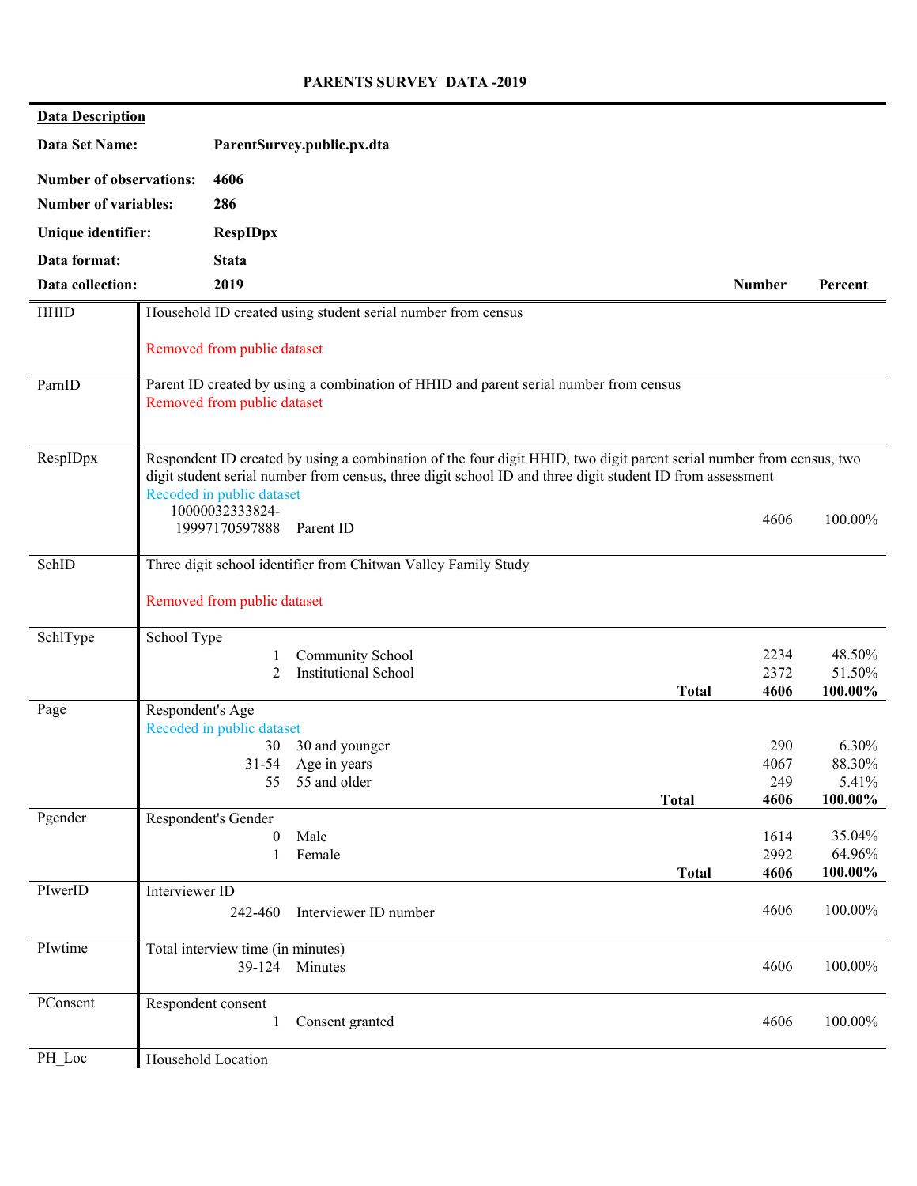**PARENTS SURVEY DATA -2019**

**Data Description**

| | |
|---|---|
| **Data Set Name:** | **ParentSurvey.public.px.dta** |
| **Number of observations:** | **4606** |
| **Number of variables:** | **286** |
| **Unique identifier:** | **RespIDpx** |
| **Data format:** | **Stata** |
| **Data collection:** | **2019** |

| Variable | Description | | | **Number** | **Percent** |
|---|---|---|---|---|---|
| HHID | Household ID created using student serial number from census | | | | |
| | Removed from public dataset | | | | |
| ParnID | Parent ID created by using a combination of HHID and parent serial number from census | | | | |
| | Removed from public dataset | | | | |
| RespIDpx | Respondent ID created by using a combination of the four digit HHID, two digit parent serial number from census, two digit student serial number from census, three digit school ID and three digit student ID from assessment | | | | |
| | Recoded in public dataset | | | | |
| | | 10000032333824-19997170597888 | Parent ID | 4606 | 100.00% |
| SchID | Three digit school identifier from Chitwan Valley Family Study | | | | |
| | Removed from public dataset | | | | |
| SchlType | School Type | | | | |
| | | 1 | Community School | 2234 | 48.50% |
| | | 2 | Institutional School | 2372 | 51.50% |
| | | | **Total** | **4606** | **100.00%** |
| Page | Respondent's Age | | | | |
| | Recoded in public dataset | | | | |
| | | 30 | 30 and younger | 290 | 6.30% |
| | | 31-54 | Age in years | 4067 | 88.30% |
| | | 55 | 55 and older | 249 | 5.41% |
| | | | **Total** | **4606** | **100.00%** |
| Pgender | Respondent's Gender | | | | |
| | | 0 | Male | 1614 | 35.04% |
| | | 1 | Female | 2992 | 64.96% |
| | | | **Total** | **4606** | **100.00%** |
| PIwerID | Interviewer ID | | | | |
| | | 242-460 | Interviewer ID number | 4606 | 100.00% |
| PIwtime | Total interview time (in minutes) | | | | |
| | | 39-124 | Minutes | 4606 | 100.00% |
| PConsent | Respondent consent | | | | |
| | | 1 | Consent granted | 4606 | 100.00% |
| PH_Loc | Household Location | | | | |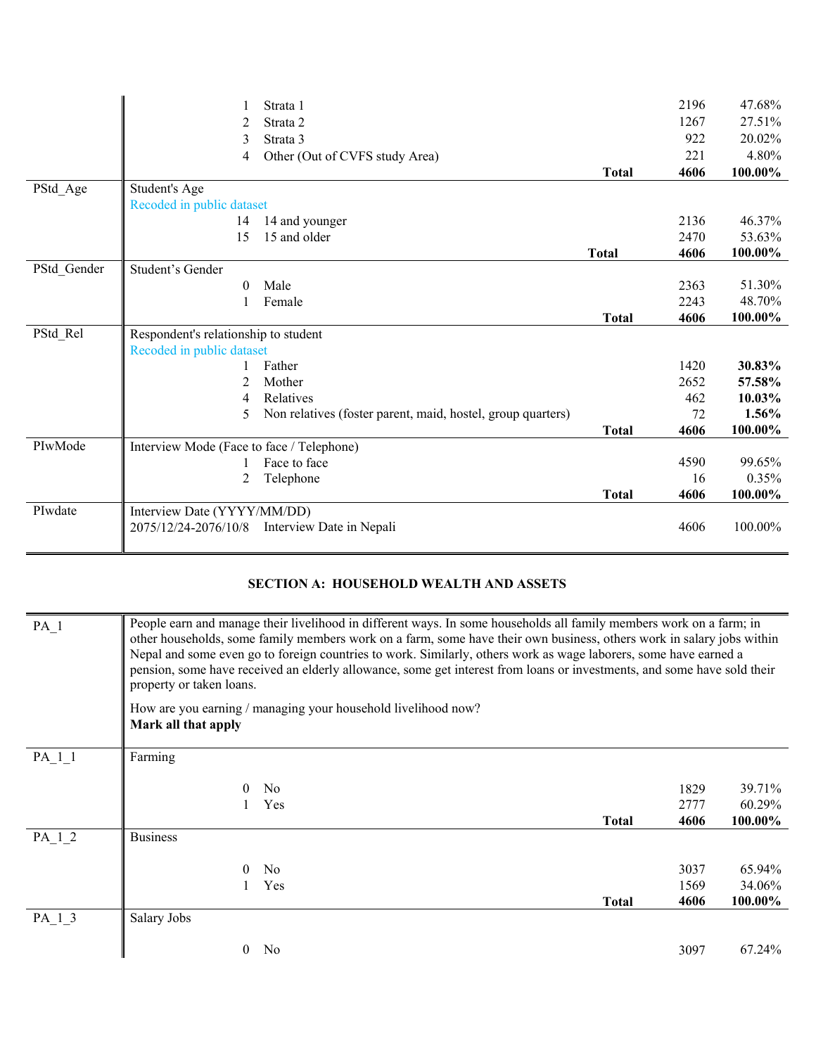| Variable | Description | Code | Label | | Frequency | Percent |
|---|---|---|---|---|---|---|
| | | 1 | Strata 1 | | 2196 | 47.68% |
| | | 2 | Strata 2 | | 1267 | 27.51% |
| | | 3 | Strata 3 | | 922 | 20.02% |
| | | 4 | Other (Out of CVFS study Area) | | 221 | 4.80% |
| | | | | **Total** | **4606** | **100.00%** |
| PStd_Age | Student's Age<br>Recoded in public dataset | | | | | |
| | | 14 | 14 and younger | | 2136 | 46.37% |
| | | 15 | 15 and older | | 2470 | 53.63% |
| | | | | **Total** | **4606** | **100.00%** |
| PStd_Gender | Student's Gender | | | | | |
| | | 0 | Male | | 2363 | 51.30% |
| | | 1 | Female | | 2243 | 48.70% |
| | | | | **Total** | **4606** | **100.00%** |
| PStd_Rel | Respondent's relationship to student<br>Recoded in public dataset | | | | | |
| | | 1 | Father | | 1420 | **30.83%** |
| | | 2 | Mother | | 2652 | **57.58%** |
| | | 4 | Relatives | | 462 | **10.03%** |
| | | 5 | Non relatives (foster parent, maid, hostel, group quarters) | | 72 | **1.56%** |
| | | | | **Total** | **4606** | **100.00%** |
| PIwMode | Interview Mode (Face to face / Telephone) | | | | | |
| | | 1 | Face to face | | 4590 | 99.65% |
| | | 2 | Telephone | | 16 | 0.35% |
| | | | | **Total** | **4606** | **100.00%** |
| PIwdate | Interview Date (YYYY/MM/DD) | | | | | |
| | | 2075/12/24-2076/10/8 | Interview Date in Nepali | | 4606 | 100.00% |

## SECTION A: HOUSEHOLD WEALTH AND ASSETS

| Variable | Description | Code | Label | | Frequency | Percent |
|---|---|---|---|---|---|---|
| PA_1 | People earn and manage their livelihood in different ways. In some households all family members work on a farm; in other households, some family members work on a farm, some have their own business, others work in salary jobs within Nepal and some even go to foreign countries to work. Similarly, others work as wage laborers, some have earned a pension, some have received an elderly allowance, some get interest from loans or investments, and some have sold their property or taken loans.<br><br>How are you earning / managing your household livelihood now?<br>**Mark all that apply** | | | | | |
| PA_1_1 | Farming | | | | | |
| | | 0 | No | | 1829 | 39.71% |
| | | 1 | Yes | | 2777 | 60.29% |
| | | | | **Total** | **4606** | **100.00%** |
| PA_1_2 | Business | | | | | |
| | | 0 | No | | 3037 | 65.94% |
| | | 1 | Yes | | 1569 | 34.06% |
| | | | | **Total** | **4606** | **100.00%** |
| PA_1_3 | Salary Jobs | | | | | |
| | | 0 | No | | 3097 | 67.24% |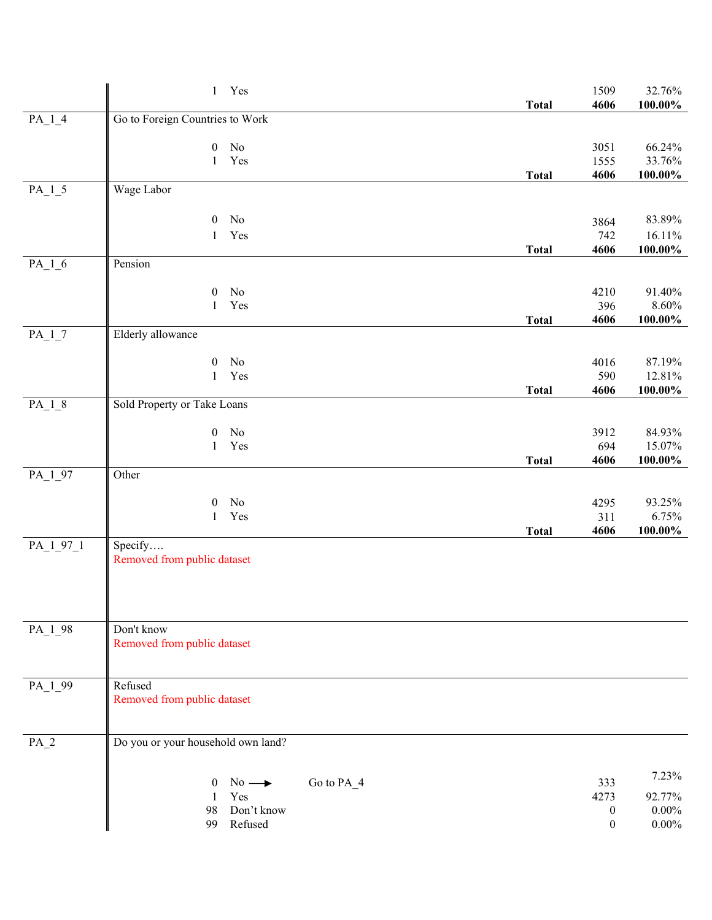| Variable | Description | | | Count | Percent |
|---|---|---|---|---|---|
| | 1 | Yes | | 1509 | 32.76% |
| | | | **Total** | **4606** | **100.00%** |
| PA_1_4 | Go to Foreign Countries to Work | | | | |
| | 0 | No | | 3051 | 66.24% |
| | 1 | Yes | | 1555 | 33.76% |
| | | | **Total** | **4606** | **100.00%** |
| PA_1_5 | Wage Labor | | | | |
| | 0 | No | | 3864 | 83.89% |
| | 1 | Yes | | 742 | 16.11% |
| | | | **Total** | **4606** | **100.00%** |
| PA_1_6 | Pension | | | | |
| | 0 | No | | 4210 | 91.40% |
| | 1 | Yes | | 396 | 8.60% |
| | | | **Total** | **4606** | **100.00%** |
| PA_1_7 | Elderly allowance | | | | |
| | 0 | No | | 4016 | 87.19% |
| | 1 | Yes | | 590 | 12.81% |
| | | | **Total** | **4606** | **100.00%** |
| PA_1_8 | Sold Property or Take Loans | | | | |
| | 0 | No | | 3912 | 84.93% |
| | 1 | Yes | | 694 | 15.07% |
| | | | **Total** | **4606** | **100.00%** |
| PA_1_97 | Other | | | | |
| | 0 | No | | 4295 | 93.25% |
| | 1 | Yes | | 311 | 6.75% |
| | | | **Total** | **4606** | **100.00%** |
| PA_1_97_1 | Specify…. Removed from public dataset | | | | |
| PA_1_98 | Don't know Removed from public dataset | | | | |
| PA_1_99 | Refused Removed from public dataset | | | | |
| PA_2 | Do you or your household own land? | | | | |
| | 0 | No → | Go to PA_4 | 333 | 7.23% |
| | 1 | Yes | | 4273 | 92.77% |
| | 98 | Don't know | | 0 | 0.00% |
| | 99 | Refused | | 0 | 0.00% |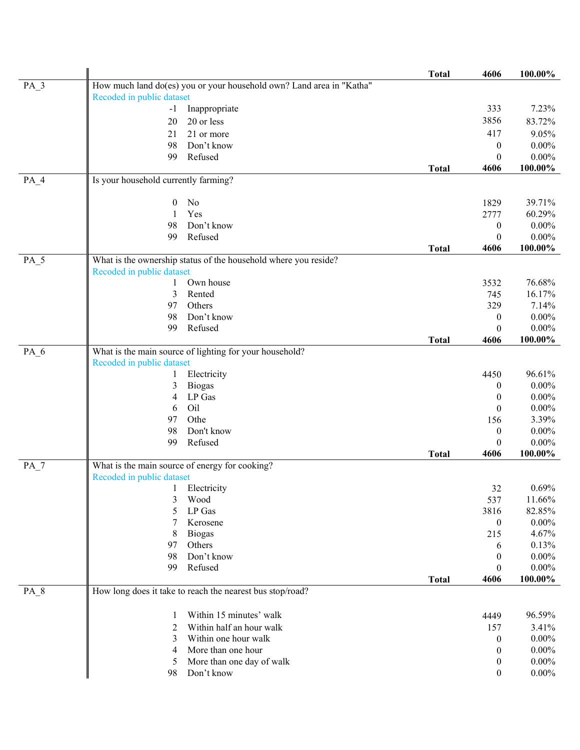| | | | | |
|---|---|---|---|---|
| | | **Total** | **4606** | **100.00%** |
| PA_3 | How much land do(es) you or your household own? Land area in "Katha" | | | |
| | Recoded in public dataset | | | |
| | -1 Inappropriate | | 333 | 7.23% |
| | 20 20 or less | | 3856 | 83.72% |
| | 21 21 or more | | 417 | 9.05% |
| | 98 Don't know | | 0 | 0.00% |
| | 99 Refused | | 0 | 0.00% |
| | | **Total** | **4606** | **100.00%** |
| PA_4 | Is your household currently farming? | | | |
| | 0 No | | 1829 | 39.71% |
| | 1 Yes | | 2777 | 60.29% |
| | 98 Don't know | | 0 | 0.00% |
| | 99 Refused | | 0 | 0.00% |
| | | **Total** | **4606** | **100.00%** |
| PA_5 | What is the ownership status of the household where you reside? | | | |
| | Recoded in public dataset | | | |
| | 1 Own house | | 3532 | 76.68% |
| | 3 Rented | | 745 | 16.17% |
| | 97 Others | | 329 | 7.14% |
| | 98 Don't know | | 0 | 0.00% |
| | 99 Refused | | 0 | 0.00% |
| | | **Total** | **4606** | **100.00%** |
| PA_6 | What is the main source of lighting for your household? | | | |
| | Recoded in public dataset | | | |
| | 1 Electricity | | 4450 | 96.61% |
| | 3 Biogas | | 0 | 0.00% |
| | 4 LP Gas | | 0 | 0.00% |
| | 6 Oil | | 0 | 0.00% |
| | 97 Othe | | 156 | 3.39% |
| | 98 Don't know | | 0 | 0.00% |
| | 99 Refused | | 0 | 0.00% |
| | | **Total** | **4606** | **100.00%** |
| PA_7 | What is the main source of energy for cooking? | | | |
| | Recoded in public dataset | | | |
| | 1 Electricity | | 32 | 0.69% |
| | 3 Wood | | 537 | 11.66% |
| | 5 LP Gas | | 3816 | 82.85% |
| | 7 Kerosene | | 0 | 0.00% |
| | 8 Biogas | | 215 | 4.67% |
| | 97 Others | | 6 | 0.13% |
| | 98 Don't know | | 0 | 0.00% |
| | 99 Refused | | 0 | 0.00% |
| | | **Total** | **4606** | **100.00%** |
| PA_8 | How long does it take to reach the nearest bus stop/road? | | | |
| | 1 Within 15 minutes' walk | | 4449 | 96.59% |
| | 2 Within half an hour walk | | 157 | 3.41% |
| | 3 Within one hour walk | | 0 | 0.00% |
| | 4 More than one hour | | 0 | 0.00% |
| | 5 More than one day of walk | | 0 | 0.00% |
| | 98 Don't know | | 0 | 0.00% |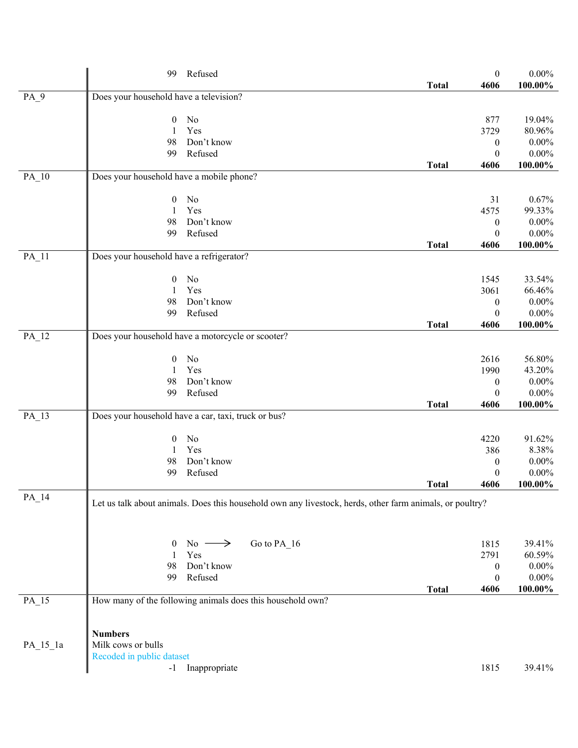| | | | | | |
|---|---|---|---|---|---|
| | 99 | Refused | | 0 | 0.00% |
| | | | **Total** | **4606** | **100.00%** |
| PA_9 | Does your household have a television? | | | | |
| | 0 | No | | 877 | 19.04% |
| | 1 | Yes | | 3729 | 80.96% |
| | 98 | Don't know | | 0 | 0.00% |
| | 99 | Refused | | 0 | 0.00% |
| | | | **Total** | **4606** | **100.00%** |
| PA_10 | Does your household have a mobile phone? | | | | |
| | 0 | No | | 31 | 0.67% |
| | 1 | Yes | | 4575 | 99.33% |
| | 98 | Don't know | | 0 | 0.00% |
| | 99 | Refused | | 0 | 0.00% |
| | | | **Total** | **4606** | **100.00%** |
| PA_11 | Does your household have a refrigerator? | | | | |
| | 0 | No | | 1545 | 33.54% |
| | 1 | Yes | | 3061 | 66.46% |
| | 98 | Don't know | | 0 | 0.00% |
| | 99 | Refused | | 0 | 0.00% |
| | | | **Total** | **4606** | **100.00%** |
| PA_12 | Does your household have a motorcycle or scooter? | | | | |
| | 0 | No | | 2616 | 56.80% |
| | 1 | Yes | | 1990 | 43.20% |
| | 98 | Don't know | | 0 | 0.00% |
| | 99 | Refused | | 0 | 0.00% |
| | | | **Total** | **4606** | **100.00%** |
| PA_13 | Does your household have a car, taxi, truck or bus? | | | | |
| | 0 | No | | 4220 | 91.62% |
| | 1 | Yes | | 386 | 8.38% |
| | 98 | Don't know | | 0 | 0.00% |
| | 99 | Refused | | 0 | 0.00% |
| | | | **Total** | **4606** | **100.00%** |
| PA_14 | Let us talk about animals. Does this household own any livestock, herds, other farm animals, or poultry? | | | | |
| | 0 | No ⟶ Go to PA_16 | | 1815 | 39.41% |
| | 1 | Yes | | 2791 | 60.59% |
| | 98 | Don't know | | 0 | 0.00% |
| | 99 | Refused | | 0 | 0.00% |
| | | | **Total** | **4606** | **100.00%** |
| PA_15 | How many of the following animals does this household own? | | | | |
| | **Numbers** | | | | |
| PA_15_1a | Milk cows or bulls | | | | |
| | Recoded in public dataset | | | | |
| | -1 | Inappropriate | | 1815 | 39.41% |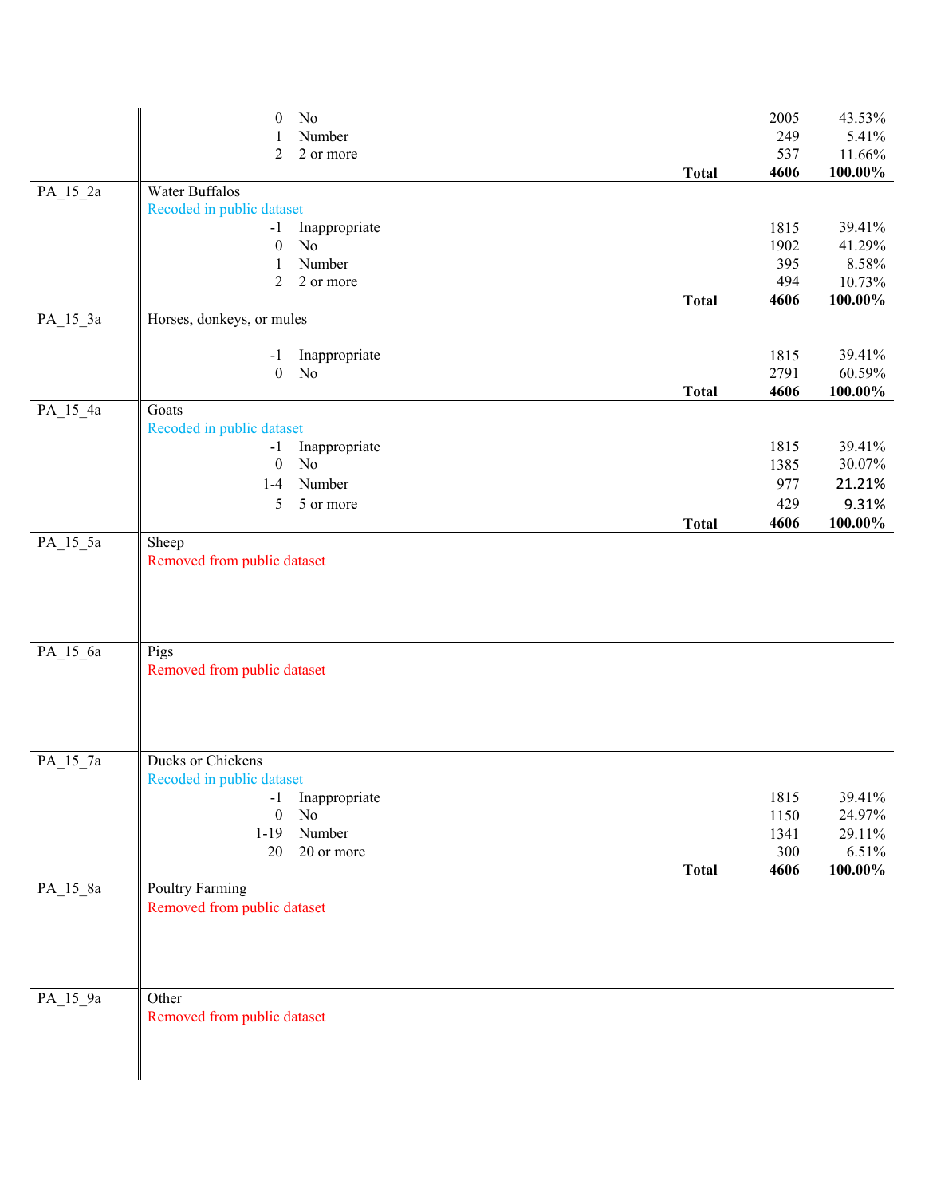| Variable | Description | Code | Label | | Frequency | Percent |
|---|---|---|---|---|---|---|
| | | 0 | No | | 2005 | 43.53% |
| | | 1 | Number | | 249 | 5.41% |
| | | 2 | 2 or more | | 537 | 11.66% |
| | | | | **Total** | **4606** | **100.00%** |
| PA_15_2a | Water Buffalos<br>Recoded in public dataset | | | | | |
| | | -1 | Inappropriate | | 1815 | 39.41% |
| | | 0 | No | | 1902 | 41.29% |
| | | 1 | Number | | 395 | 8.58% |
| | | 2 | 2 or more | | 494 | 10.73% |
| | | | | **Total** | **4606** | **100.00%** |
| PA_15_3a | Horses, donkeys, or mules | | | | | |
| | | -1 | Inappropriate | | 1815 | 39.41% |
| | | 0 | No | | 2791 | 60.59% |
| | | | | **Total** | **4606** | **100.00%** |
| PA_15_4a | Goats<br>Recoded in public dataset | | | | | |
| | | -1 | Inappropriate | | 1815 | 39.41% |
| | | 0 | No | | 1385 | 30.07% |
| | | 1-4 | Number | | 977 | 21.21% |
| | | 5 | 5 or more | | 429 | 9.31% |
| | | | | **Total** | **4606** | **100.00%** |
| PA_15_5a | Sheep<br>Removed from public dataset | | | | | |
| PA_15_6a | Pigs<br>Removed from public dataset | | | | | |
| PA_15_7a | Ducks or Chickens<br>Recoded in public dataset | | | | | |
| | | -1 | Inappropriate | | 1815 | 39.41% |
| | | 0 | No | | 1150 | 24.97% |
| | | 1-19 | Number | | 1341 | 29.11% |
| | | 20 | 20 or more | | 300 | 6.51% |
| | | | | **Total** | **4606** | **100.00%** |
| PA_15_8a | Poultry Farming<br>Removed from public dataset | | | | | |
| PA_15_9a | Other<br>Removed from public dataset | | | | | |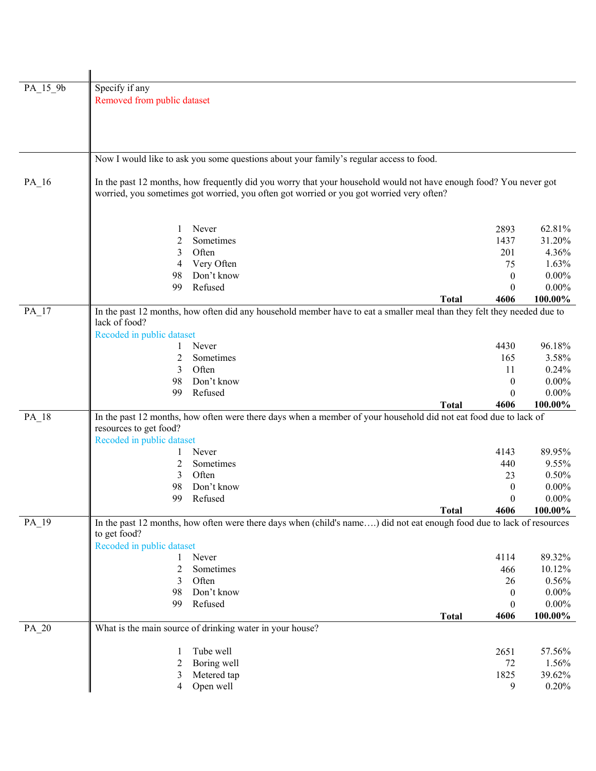**PA_15_9b**

Specify if any

Removed from public dataset

Now I would like to ask you some questions about your family's regular access to food.

**PA_16**

In the past 12 months, how frequently did you worry that your household would not have enough food? You never got worried, you sometimes got worried, you often got worried or you got worried very often?

| Code | Response | N | % |
|---|---|---|---|
| 1 | Never | 2893 | 62.81% |
| 2 | Sometimes | 1437 | 31.20% |
| 3 | Often | 201 | 4.36% |
| 4 | Very Often | 75 | 1.63% |
| 98 | Don't know | 0 | 0.00% |
| 99 | Refused | 0 | 0.00% |
| | **Total** | **4606** | **100.00%** |

**PA_17**

In the past 12 months, how often did any household member have to eat a smaller meal than they felt they needed due to lack of food?

Recoded in public dataset

| Code | Response | N | % |
|---|---|---|---|
| 1 | Never | 4430 | 96.18% |
| 2 | Sometimes | 165 | 3.58% |
| 3 | Often | 11 | 0.24% |
| 98 | Don't know | 0 | 0.00% |
| 99 | Refused | 0 | 0.00% |
| | **Total** | **4606** | **100.00%** |

**PA_18**

In the past 12 months, how often were there days when a member of your household did not eat food due to lack of resources to get food?

Recoded in public dataset

| Code | Response | N | % |
|---|---|---|---|
| 1 | Never | 4143 | 89.95% |
| 2 | Sometimes | 440 | 9.55% |
| 3 | Often | 23 | 0.50% |
| 98 | Don't know | 0 | 0.00% |
| 99 | Refused | 0 | 0.00% |
| | **Total** | **4606** | **100.00%** |

**PA_19**

In the past 12 months, how often were there days when (child's name….) did not eat enough food due to lack of resources to get food?

Recoded in public dataset

| Code | Response | N | % |
|---|---|---|---|
| 1 | Never | 4114 | 89.32% |
| 2 | Sometimes | 466 | 10.12% |
| 3 | Often | 26 | 0.56% |
| 98 | Don't know | 0 | 0.00% |
| 99 | Refused | 0 | 0.00% |
| | **Total** | **4606** | **100.00%** |

**PA_20**

What is the main source of drinking water in your house?

| Code | Response | N | % |
|---|---|---|---|
| 1 | Tube well | 2651 | 57.56% |
| 2 | Boring well | 72 | 1.56% |
| 3 | Metered tap | 1825 | 39.62% |
| 4 | Open well | 9 | 0.20% |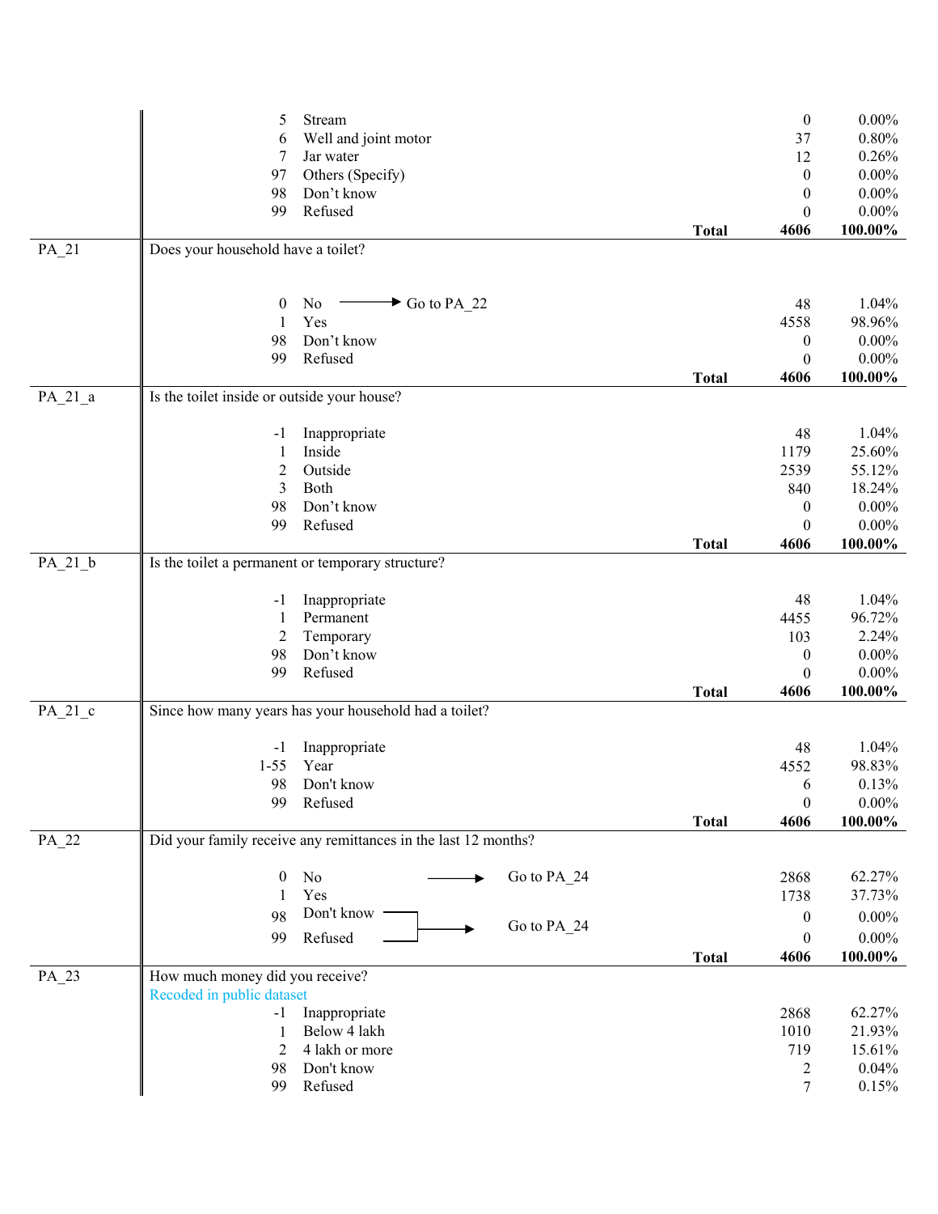| Variable | Question / Response | | | Frequency | Percent |
|---|---|---|---|---|---|
| | 5 | Stream | | 0 | 0.00% |
| | 6 | Well and joint motor | | 37 | 0.80% |
| | 7 | Jar water | | 12 | 0.26% |
| | 97 | Others (Specify) | | 0 | 0.00% |
| | 98 | Don't know | | 0 | 0.00% |
| | 99 | Refused | | 0 | 0.00% |
| | | | **Total** | **4606** | **100.00%** |
| PA_21 | Does your household have a toilet? | | | | |
| | 0 | No → Go to PA_22 | | 48 | 1.04% |
| | 1 | Yes | | 4558 | 98.96% |
| | 98 | Don't know | | 0 | 0.00% |
| | 99 | Refused | | 0 | 0.00% |
| | | | **Total** | **4606** | **100.00%** |
| PA_21_a | Is the toilet inside or outside your house? | | | | |
| | -1 | Inappropriate | | 48 | 1.04% |
| | 1 | Inside | | 1179 | 25.60% |
| | 2 | Outside | | 2539 | 55.12% |
| | 3 | Both | | 840 | 18.24% |
| | 98 | Don't know | | 0 | 0.00% |
| | 99 | Refused | | 0 | 0.00% |
| | | | **Total** | **4606** | **100.00%** |
| PA_21_b | Is the toilet a permanent or temporary structure? | | | | |
| | -1 | Inappropriate | | 48 | 1.04% |
| | 1 | Permanent | | 4455 | 96.72% |
| | 2 | Temporary | | 103 | 2.24% |
| | 98 | Don't know | | 0 | 0.00% |
| | 99 | Refused | | 0 | 0.00% |
| | | | **Total** | **4606** | **100.00%** |
| PA_21_c | Since how many years has your household had a toilet? | | | | |
| | -1 | Inappropriate | | 48 | 1.04% |
| | 1-55 | Year | | 4552 | 98.83% |
| | 98 | Don't know | | 6 | 0.13% |
| | 99 | Refused | | 0 | 0.00% |
| | | | **Total** | **4606** | **100.00%** |
| PA_22 | Did your family receive any remittances in the last 12 months? | | | | |
| | 0 | No → Go to PA_24 | | 2868 | 62.27% |
| | 1 | Yes | | 1738 | 37.73% |
| | 98 | Don't know → Go to PA_24 | | 0 | 0.00% |
| | 99 | Refused → Go to PA_24 | | 0 | 0.00% |
| | | | **Total** | **4606** | **100.00%** |
| PA_23 | How much money did you receive? Recoded in public dataset | | | | |
| | -1 | Inappropriate | | 2868 | 62.27% |
| | 1 | Below 4 lakh | | 1010 | 21.93% |
| | 2 | 4 lakh or more | | 719 | 15.61% |
| | 98 | Don't know | | 2 | 0.04% |
| | 99 | Refused | | 7 | 0.15% |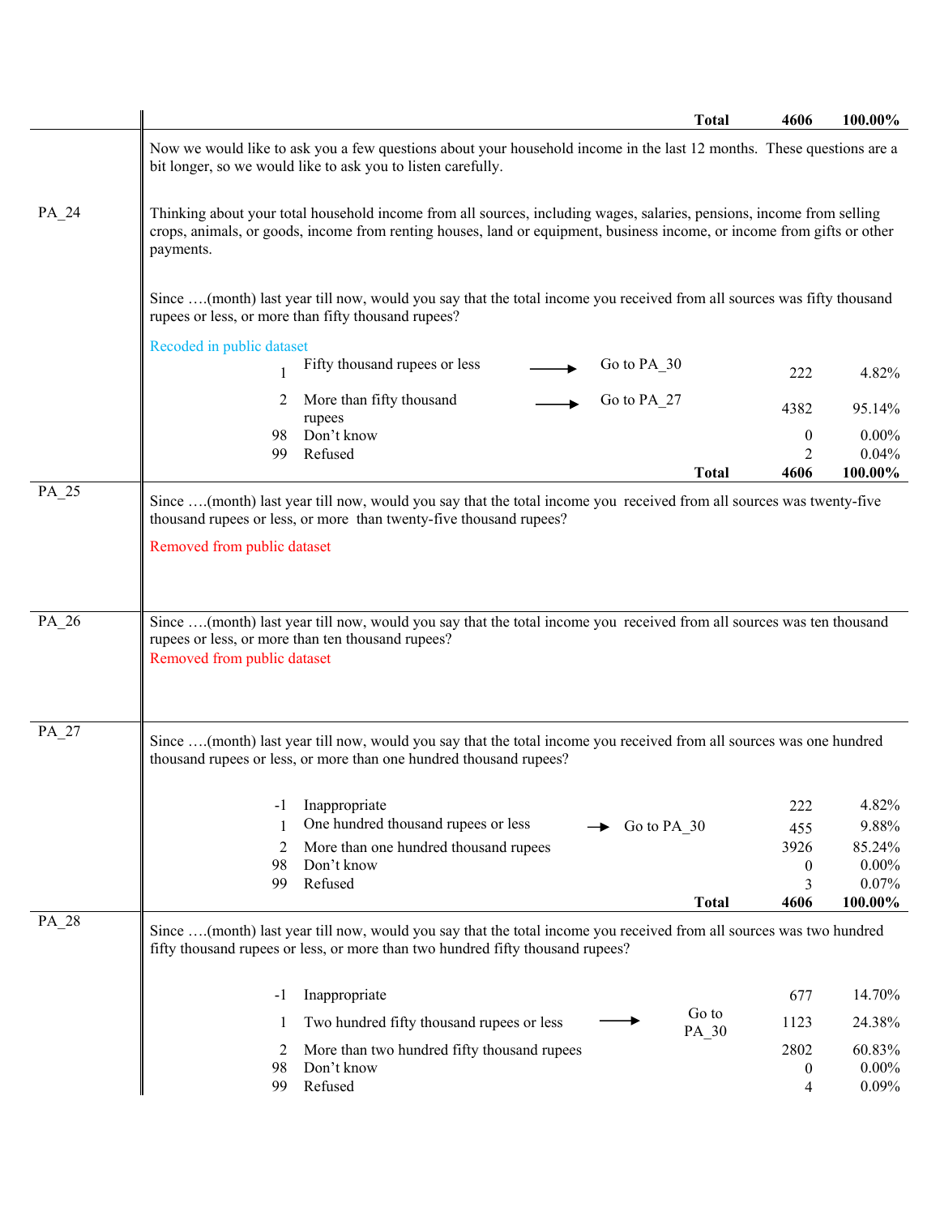| | | | | Total | 4606 | 100.00% |
|---|---|---|---|---|---|---|

Now we would like to ask you a few questions about your household income in the last 12 months. These questions are a bit longer, so we would like to ask you to listen carefully.

**PA_24**

Thinking about your total household income from all sources, including wages, salaries, pensions, income from selling crops, animals, or goods, income from renting houses, land or equipment, business income, or income from gifts or other payments.

Since ….(month) last year till now, would you say that the total income you received from all sources was fifty thousand rupees or less, or more than fifty thousand rupees?

Recoded in public dataset

| Code | Response | Skip | N | % |
|---|---|---|---|---|
| 1 | Fifty thousand rupees or less | → Go to PA_30 | 222 | 4.82% |
| 2 | More than fifty thousand rupees | → Go to PA_27 | 4382 | 95.14% |
| 98 | Don't know | | 0 | 0.00% |
| 99 | Refused | | 2 | 0.04% |
| | | Total | 4606 | 100.00% |

**PA_25**

Since ….(month) last year till now, would you say that the total income you received from all sources was twenty-five thousand rupees or less, or more than twenty-five thousand rupees?

Removed from public dataset

**PA_26**

Since ….(month) last year till now, would you say that the total income you received from all sources was ten thousand rupees or less, or more than ten thousand rupees?

Removed from public dataset

**PA_27**

Since ….(month) last year till now, would you say that the total income you received from all sources was one hundred thousand rupees or less, or more than one hundred thousand rupees?

| Code | Response | Skip | N | % |
|---|---|---|---|---|
| -1 | Inappropriate | | 222 | 4.82% |
| 1 | One hundred thousand rupees or less | → Go to PA_30 | 455 | 9.88% |
| 2 | More than one hundred thousand rupees | | 3926 | 85.24% |
| 98 | Don't know | | 0 | 0.00% |
| 99 | Refused | | 3 | 0.07% |
| | | Total | 4606 | 100.00% |

**PA_28**

Since ….(month) last year till now, would you say that the total income you received from all sources was two hundred fifty thousand rupees or less, or more than two hundred fifty thousand rupees?

| Code | Response | Skip | N | % |
|---|---|---|---|---|
| -1 | Inappropriate | | 677 | 14.70% |
| 1 | Two hundred fifty thousand rupees or less | → Go to PA_30 | 1123 | 24.38% |
| 2 | More than two hundred fifty thousand rupees | | 2802 | 60.83% |
| 98 | Don't know | | 0 | 0.00% |
| 99 | Refused | | 4 | 0.09% |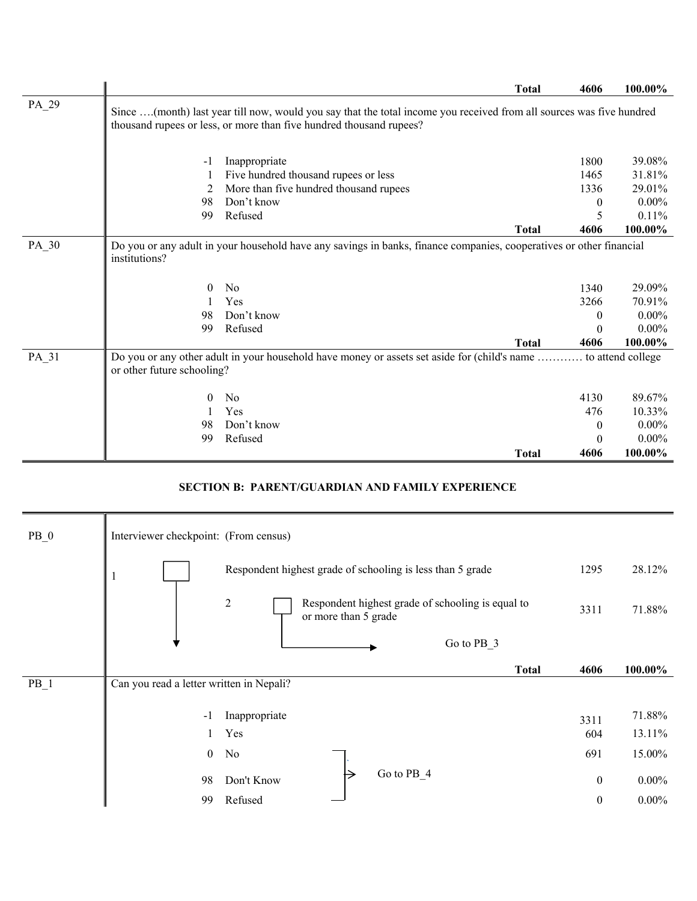| | | | | |
|---|---|---|---|---|
| | | **Total** | **4606** | **100.00%** |
| PA_29 | Since ….(month) last year till now, would you say that the total income you received from all sources was five hundred thousand rupees or less, or more than five hundred thousand rupees? | | | |
| | -1 | Inappropriate | 1800 | 39.08% |
| | 1 | Five hundred thousand rupees or less | 1465 | 31.81% |
| | 2 | More than five hundred thousand rupees | 1336 | 29.01% |
| | 98 | Don't know | 0 | 0.00% |
| | 99 | Refused | 5 | 0.11% |
| | | **Total** | **4606** | **100.00%** |
| PA_30 | Do you or any adult in your household have any savings in banks, finance companies, cooperatives or other financial institutions? | | | |
| | 0 | No | 1340 | 29.09% |
| | 1 | Yes | 3266 | 70.91% |
| | 98 | Don't know | 0 | 0.00% |
| | 99 | Refused | 0 | 0.00% |
| | | **Total** | **4606** | **100.00%** |
| PA_31 | Do you or any other adult in your household have money or assets set aside for (child's name ………… to attend college or other future schooling? | | | |
| | 0 | No | 4130 | 89.67% |
| | 1 | Yes | 476 | 10.33% |
| | 98 | Don't know | 0 | 0.00% |
| | 99 | Refused | 0 | 0.00% |
| | | **Total** | **4606** | **100.00%** |

## SECTION B: PARENT/GUARDIAN AND FAMILY EXPERIENCE

| | | | | |
|---|---|---|---|---|
| PB_0 | Interviewer checkpoint: (From census) | | | |
| | 1 | Respondent highest grade of schooling is less than 5 grade | 1295 | 28.12% |
| | 2 | Respondent highest grade of schooling is equal to or more than 5 grade → Go to PB_3 | 3311 | 71.88% |
| | | **Total** | **4606** | **100.00%** |
| PB_1 | Can you read a letter written in Nepali? | | | |
| | -1 | Inappropriate | 3311 | 71.88% |
| | 1 | Yes | 604 | 13.11% |
| | 0 | No → Go to PB_4 | 691 | 15.00% |
| | 98 | Don't Know → Go to PB_4 | 0 | 0.00% |
| | 99 | Refused → Go to PB_4 | 0 | 0.00% |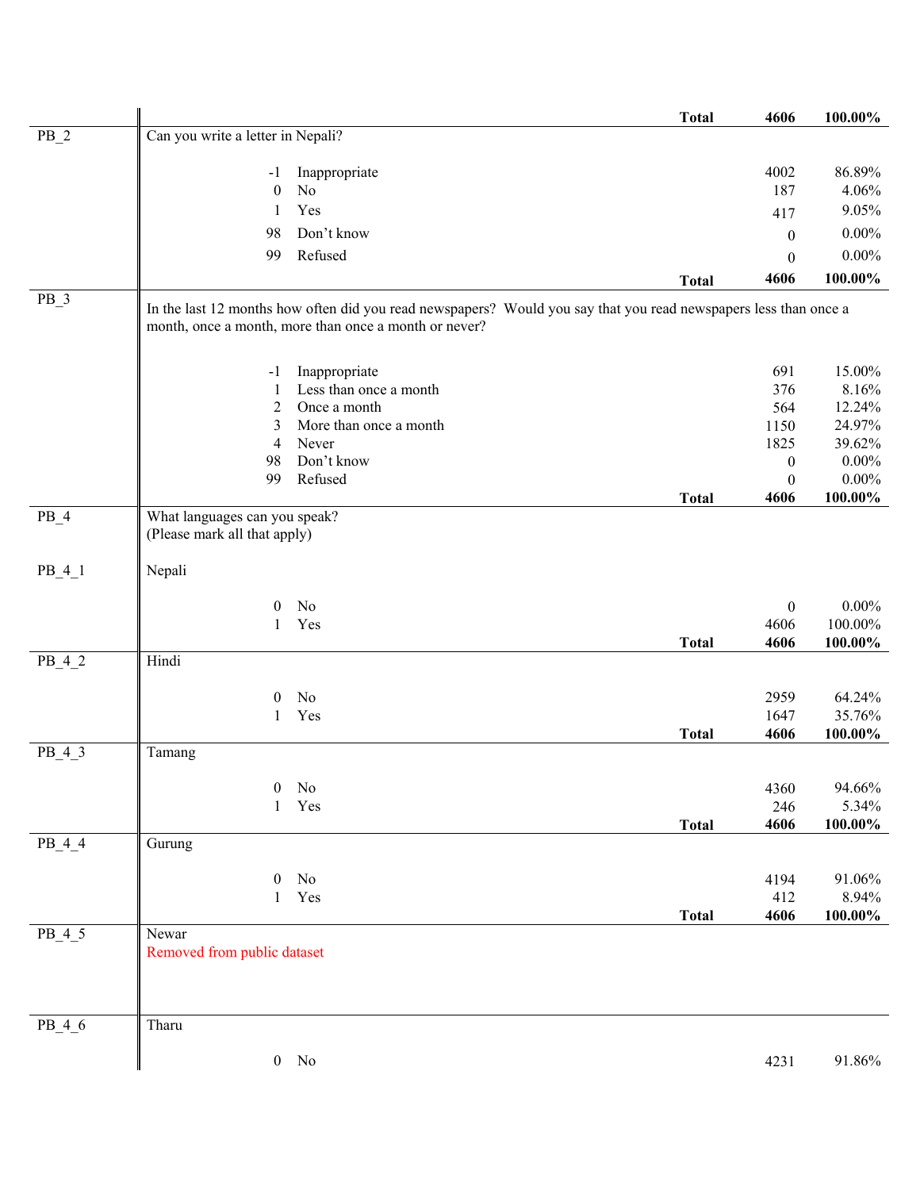| | | | | |
|---|---|---|---|---|
| | | **Total** | **4606** | **100.00%** |
| PB_2 | Can you write a letter in Nepali? | | | |
| | -1 | Inappropriate | 4002 | 86.89% |
| | 0 | No | 187 | 4.06% |
| | 1 | Yes | 417 | 9.05% |
| | 98 | Don't know | 0 | 0.00% |
| | 99 | Refused | 0 | 0.00% |
| | | **Total** | **4606** | **100.00%** |
| PB_3 | In the last 12 months how often did you read newspapers? Would you say that you read newspapers less than once a month, once a month, more than once a month or never? | | | |
| | -1 | Inappropriate | 691 | 15.00% |
| | 1 | Less than once a month | 376 | 8.16% |
| | 2 | Once a month | 564 | 12.24% |
| | 3 | More than once a month | 1150 | 24.97% |
| | 4 | Never | 1825 | 39.62% |
| | 98 | Don't know | 0 | 0.00% |
| | 99 | Refused | 0 | 0.00% |
| | | **Total** | **4606** | **100.00%** |
| PB_4 | What languages can you speak? (Please mark all that apply) | | | |
| PB_4_1 | Nepali | | | |
| | 0 | No | 0 | 0.00% |
| | 1 | Yes | 4606 | 100.00% |
| | | **Total** | **4606** | **100.00%** |
| PB_4_2 | Hindi | | | |
| | 0 | No | 2959 | 64.24% |
| | 1 | Yes | 1647 | 35.76% |
| | | **Total** | **4606** | **100.00%** |
| PB_4_3 | Tamang | | | |
| | 0 | No | 4360 | 94.66% |
| | 1 | Yes | 246 | 5.34% |
| | | **Total** | **4606** | **100.00%** |
| PB_4_4 | Gurung | | | |
| | 0 | No | 4194 | 91.06% |
| | 1 | Yes | 412 | 8.94% |
| | | **Total** | **4606** | **100.00%** |
| PB_4_5 | Newar<br>Removed from public dataset | | | |
| PB_4_6 | Tharu | | | |
| | 0 | No | 4231 | 91.86% |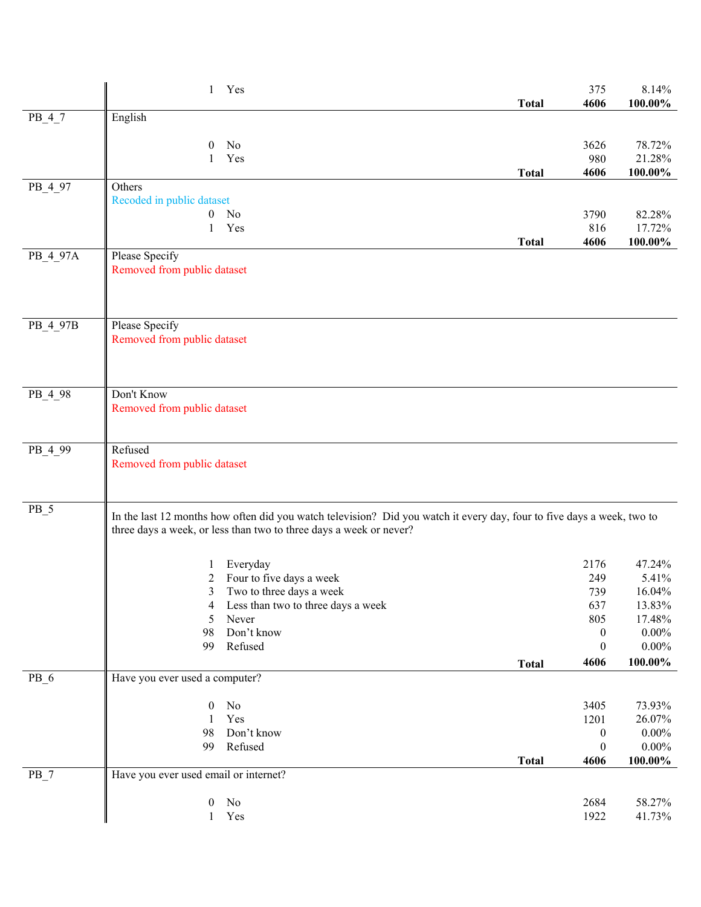| Variable | Description | Code | Label | Count | Percent |
|---|---|---|---|---|---|
| | | 1 | Yes | 375 | 8.14% |
| | | | **Total** | **4606** | **100.00%** |
| PB_4_7 | English | | | | |
| | | 0 | No | 3626 | 78.72% |
| | | 1 | Yes | 980 | 21.28% |
| | | | **Total** | **4606** | **100.00%** |
| PB_4_97 | Others<br>Recoded in public dataset | | | | |
| | | 0 | No | 3790 | 82.28% |
| | | 1 | Yes | 816 | 17.72% |
| | | | **Total** | **4606** | **100.00%** |
| PB_4_97A | Please Specify<br>Removed from public dataset | | | | |
| PB_4_97B | Please Specify<br>Removed from public dataset | | | | |
| PB_4_98 | Don't Know<br>Removed from public dataset | | | | |
| PB_4_99 | Refused<br>Removed from public dataset | | | | |
| PB_5 | In the last 12 months how often did you watch television? Did you watch it every day, four to five days a week, two to three days a week, or less than two to three days a week or never? | | | | |
| | | 1 | Everyday | 2176 | 47.24% |
| | | 2 | Four to five days a week | 249 | 5.41% |
| | | 3 | Two to three days a week | 739 | 16.04% |
| | | 4 | Less than two to three days a week | 637 | 13.83% |
| | | 5 | Never | 805 | 17.48% |
| | | 98 | Don't know | 0 | 0.00% |
| | | 99 | Refused | 0 | 0.00% |
| | | | **Total** | **4606** | **100.00%** |
| PB_6 | Have you ever used a computer? | | | | |
| | | 0 | No | 3405 | 73.93% |
| | | 1 | Yes | 1201 | 26.07% |
| | | 98 | Don't know | 0 | 0.00% |
| | | 99 | Refused | 0 | 0.00% |
| | | | **Total** | **4606** | **100.00%** |
| PB_7 | Have you ever used email or internet? | | | | |
| | | 0 | No | 2684 | 58.27% |
| | | 1 | Yes | 1922 | 41.73% |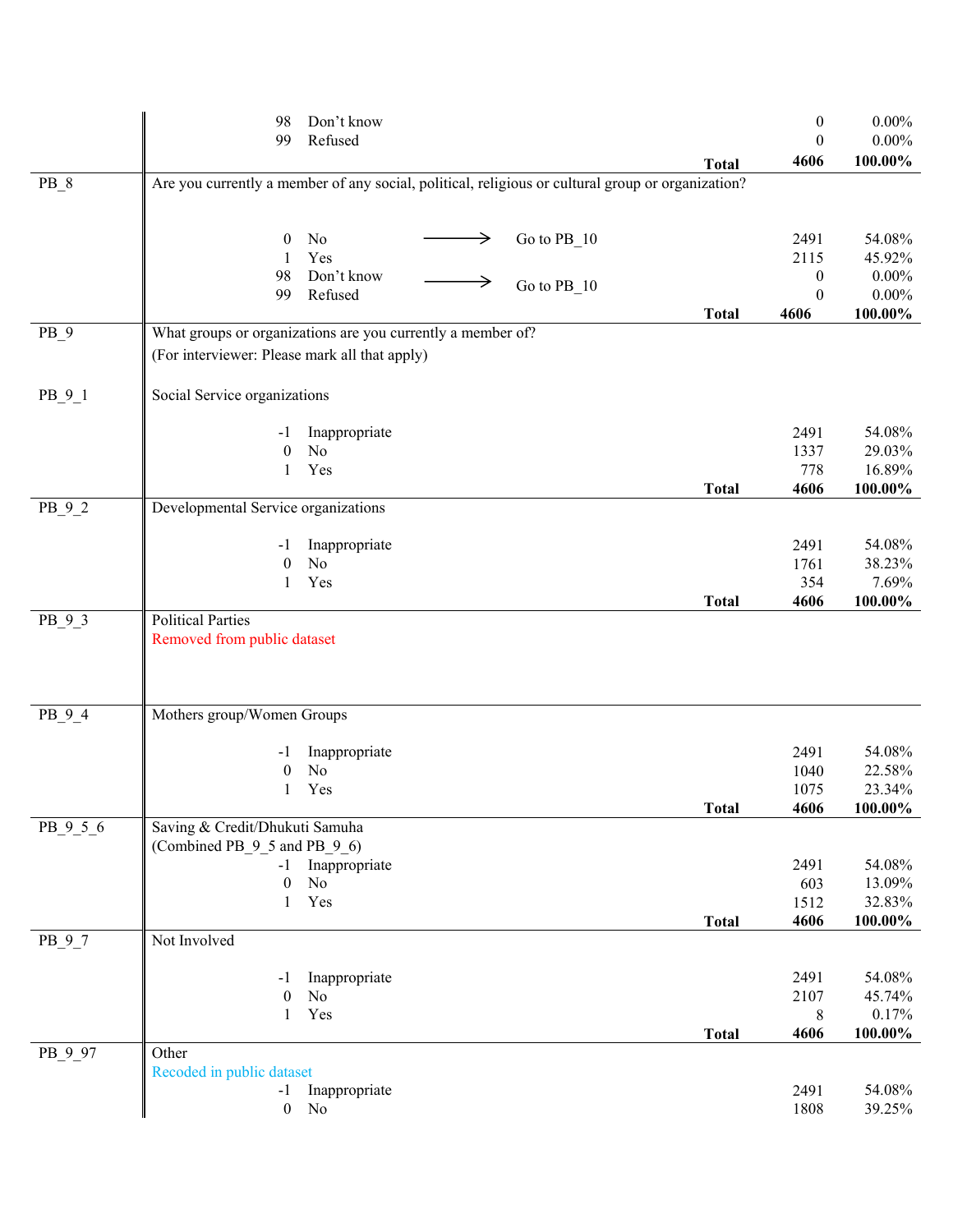| | | | | |
|---|---|---|---|---|
| | 98 Don’t know | | 0 | 0.00% |
| | 99 Refused | | 0 | 0.00% |
| | | **Total** | **4606** | **100.00%** |

| PB_8 | Are you currently a member of any social, political, religious or cultural group or organization? | | | |
|---|---|---|---|---|
| | 0 No | → Go to PB_10 | 2491 | 54.08% |
| | 1 Yes | | 2115 | 45.92% |
| | 98 Don’t know | → Go to PB_10 | 0 | 0.00% |
| | 99 Refused | | 0 | 0.00% |
| | | **Total** | **4606** | **100.00%** |

| PB_9 | What groups or organizations are you currently a member of? (For interviewer: Please mark all that apply) | | | |
|---|---|---|---|---|
| PB_9_1 | Social Service organizations | | | |
| | -1 Inappropriate | | 2491 | 54.08% |
| | 0 No | | 1337 | 29.03% |
| | 1 Yes | | 778 | 16.89% |
| | | **Total** | **4606** | **100.00%** |

| PB_9_2 | Developmental Service organizations | | | |
|---|---|---|---|---|
| | -1 Inappropriate | | 2491 | 54.08% |
| | 0 No | | 1761 | 38.23% |
| | 1 Yes | | 354 | 7.69% |
| | | **Total** | **4606** | **100.00%** |

| PB_9_3 | Political Parties<br>Removed from public dataset |
|---|---|

| PB_9_4 | Mothers group/Women Groups | | | |
|---|---|---|---|---|
| | -1 Inappropriate | | 2491 | 54.08% |
| | 0 No | | 1040 | 22.58% |
| | 1 Yes | | 1075 | 23.34% |
| | | **Total** | **4606** | **100.00%** |

| PB_9_5_6 | Saving & Credit/Dhukuti Samuha (Combined PB_9_5 and PB_9_6) | | | |
|---|---|---|---|---|
| | -1 Inappropriate | | 2491 | 54.08% |
| | 0 No | | 603 | 13.09% |
| | 1 Yes | | 1512 | 32.83% |
| | | **Total** | **4606** | **100.00%** |

| PB_9_7 | Not Involved | | | |
|---|---|---|---|---|
| | -1 Inappropriate | | 2491 | 54.08% |
| | 0 No | | 2107 | 45.74% |
| | 1 Yes | | 8 | 0.17% |
| | | **Total** | **4606** | **100.00%** |

| PB_9_97 | Other<br>Recoded in public dataset | | | |
|---|---|---|---|---|
| | -1 Inappropriate | | 2491 | 54.08% |
| | 0 No | | 1808 | 39.25% |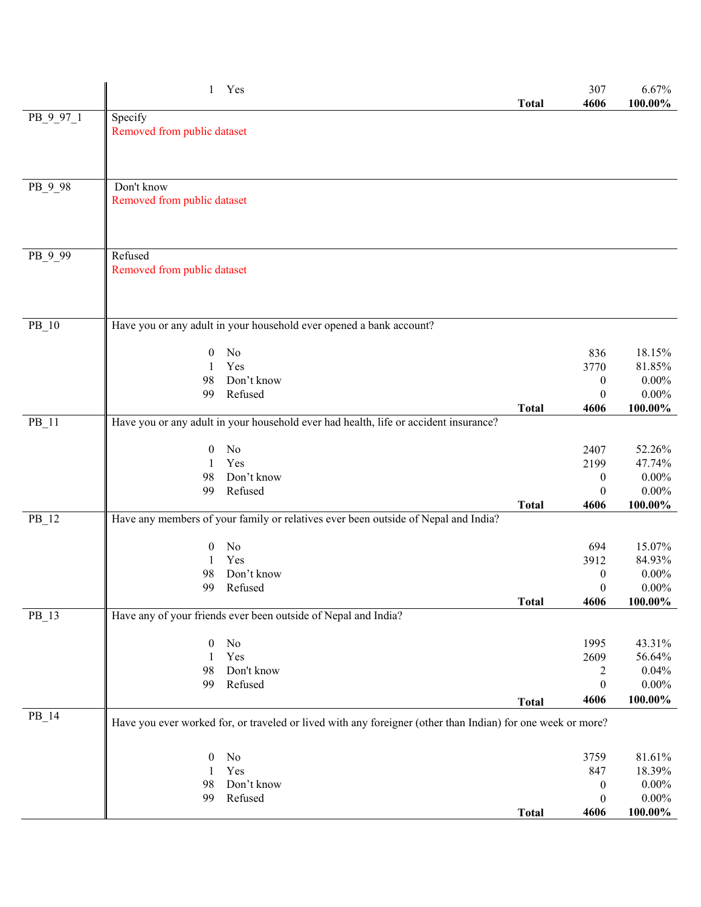| Variable | Question / Response | | | |
|---|---|---|---|---|
| | 1 Yes | | 307 | 6.67% |
| | | **Total** | **4606** | **100.00%** |
| PB_9_97_1 | Specify<br>Removed from public dataset | | | |
| PB_9_98 | Don't know<br>Removed from public dataset | | | |
| PB_9_99 | Refused<br>Removed from public dataset | | | |
| PB_10 | Have you or any adult in your household ever opened a bank account? | | | |
| | 0 No | | 836 | 18.15% |
| | 1 Yes | | 3770 | 81.85% |
| | 98 Don't know | | 0 | 0.00% |
| | 99 Refused | | 0 | 0.00% |
| | | **Total** | **4606** | **100.00%** |
| PB_11 | Have you or any adult in your household ever had health, life or accident insurance? | | | |
| | 0 No | | 2407 | 52.26% |
| | 1 Yes | | 2199 | 47.74% |
| | 98 Don't know | | 0 | 0.00% |
| | 99 Refused | | 0 | 0.00% |
| | | **Total** | **4606** | **100.00%** |
| PB_12 | Have any members of your family or relatives ever been outside of Nepal and India? | | | |
| | 0 No | | 694 | 15.07% |
| | 1 Yes | | 3912 | 84.93% |
| | 98 Don't know | | 0 | 0.00% |
| | 99 Refused | | 0 | 0.00% |
| | | **Total** | **4606** | **100.00%** |
| PB_13 | Have any of your friends ever been outside of Nepal and India? | | | |
| | 0 No | | 1995 | 43.31% |
| | 1 Yes | | 2609 | 56.64% |
| | 98 Don't know | | 2 | 0.04% |
| | 99 Refused | | 0 | 0.00% |
| | | **Total** | **4606** | **100.00%** |
| PB_14 | Have you ever worked for, or traveled or lived with any foreigner (other than Indian) for one week or more? | | | |
| | 0 No | | 3759 | 81.61% |
| | 1 Yes | | 847 | 18.39% |
| | 98 Don't know | | 0 | 0.00% |
| | 99 Refused | | 0 | 0.00% |
| | | **Total** | **4606** | **100.00%** |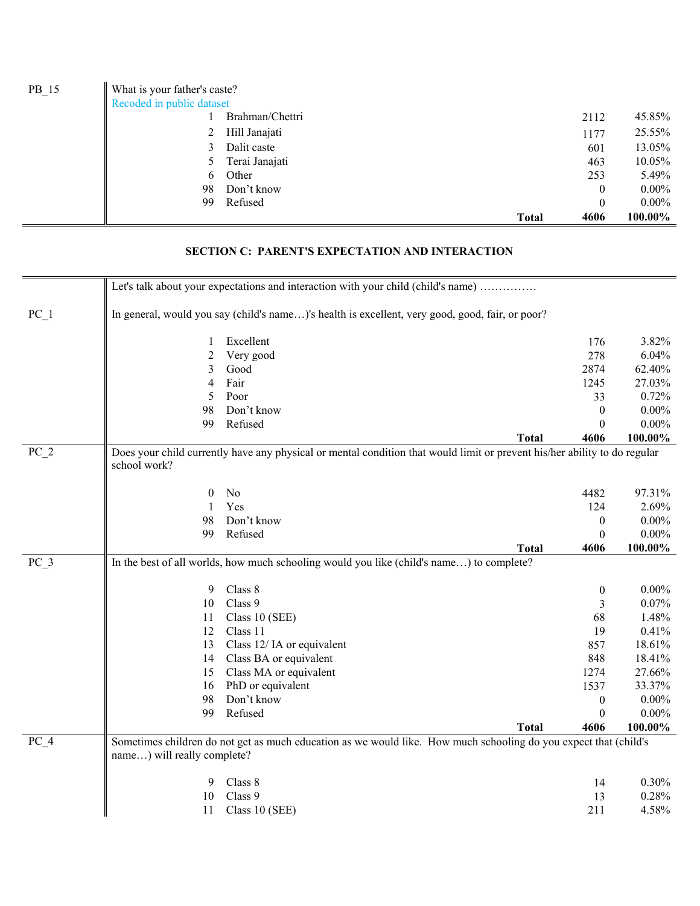| | | | | |
|---|---|---|---|---|
| PB_15 | What is your father's caste? | | | |
| | Recoded in public dataset | | | |
| | 1 | Brahman/Chettri | 2112 | 45.85% |
| | 2 | Hill Janajati | 1177 | 25.55% |
| | 3 | Dalit caste | 601 | 13.05% |
| | 5 | Terai Janajati | 463 | 10.05% |
| | 6 | Other | 253 | 5.49% |
| | 98 | Don't know | 0 | 0.00% |
| | 99 | Refused | 0 | 0.00% |
| | | **Total** | **4606** | **100.00%** |

## SECTION C: PARENT'S EXPECTATION AND INTERACTION

Let's talk about your expectations and interaction with your child (child's name) ……………

| | | | | |
|---|---|---|---|---|
| PC_1 | In general, would you say (child's name…)'s health is excellent, very good, good, fair, or poor? | | | |
| | 1 | Excellent | 176 | 3.82% |
| | 2 | Very good | 278 | 6.04% |
| | 3 | Good | 2874 | 62.40% |
| | 4 | Fair | 1245 | 27.03% |
| | 5 | Poor | 33 | 0.72% |
| | 98 | Don't know | 0 | 0.00% |
| | 99 | Refused | 0 | 0.00% |
| | | **Total** | **4606** | **100.00%** |
| PC_2 | Does your child currently have any physical or mental condition that would limit or prevent his/her ability to do regular school work? | | | |
| | 0 | No | 4482 | 97.31% |
| | 1 | Yes | 124 | 2.69% |
| | 98 | Don't know | 0 | 0.00% |
| | 99 | Refused | 0 | 0.00% |
| | | **Total** | **4606** | **100.00%** |
| PC_3 | In the best of all worlds, how much schooling would you like (child's name…) to complete? | | | |
| | 9 | Class 8 | 0 | 0.00% |
| | 10 | Class 9 | 3 | 0.07% |
| | 11 | Class 10 (SEE) | 68 | 1.48% |
| | 12 | Class 11 | 19 | 0.41% |
| | 13 | Class 12/ IA or equivalent | 857 | 18.61% |
| | 14 | Class BA or equivalent | 848 | 18.41% |
| | 15 | Class MA or equivalent | 1274 | 27.66% |
| | 16 | PhD or equivalent | 1537 | 33.37% |
| | 98 | Don't know | 0 | 0.00% |
| | 99 | Refused | 0 | 0.00% |
| | | **Total** | **4606** | **100.00%** |
| PC_4 | Sometimes children do not get as much education as we would like. How much schooling do you expect that (child's name…) will really complete? | | | |
| | 9 | Class 8 | 14 | 0.30% |
| | 10 | Class 9 | 13 | 0.28% |
| | 11 | Class 10 (SEE) | 211 | 4.58% |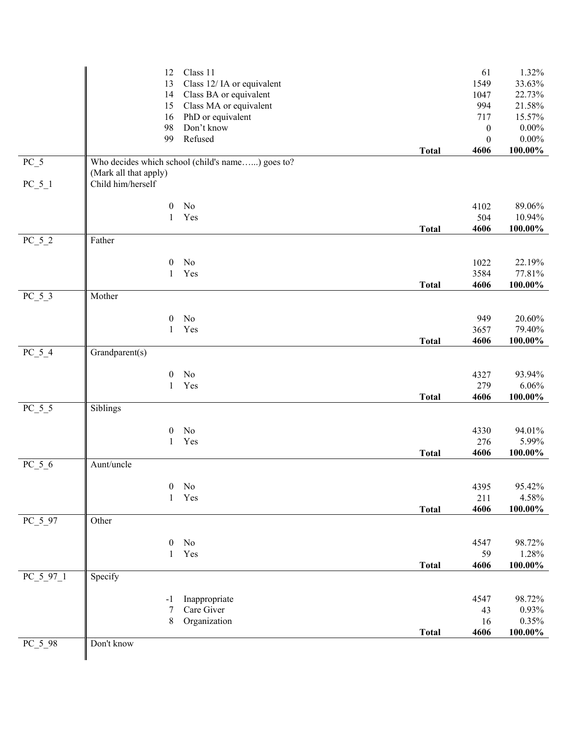| Variable | Question / Code | Label | | Frequency | Percent |
|---|---|---|---|---|---|
| | 12 | Class 11 | | 61 | 1.32% |
| | 13 | Class 12/ IA or equivalent | | 1549 | 33.63% |
| | 14 | Class BA or equivalent | | 1047 | 22.73% |
| | 15 | Class MA or equivalent | | 994 | 21.58% |
| | 16 | PhD or equivalent | | 717 | 15.57% |
| | 98 | Don't know | | 0 | 0.00% |
| | 99 | Refused | | 0 | 0.00% |
| | | | **Total** | **4606** | **100.00%** |
| PC_5 | Who decides which school (child's name…...) goes to? (Mark all that apply) | | | | |
| PC_5_1 | Child him/herself | | | | |
| | 0 | No | | 4102 | 89.06% |
| | 1 | Yes | | 504 | 10.94% |
| | | | **Total** | **4606** | **100.00%** |
| PC_5_2 | Father | | | | |
| | 0 | No | | 1022 | 22.19% |
| | 1 | Yes | | 3584 | 77.81% |
| | | | **Total** | **4606** | **100.00%** |
| PC_5_3 | Mother | | | | |
| | 0 | No | | 949 | 20.60% |
| | 1 | Yes | | 3657 | 79.40% |
| | | | **Total** | **4606** | **100.00%** |
| PC_5_4 | Grandparent(s) | | | | |
| | 0 | No | | 4327 | 93.94% |
| | 1 | Yes | | 279 | 6.06% |
| | | | **Total** | **4606** | **100.00%** |
| PC_5_5 | Siblings | | | | |
| | 0 | No | | 4330 | 94.01% |
| | 1 | Yes | | 276 | 5.99% |
| | | | **Total** | **4606** | **100.00%** |
| PC_5_6 | Aunt/uncle | | | | |
| | 0 | No | | 4395 | 95.42% |
| | 1 | Yes | | 211 | 4.58% |
| | | | **Total** | **4606** | **100.00%** |
| PC_5_97 | Other | | | | |
| | 0 | No | | 4547 | 98.72% |
| | 1 | Yes | | 59 | 1.28% |
| | | | **Total** | **4606** | **100.00%** |
| PC_5_97_1 | Specify | | | | |
| | -1 | Inappropriate | | 4547 | 98.72% |
| | 7 | Care Giver | | 43 | 0.93% |
| | 8 | Organization | | 16 | 0.35% |
| | | | **Total** | **4606** | **100.00%** |
| PC_5_98 | Don't know | | | | |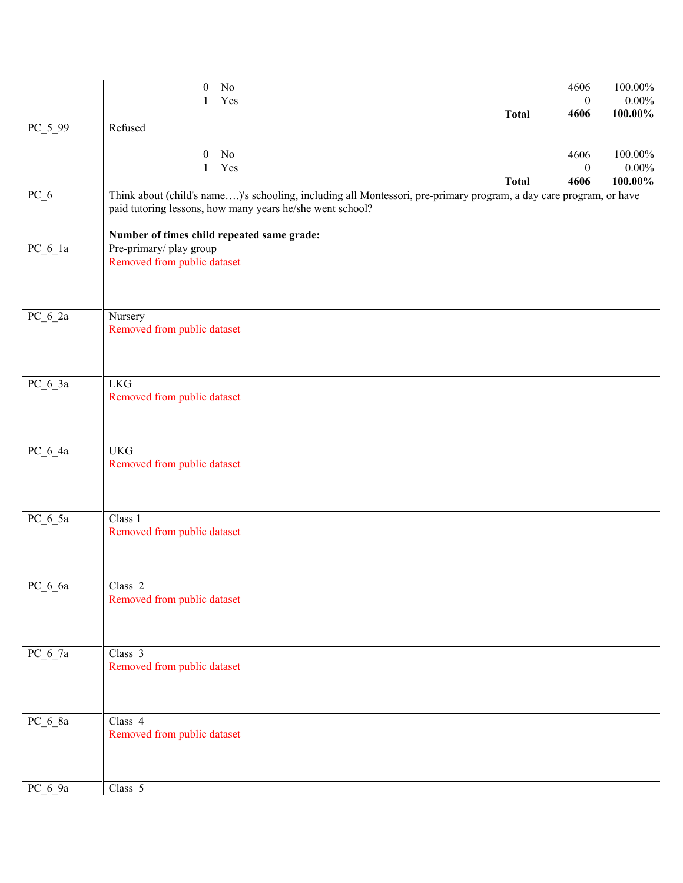| Variable | Description | | | Frequency | Percent |
|---|---|---|---|---|---|
| | 0 | No | | 4606 | 100.00% |
| | 1 | Yes | | 0 | 0.00% |
| | | | **Total** | **4606** | **100.00%** |
| PC_5_99 | Refused | | | | |
| | 0 | No | | 4606 | 100.00% |
| | 1 | Yes | | 0 | 0.00% |
| | | | **Total** | **4606** | **100.00%** |

PC_6 — Think about (child's name….)'s schooling, including all Montessori, pre-primary program, a day care program, or have paid tutoring lessons, how many years he/she went school?

**Number of times child repeated same grade:**

PC_6_1a — Pre-primary/ play group
Removed from public dataset

PC_6_2a — Nursery
Removed from public dataset

PC_6_3a — LKG
Removed from public dataset

PC_6_4a — UKG
Removed from public dataset

PC_6_5a — Class 1
Removed from public dataset

PC_6_6a — Class 2
Removed from public dataset

PC_6_7a — Class 3
Removed from public dataset

PC_6_8a — Class 4
Removed from public dataset

PC_6_9a — Class 5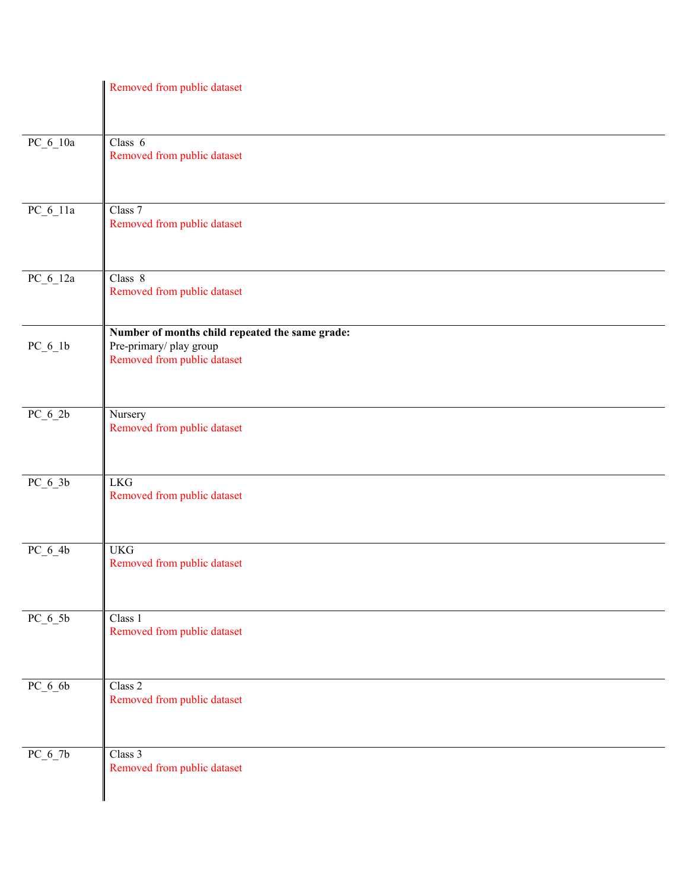| | |
|---|---|
| | Removed from public dataset |
| PC_6_10a | Class 6<br>Removed from public dataset |
| PC_6_11a | Class 7<br>Removed from public dataset |
| PC_6_12a | Class 8<br>Removed from public dataset |
| PC_6_1b | **Number of months child repeated the same grade:**<br>Pre-primary/ play group<br>Removed from public dataset |
| PC_6_2b | Nursery<br>Removed from public dataset |
| PC_6_3b | LKG<br>Removed from public dataset |
| PC_6_4b | UKG<br>Removed from public dataset |
| PC_6_5b | Class 1<br>Removed from public dataset |
| PC_6_6b | Class 2<br>Removed from public dataset |
| PC_6_7b | Class 3<br>Removed from public dataset |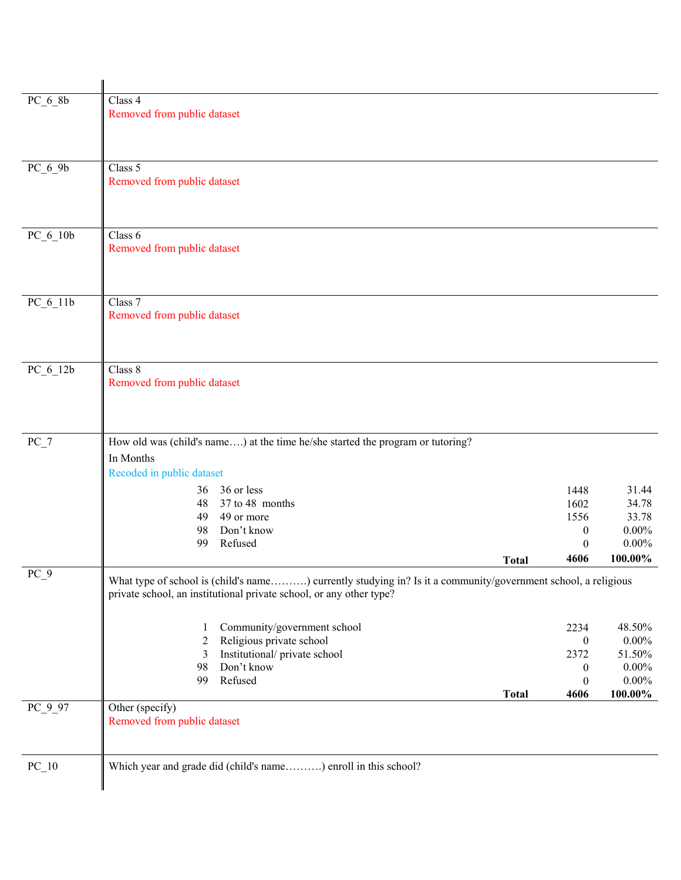| Variable | Description |
|---|---|
| PC_6_8b | Class 4<br>Removed from public dataset |
| PC_6_9b | Class 5<br>Removed from public dataset |
| PC_6_10b | Class 6<br>Removed from public dataset |
| PC_6_11b | Class 7<br>Removed from public dataset |
| PC_6_12b | Class 8<br>Removed from public dataset |

**PC_7** How old was (child's name….) at the time he/she started the program or tutoring?

In Months

Recoded in public dataset

| Code | Response | Frequency | Percent |
|---|---|---|---|
| 36 | 36 or less | 1448 | 31.44 |
| 48 | 37 to 48 months | 1602 | 34.78 |
| 49 | 49 or more | 1556 | 33.78 |
| 98 | Don't know | 0 | 0.00% |
| 99 | Refused | 0 | 0.00% |
| | **Total** | **4606** | **100.00%** |

**PC_9** What type of school is (child's name……….) currently studying in? Is it a community/government school, a religious private school, an institutional private school, or any other type?

| Code | Response | Frequency | Percent |
|---|---|---|---|
| 1 | Community/government school | 2234 | 48.50% |
| 2 | Religious private school | 0 | 0.00% |
| 3 | Institutional/ private school | 2372 | 51.50% |
| 98 | Don't know | 0 | 0.00% |
| 99 | Refused | 0 | 0.00% |
| | **Total** | **4606** | **100.00%** |

**PC_9_97** Other (specify)

Removed from public dataset

**PC_10** Which year and grade did (child's name……….) enroll in this school?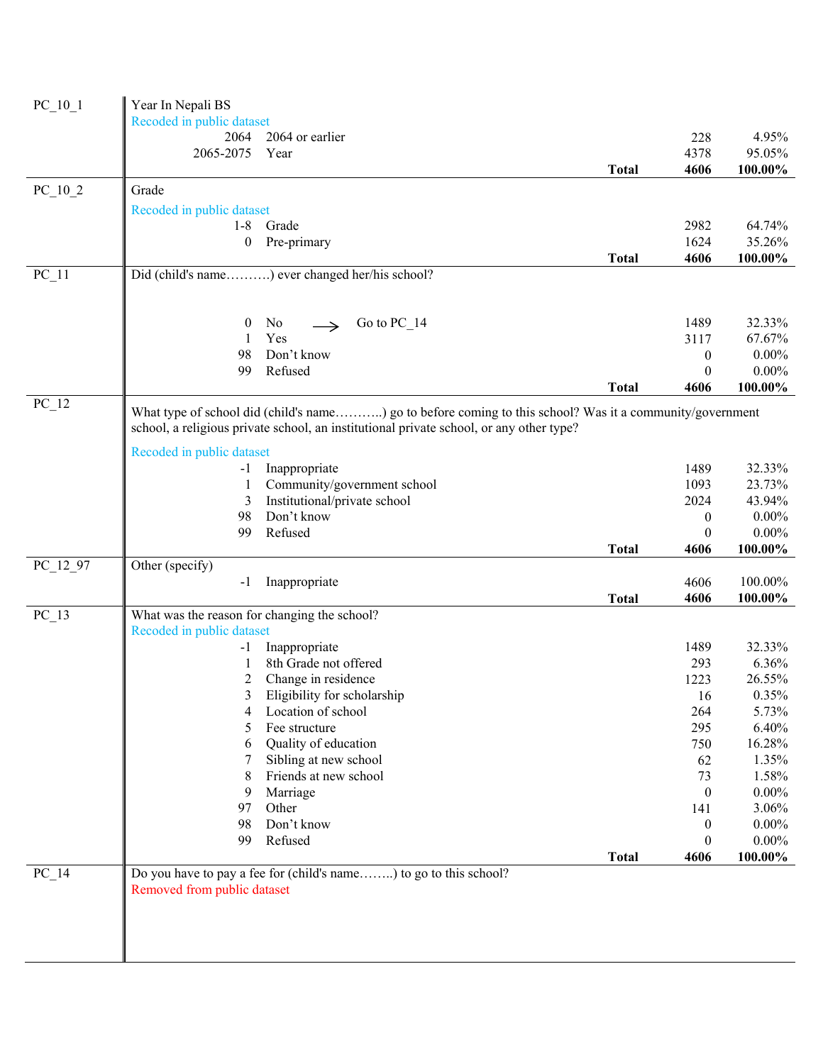| Variable | Description | Code | Label | Count | Percent |
|---|---|---|---|---|---|
| PC_10_1 | Year In Nepali BS | | | | |
| | Recoded in public dataset | | | | |
| | | 2064 | 2064 or earlier | 228 | 4.95% |
| | | 2065-2075 | Year | 4378 | 95.05% |
| | | | **Total** | **4606** | **100.00%** |
| PC_10_2 | Grade | | | | |
| | Recoded in public dataset | | | | |
| | | 1-8 | Grade | 2982 | 64.74% |
| | | 0 | Pre-primary | 1624 | 35.26% |
| | | | **Total** | **4606** | **100.00%** |
| PC_11 | Did (child's name……….) ever changed her/his school? | | | | |
| | | 0 | No → Go to PC_14 | 1489 | 32.33% |
| | | 1 | Yes | 3117 | 67.67% |
| | | 98 | Don't know | 0 | 0.00% |
| | | 99 | Refused | 0 | 0.00% |
| | | | **Total** | **4606** | **100.00%** |
| PC_12 | What type of school did (child's name………..) go to before coming to this school? Was it a community/government school, a religious private school, an institutional private school, or any other type? | | | | |
| | Recoded in public dataset | | | | |
| | | -1 | Inappropriate | 1489 | 32.33% |
| | | 1 | Community/government school | 1093 | 23.73% |
| | | 3 | Institutional/private school | 2024 | 43.94% |
| | | 98 | Don't know | 0 | 0.00% |
| | | 99 | Refused | 0 | 0.00% |
| | | | **Total** | **4606** | **100.00%** |
| PC_12_97 | Other (specify) | | | | |
| | | -1 | Inappropriate | 4606 | 100.00% |
| | | | **Total** | **4606** | **100.00%** |
| PC_13 | What was the reason for changing the school? | | | | |
| | Recoded in public dataset | | | | |
| | | -1 | Inappropriate | 1489 | 32.33% |
| | | 1 | 8th Grade not offered | 293 | 6.36% |
| | | 2 | Change in residence | 1223 | 26.55% |
| | | 3 | Eligibility for scholarship | 16 | 0.35% |
| | | 4 | Location of school | 264 | 5.73% |
| | | 5 | Fee structure | 295 | 6.40% |
| | | 6 | Quality of education | 750 | 16.28% |
| | | 7 | Sibling at new school | 62 | 1.35% |
| | | 8 | Friends at new school | 73 | 1.58% |
| | | 9 | Marriage | 0 | 0.00% |
| | | 97 | Other | 141 | 3.06% |
| | | 98 | Don't know | 0 | 0.00% |
| | | 99 | Refused | 0 | 0.00% |
| | | | **Total** | **4606** | **100.00%** |
| PC_14 | Do you have to pay a fee for (child's name……..) to go to this school? | | | | |
| | Removed from public dataset | | | | |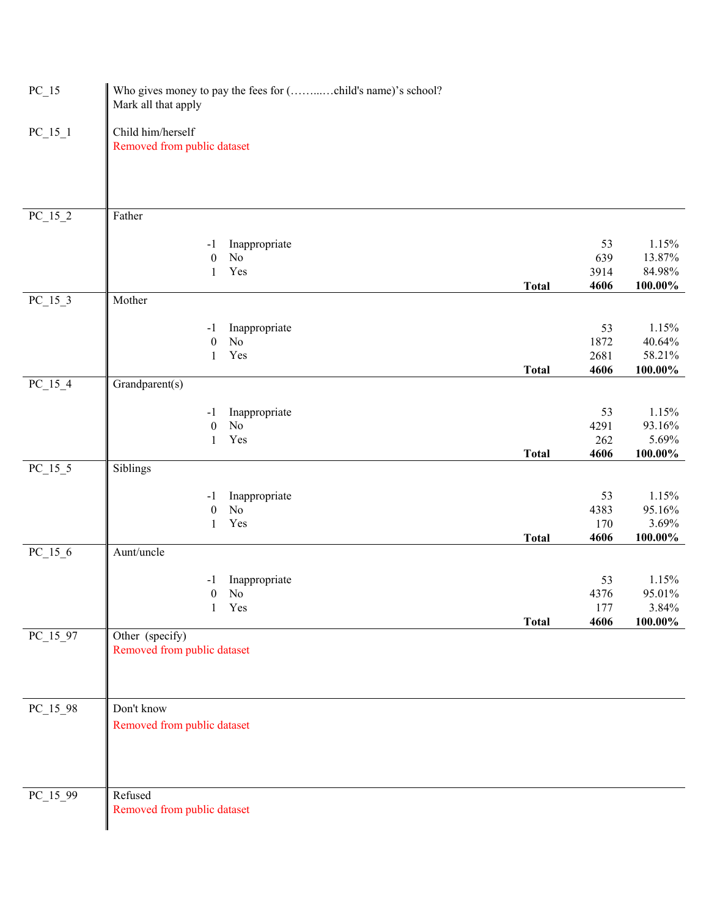**PC_15** Who gives money to pay the fees for (……..…child's name)'s school?
Mark all that apply

**PC_15_1** Child him/herself
Removed from public dataset

**PC_15_2** Father

| Code | Label | N | % |
|---|---|---|---|
| -1 | Inappropriate | 53 | 1.15% |
| 0 | No | 639 | 13.87% |
| 1 | Yes | 3914 | 84.98% |
| | **Total** | **4606** | **100.00%** |

**PC_15_3** Mother

| Code | Label | N | % |
|---|---|---|---|
| -1 | Inappropriate | 53 | 1.15% |
| 0 | No | 1872 | 40.64% |
| 1 | Yes | 2681 | 58.21% |
| | **Total** | **4606** | **100.00%** |

**PC_15_4** Grandparent(s)

| Code | Label | N | % |
|---|---|---|---|
| -1 | Inappropriate | 53 | 1.15% |
| 0 | No | 4291 | 93.16% |
| 1 | Yes | 262 | 5.69% |
| | **Total** | **4606** | **100.00%** |

**PC_15_5** Siblings

| Code | Label | N | % |
|---|---|---|---|
| -1 | Inappropriate | 53 | 1.15% |
| 0 | No | 4383 | 95.16% |
| 1 | Yes | 170 | 3.69% |
| | **Total** | **4606** | **100.00%** |

**PC_15_6** Aunt/uncle

| Code | Label | N | % |
|---|---|---|---|
| -1 | Inappropriate | 53 | 1.15% |
| 0 | No | 4376 | 95.01% |
| 1 | Yes | 177 | 3.84% |
| | **Total** | **4606** | **100.00%** |

**PC_15_97** Other (specify)
Removed from public dataset

**PC_15_98** Don't know
Removed from public dataset

**PC_15_99** Refused
Removed from public dataset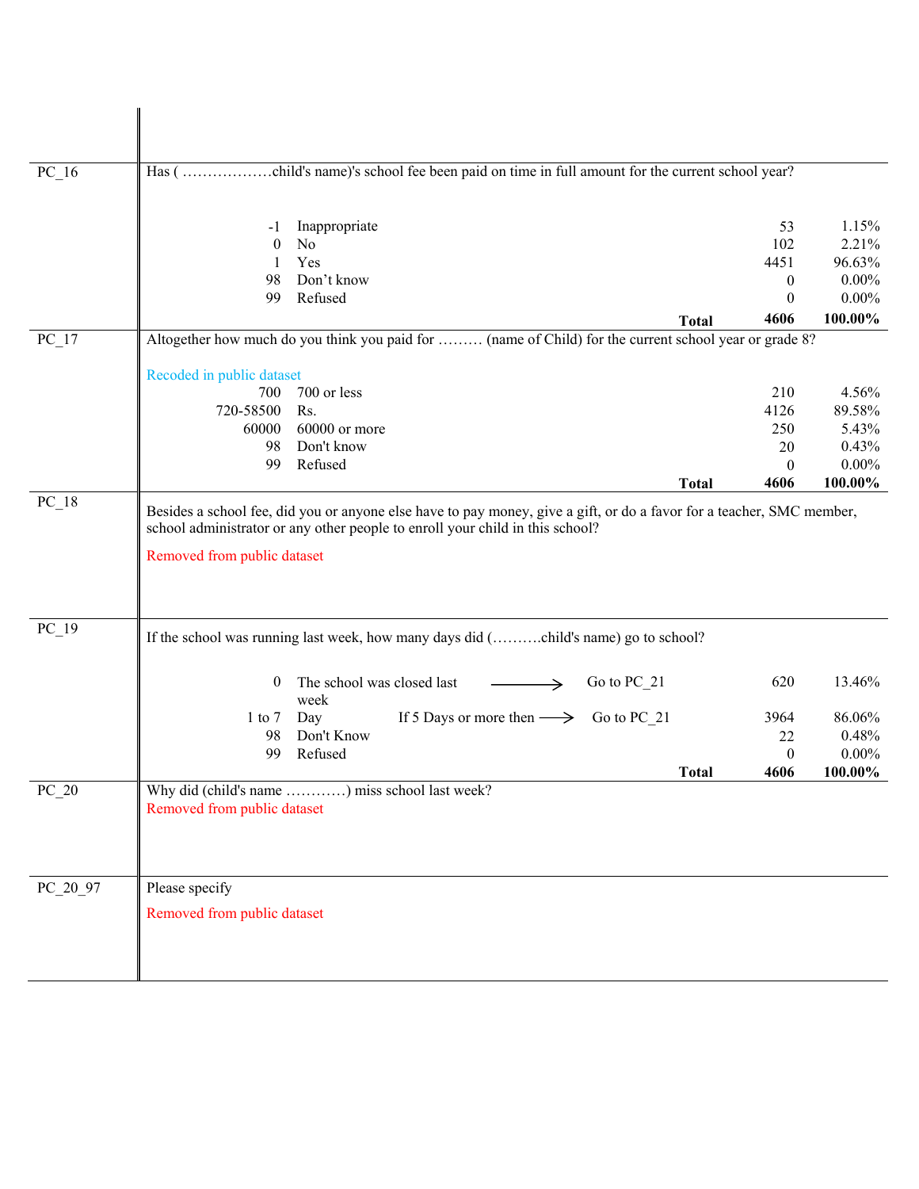| Variable | Question / Response | | Frequency | Percent |
|---|---|---|---|---|
| PC_16 | Has ( ………………child's name)'s school fee been paid on time in full amount for the current school year? | | | |
| | -1 | Inappropriate | 53 | 1.15% |
| | 0 | No | 102 | 2.21% |
| | 1 | Yes | 4451 | 96.63% |
| | 98 | Don't know | 0 | 0.00% |
| | 99 | Refused | 0 | 0.00% |
| | | **Total** | **4606** | **100.00%** |
| PC_17 | Altogether how much do you think you paid for ……… (name of Child) for the current school year or grade 8? | | | |
| | Recoded in public dataset | | | |
| | 700 | 700 or less | 210 | 4.56% |
| | 720-58500 | Rs. | 4126 | 89.58% |
| | 60000 | 60000 or more | 250 | 5.43% |
| | 98 | Don't know | 20 | 0.43% |
| | 99 | Refused | 0 | 0.00% |
| | | **Total** | **4606** | **100.00%** |
| PC_18 | Besides a school fee, did you or anyone else have to pay money, give a gift, or do a favor for a teacher, SMC member, school administrator or any other people to enroll your child in this school? | | | |
| | Removed from public dataset | | | |
| PC_19 | If the school was running last week, how many days did (……….child's name) go to school? | | | |
| | 0 | The school was closed last week → Go to PC_21 | 620 | 13.46% |
| | 1 to 7 | Day If 5 Days or more then → Go to PC_21 | 3964 | 86.06% |
| | 98 | Don't Know | 22 | 0.48% |
| | 99 | Refused | 0 | 0.00% |
| | | **Total** | **4606** | **100.00%** |
| PC_20 | Why did (child's name …………) miss school last week? | | | |
| | Removed from public dataset | | | |
| PC_20_97 | Please specify | | | |
| | Removed from public dataset | | | |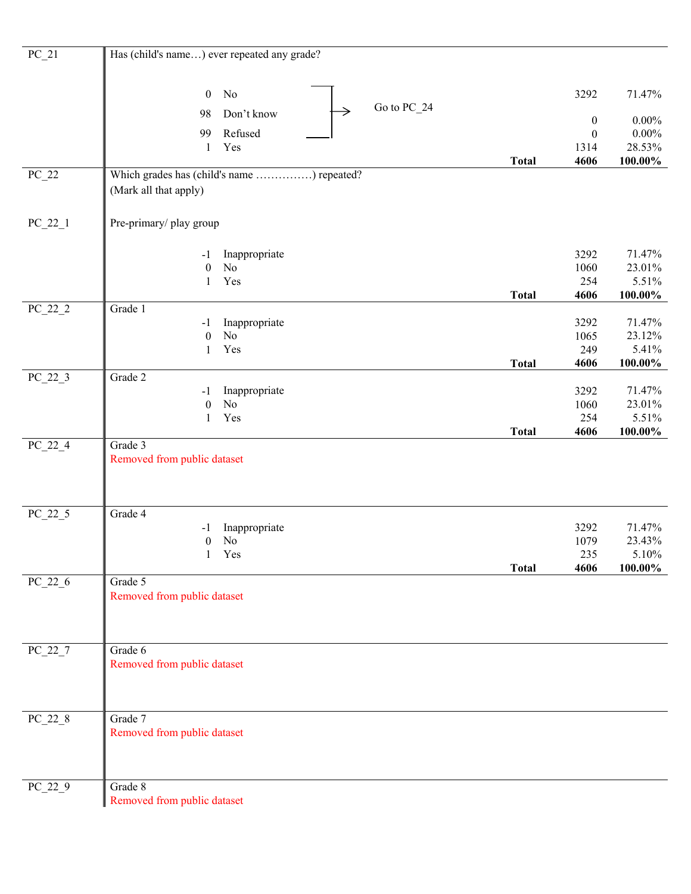| Variable | Question / Response | | Count | Percent |
|---|---|---|---|---|
| PC_21 | Has (child's name…) ever repeated any grade? | | | |
| | 0 No | Go to PC_24 | 3292 | 71.47% |
| | 98 Don't know | Go to PC_24 | 0 | 0.00% |
| | 99 Refused | Go to PC_24 | 0 | 0.00% |
| | 1 Yes | | 1314 | 28.53% |
| | | **Total** | **4606** | **100.00%** |
| PC_22 | Which grades has (child's name ……………) repeated? (Mark all that apply) | | | |
| PC_22_1 | Pre-primary/ play group | | | |
| | -1 Inappropriate | | 3292 | 71.47% |
| | 0 No | | 1060 | 23.01% |
| | 1 Yes | | 254 | 5.51% |
| | | **Total** | **4606** | **100.00%** |
| PC_22_2 | Grade 1 | | | |
| | -1 Inappropriate | | 3292 | 71.47% |
| | 0 No | | 1065 | 23.12% |
| | 1 Yes | | 249 | 5.41% |
| | | **Total** | **4606** | **100.00%** |
| PC_22_3 | Grade 2 | | | |
| | -1 Inappropriate | | 3292 | 71.47% |
| | 0 No | | 1060 | 23.01% |
| | 1 Yes | | 254 | 5.51% |
| | | **Total** | **4606** | **100.00%** |
| PC_22_4 | Grade 3<br>Removed from public dataset | | | |
| PC_22_5 | Grade 4 | | | |
| | -1 Inappropriate | | 3292 | 71.47% |
| | 0 No | | 1079 | 23.43% |
| | 1 Yes | | 235 | 5.10% |
| | | **Total** | **4606** | **100.00%** |
| PC_22_6 | Grade 5<br>Removed from public dataset | | | |
| PC_22_7 | Grade 6<br>Removed from public dataset | | | |
| PC_22_8 | Grade 7<br>Removed from public dataset | | | |
| PC_22_9 | Grade 8<br>Removed from public dataset | | | |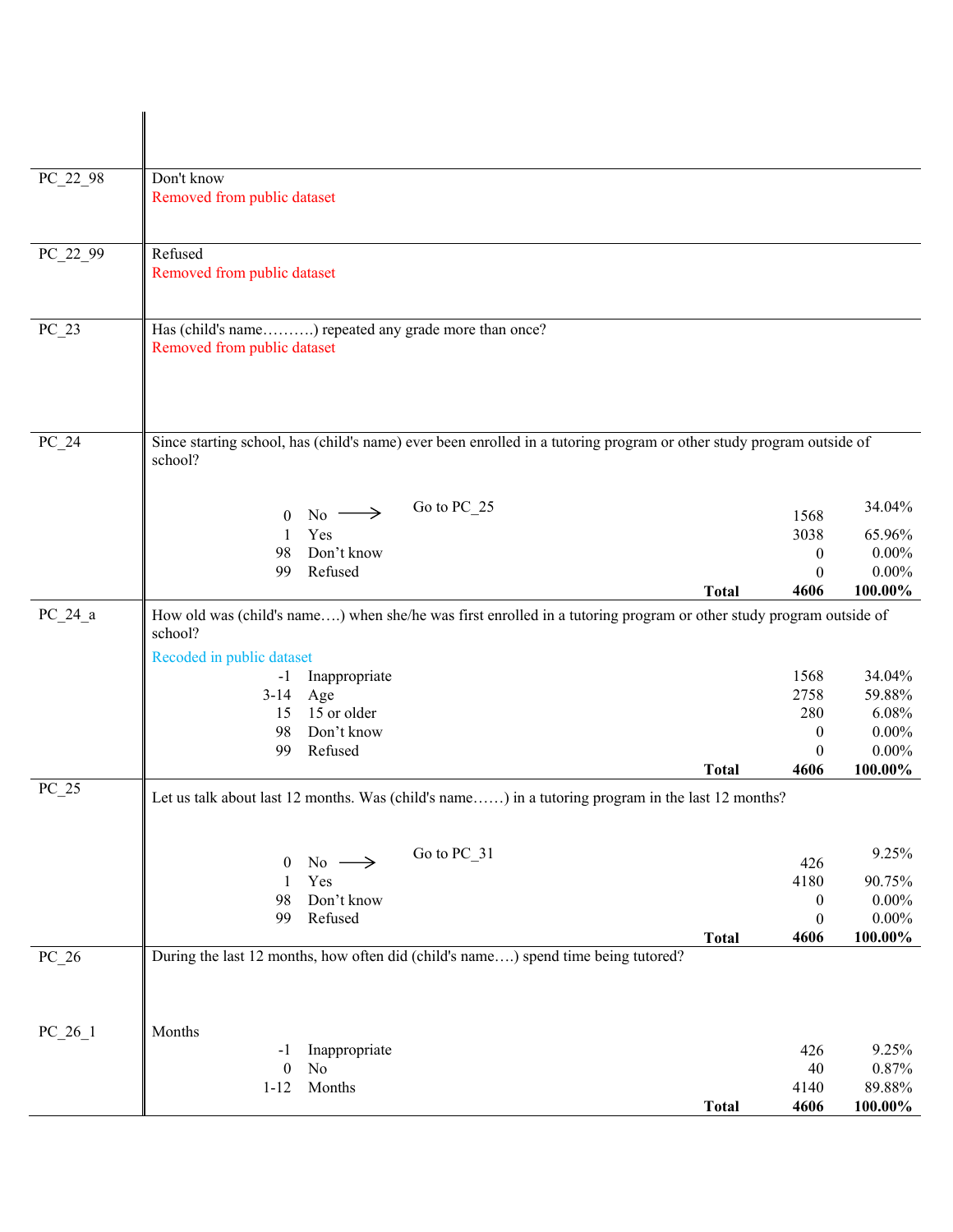| Variable | Description |
|---|---|
| PC_22_98 | Don't know<br>Removed from public dataset |
| PC_22_99 | Refused<br>Removed from public dataset |
| PC_23 | Has (child's name……….) repeated any grade more than once?<br>Removed from public dataset |

**PC_24** Since starting school, has (child's name) ever been enrolled in a tutoring program or other study program outside of school?

| Code | Response | | Frequency | Percent |
|---|---|---|---|---|
| 0 | No ⟶ | Go to PC_25 | 1568 | 34.04% |
| 1 | Yes | | 3038 | 65.96% |
| 98 | Don't know | | 0 | 0.00% |
| 99 | Refused | | 0 | 0.00% |
| | | **Total** | **4606** | **100.00%** |

**PC_24_a** How old was (child's name….) when she/he was first enrolled in a tutoring program or other study program outside of school?

Recoded in public dataset

| Code | Response | | Frequency | Percent |
|---|---|---|---|---|
| -1 | Inappropriate | | 1568 | 34.04% |
| 3-14 | Age | | 2758 | 59.88% |
| 15 | 15 or older | | 280 | 6.08% |
| 98 | Don't know | | 0 | 0.00% |
| 99 | Refused | | 0 | 0.00% |
| | | **Total** | **4606** | **100.00%** |

**PC_25** Let us talk about last 12 months. Was (child's name……) in a tutoring program in the last 12 months?

| Code | Response | | Frequency | Percent |
|---|---|---|---|---|
| 0 | No ⟶ | Go to PC_31 | 426 | 9.25% |
| 1 | Yes | | 4180 | 90.75% |
| 98 | Don't know | | 0 | 0.00% |
| 99 | Refused | | 0 | 0.00% |
| | | **Total** | **4606** | **100.00%** |

**PC_26** During the last 12 months, how often did (child's name….) spend time being tutored?

**PC_26_1** Months

| Code | Response | | Frequency | Percent |
|---|---|---|---|---|
| -1 | Inappropriate | | 426 | 9.25% |
| 0 | No | | 40 | 0.87% |
| 1-12 | Months | | 4140 | 89.88% |
| | | **Total** | **4606** | **100.00%** |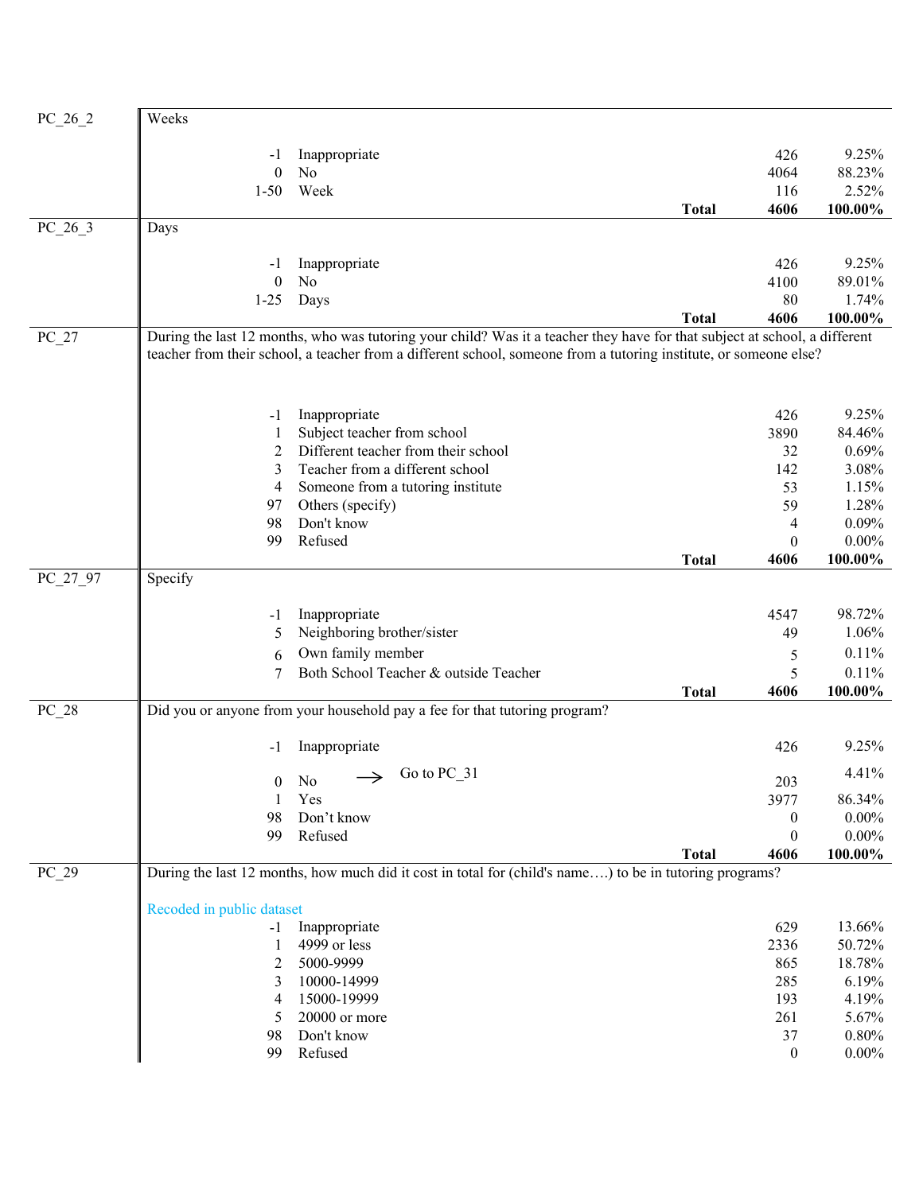| Variable | Question / Code | Label | Frequency | Percent |
|---|---|---|---|---|
| PC_26_2 | Weeks | | | |
| | -1 | Inappropriate | 426 | 9.25% |
| | 0 | No | 4064 | 88.23% |
| | 1-50 | Week | 116 | 2.52% |
| | | **Total** | **4606** | **100.00%** |
| PC_26_3 | Days | | | |
| | -1 | Inappropriate | 426 | 9.25% |
| | 0 | No | 4100 | 89.01% |
| | 1-25 | Days | 80 | 1.74% |
| | | **Total** | **4606** | **100.00%** |
| PC_27 | During the last 12 months, who was tutoring your child? Was it a teacher they have for that subject at school, a different teacher from their school, a teacher from a different school, someone from a tutoring institute, or someone else? | | | |
| | -1 | Inappropriate | 426 | 9.25% |
| | 1 | Subject teacher from school | 3890 | 84.46% |
| | 2 | Different teacher from their school | 32 | 0.69% |
| | 3 | Teacher from a different school | 142 | 3.08% |
| | 4 | Someone from a tutoring institute | 53 | 1.15% |
| | 97 | Others (specify) | 59 | 1.28% |
| | 98 | Don't know | 4 | 0.09% |
| | 99 | Refused | 0 | 0.00% |
| | | **Total** | **4606** | **100.00%** |
| PC_27_97 | Specify | | | |
| | -1 | Inappropriate | 4547 | 98.72% |
| | 5 | Neighboring brother/sister | 49 | 1.06% |
| | 6 | Own family member | 5 | 0.11% |
| | 7 | Both School Teacher & outside Teacher | 5 | 0.11% |
| | | **Total** | **4606** | **100.00%** |
| PC_28 | Did you or anyone from your household pay a fee for that tutoring program? | | | |
| | -1 | Inappropriate | 426 | 9.25% |
| | 0 | No → Go to PC_31 | 203 | 4.41% |
| | 1 | Yes | 3977 | 86.34% |
| | 98 | Don't know | 0 | 0.00% |
| | 99 | Refused | 0 | 0.00% |
| | | **Total** | **4606** | **100.00%** |
| PC_29 | During the last 12 months, how much did it cost in total for (child's name….) to be in tutoring programs? | | | |
| | Recoded in public dataset | | | |
| | -1 | Inappropriate | 629 | 13.66% |
| | 1 | 4999 or less | 2336 | 50.72% |
| | 2 | 5000-9999 | 865 | 18.78% |
| | 3 | 10000-14999 | 285 | 6.19% |
| | 4 | 15000-19999 | 193 | 4.19% |
| | 5 | 20000 or more | 261 | 5.67% |
| | 98 | Don't know | 37 | 0.80% |
| | 99 | Refused | 0 | 0.00% |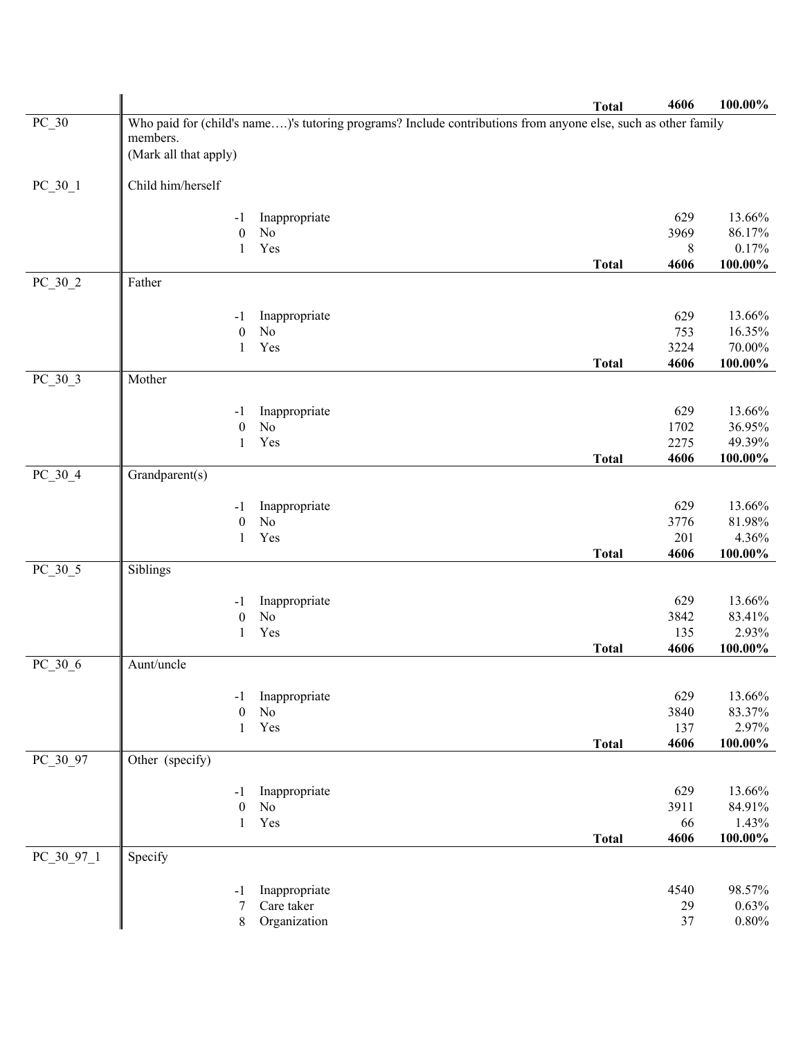| | | | | | |
|---|---|---|---|---|---|
| | | | **Total** | **4606** | **100.00%** |
| PC_30 | Who paid for (child's name….)'s tutoring programs? Include contributions from anyone else, such as other family members. (Mark all that apply) | | | | |
| PC_30_1 | Child him/herself | | | | |
| | -1 | Inappropriate | | 629 | 13.66% |
| | 0 | No | | 3969 | 86.17% |
| | 1 | Yes | | 8 | 0.17% |
| | | | **Total** | **4606** | **100.00%** |
| PC_30_2 | Father | | | | |
| | -1 | Inappropriate | | 629 | 13.66% |
| | 0 | No | | 753 | 16.35% |
| | 1 | Yes | | 3224 | 70.00% |
| | | | **Total** | **4606** | **100.00%** |
| PC_30_3 | Mother | | | | |
| | -1 | Inappropriate | | 629 | 13.66% |
| | 0 | No | | 1702 | 36.95% |
| | 1 | Yes | | 2275 | 49.39% |
| | | | **Total** | **4606** | **100.00%** |
| PC_30_4 | Grandparent(s) | | | | |
| | -1 | Inappropriate | | 629 | 13.66% |
| | 0 | No | | 3776 | 81.98% |
| | 1 | Yes | | 201 | 4.36% |
| | | | **Total** | **4606** | **100.00%** |
| PC_30_5 | Siblings | | | | |
| | -1 | Inappropriate | | 629 | 13.66% |
| | 0 | No | | 3842 | 83.41% |
| | 1 | Yes | | 135 | 2.93% |
| | | | **Total** | **4606** | **100.00%** |
| PC_30_6 | Aunt/uncle | | | | |
| | -1 | Inappropriate | | 629 | 13.66% |
| | 0 | No | | 3840 | 83.37% |
| | 1 | Yes | | 137 | 2.97% |
| | | | **Total** | **4606** | **100.00%** |
| PC_30_97 | Other (specify) | | | | |
| | -1 | Inappropriate | | 629 | 13.66% |
| | 0 | No | | 3911 | 84.91% |
| | 1 | Yes | | 66 | 1.43% |
| | | | **Total** | **4606** | **100.00%** |
| PC_30_97_1 | Specify | | | | |
| | -1 | Inappropriate | | 4540 | 98.57% |
| | 7 | Care taker | | 29 | 0.63% |
| | 8 | Organization | | 37 | 0.80% |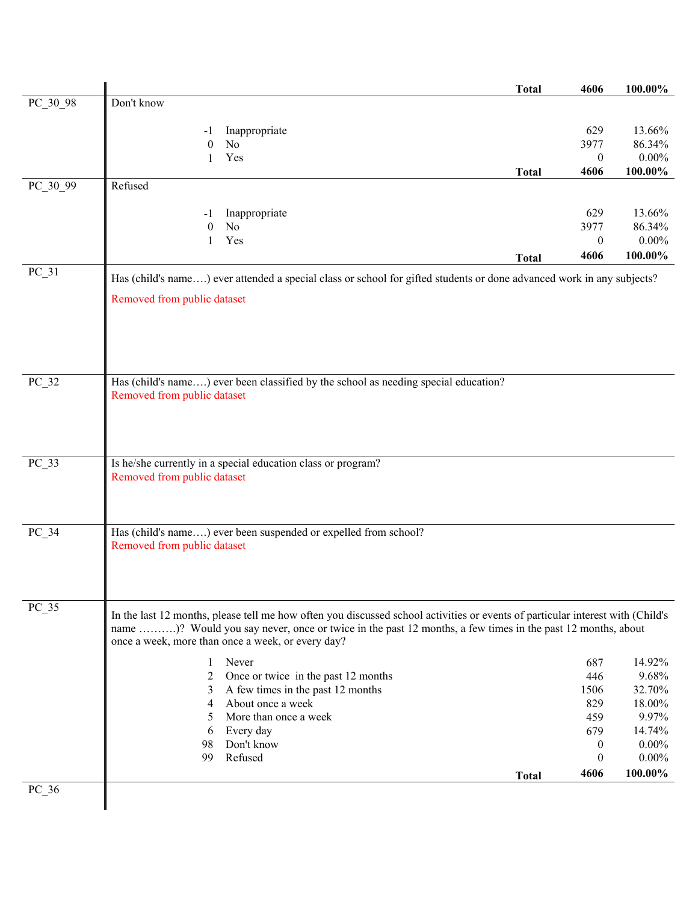| | | | | |
|---|---|---|---|---|
| | | **Total** | **4606** | **100.00%** |
| PC_30_98 | Don't know | | | |
| | -1 Inappropriate | | 629 | 13.66% |
| | 0 No | | 3977 | 86.34% |
| | 1 Yes | | 0 | 0.00% |
| | | **Total** | **4606** | **100.00%** |
| PC_30_99 | Refused | | | |
| | -1 Inappropriate | | 629 | 13.66% |
| | 0 No | | 3977 | 86.34% |
| | 1 Yes | | 0 | 0.00% |
| | | **Total** | **4606** | **100.00%** |
| PC_31 | Has (child's name….) ever attended a special class or school for gifted students or done advanced work in any subjects? | | | |
| | Removed from public dataset | | | |
| PC_32 | Has (child's name….) ever been classified by the school as needing special education? | | | |
| | Removed from public dataset | | | |
| PC_33 | Is he/she currently in a special education class or program? | | | |
| | Removed from public dataset | | | |
| PC_34 | Has (child's name….) ever been suspended or expelled from school? | | | |
| | Removed from public dataset | | | |
| PC_35 | In the last 12 months, please tell me how often you discussed school activities or events of particular interest with (Child's name ……….)? Would you say never, once or twice in the past 12 months, a few times in the past 12 months, about once a week, more than once a week, or every day? | | | |
| | 1 Never | | 687 | 14.92% |
| | 2 Once or twice in the past 12 months | | 446 | 9.68% |
| | 3 A few times in the past 12 months | | 1506 | 32.70% |
| | 4 About once a week | | 829 | 18.00% |
| | 5 More than once a week | | 459 | 9.97% |
| | 6 Every day | | 679 | 14.74% |
| | 98 Don't know | | 0 | 0.00% |
| | 99 Refused | | 0 | 0.00% |
| | | **Total** | **4606** | **100.00%** |
| PC_36 | | | | |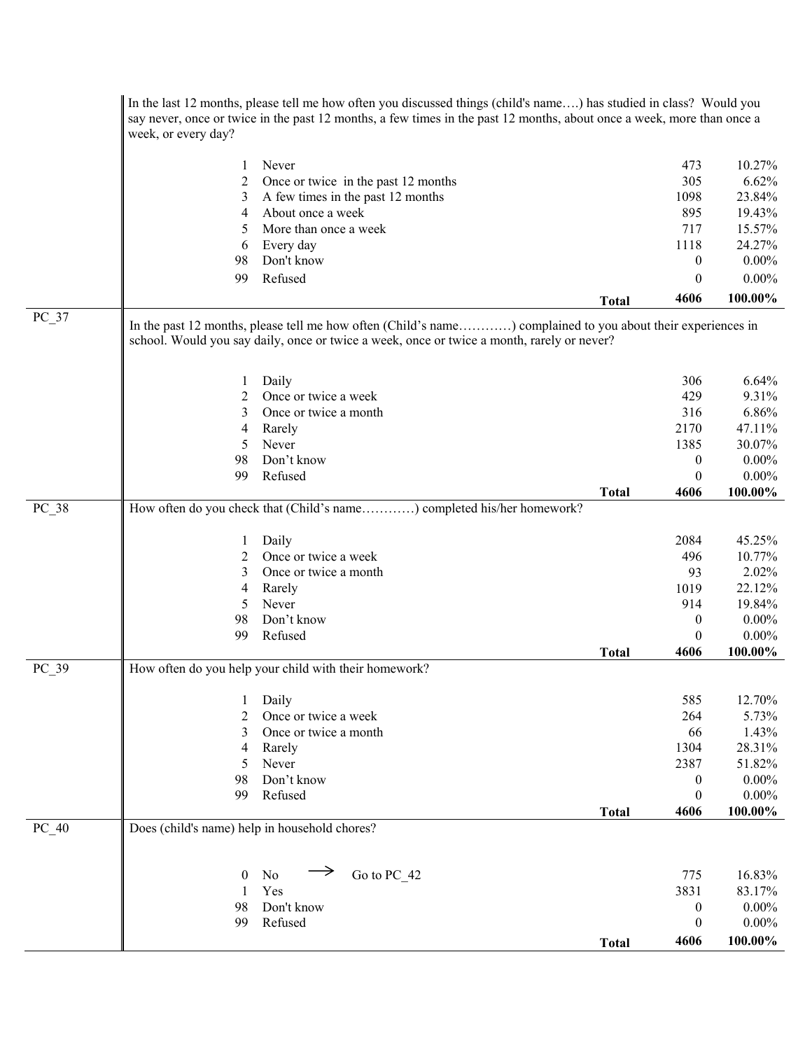| | | | | | |
|---|---|---|---|---|---|
| | In the last 12 months, please tell me how often you discussed things (child's name….) has studied in class? Would you say never, once or twice in the past 12 months, a few times in the past 12 months, about once a week, more than once a week, or every day? | | | | |
| | 1 | Never | | 473 | 10.27% |
| | 2 | Once or twice in the past 12 months | | 305 | 6.62% |
| | 3 | A few times in the past 12 months | | 1098 | 23.84% |
| | 4 | About once a week | | 895 | 19.43% |
| | 5 | More than once a week | | 717 | 15.57% |
| | 6 | Every day | | 1118 | 24.27% |
| | 98 | Don't know | | 0 | 0.00% |
| | 99 | Refused | | 0 | 0.00% |
| | | | **Total** | **4606** | **100.00%** |
| PC_37 | In the past 12 months, please tell me how often (Child's name…………) complained to you about their experiences in school. Would you say daily, once or twice a week, once or twice a month, rarely or never? | | | | |
| | 1 | Daily | | 306 | 6.64% |
| | 2 | Once or twice a week | | 429 | 9.31% |
| | 3 | Once or twice a month | | 316 | 6.86% |
| | 4 | Rarely | | 2170 | 47.11% |
| | 5 | Never | | 1385 | 30.07% |
| | 98 | Don't know | | 0 | 0.00% |
| | 99 | Refused | | 0 | 0.00% |
| | | | **Total** | **4606** | **100.00%** |
| PC_38 | How often do you check that (Child's name…………) completed his/her homework? | | | | |
| | 1 | Daily | | 2084 | 45.25% |
| | 2 | Once or twice a week | | 496 | 10.77% |
| | 3 | Once or twice a month | | 93 | 2.02% |
| | 4 | Rarely | | 1019 | 22.12% |
| | 5 | Never | | 914 | 19.84% |
| | 98 | Don't know | | 0 | 0.00% |
| | 99 | Refused | | 0 | 0.00% |
| | | | **Total** | **4606** | **100.00%** |
| PC_39 | How often do you help your child with their homework? | | | | |
| | 1 | Daily | | 585 | 12.70% |
| | 2 | Once or twice a week | | 264 | 5.73% |
| | 3 | Once or twice a month | | 66 | 1.43% |
| | 4 | Rarely | | 1304 | 28.31% |
| | 5 | Never | | 2387 | 51.82% |
| | 98 | Don't know | | 0 | 0.00% |
| | 99 | Refused | | 0 | 0.00% |
| | | | **Total** | **4606** | **100.00%** |
| PC_40 | Does (child's name) help in household chores? | | | | |
| | 0 | No → Go to PC_42 | | 775 | 16.83% |
| | 1 | Yes | | 3831 | 83.17% |
| | 98 | Don't know | | 0 | 0.00% |
| | 99 | Refused | | 0 | 0.00% |
| | | | **Total** | **4606** | **100.00%** |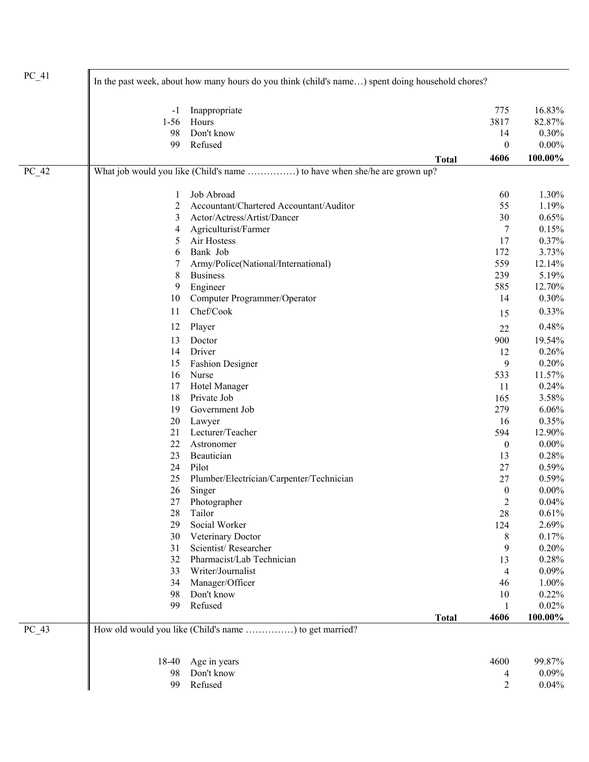| Variable | Code | Label | Frequency | Percent |
|---|---|---|---|---|
| PC_41 | In the past week, about how many hours do you think (child's name…) spent doing household chores? | | | |
| | -1 | Inappropriate | 775 | 16.83% |
| | 1-56 | Hours | 3817 | 82.87% |
| | 98 | Don't know | 14 | 0.30% |
| | 99 | Refused | 0 | 0.00% |
| | | **Total** | **4606** | **100.00%** |
| PC_42 | What job would you like (Child's name ……………) to have when she/he are grown up? | | | |
| | 1 | Job Abroad | 60 | 1.30% |
| | 2 | Accountant/Chartered Accountant/Auditor | 55 | 1.19% |
| | 3 | Actor/Actress/Artist/Dancer | 30 | 0.65% |
| | 4 | Agriculturist/Farmer | 7 | 0.15% |
| | 5 | Air Hostess | 17 | 0.37% |
| | 6 | Bank Job | 172 | 3.73% |
| | 7 | Army/Police(National/International) | 559 | 12.14% |
| | 8 | Business | 239 | 5.19% |
| | 9 | Engineer | 585 | 12.70% |
| | 10 | Computer Programmer/Operator | 14 | 0.30% |
| | 11 | Chef/Cook | 15 | 0.33% |
| | 12 | Player | 22 | 0.48% |
| | 13 | Doctor | 900 | 19.54% |
| | 14 | Driver | 12 | 0.26% |
| | 15 | Fashion Designer | 9 | 0.20% |
| | 16 | Nurse | 533 | 11.57% |
| | 17 | Hotel Manager | 11 | 0.24% |
| | 18 | Private Job | 165 | 3.58% |
| | 19 | Government Job | 279 | 6.06% |
| | 20 | Lawyer | 16 | 0.35% |
| | 21 | Lecturer/Teacher | 594 | 12.90% |
| | 22 | Astronomer | 0 | 0.00% |
| | 23 | Beautician | 13 | 0.28% |
| | 24 | Pilot | 27 | 0.59% |
| | 25 | Plumber/Electrician/Carpenter/Technician | 27 | 0.59% |
| | 26 | Singer | 0 | 0.00% |
| | 27 | Photographer | 2 | 0.04% |
| | 28 | Tailor | 28 | 0.61% |
| | 29 | Social Worker | 124 | 2.69% |
| | 30 | Veterinary Doctor | 8 | 0.17% |
| | 31 | Scientist/ Researcher | 9 | 0.20% |
| | 32 | Pharmacist/Lab Technician | 13 | 0.28% |
| | 33 | Writer/Journalist | 4 | 0.09% |
| | 34 | Manager/Officer | 46 | 1.00% |
| | 98 | Don't know | 10 | 0.22% |
| | 99 | Refused | 1 | 0.02% |
| | | **Total** | **4606** | **100.00%** |
| PC_43 | How old would you like (Child's name ……………) to get married? | | | |
| | 18-40 | Age in years | 4600 | 99.87% |
| | 98 | Don't know | 4 | 0.09% |
| | 99 | Refused | 2 | 0.04% |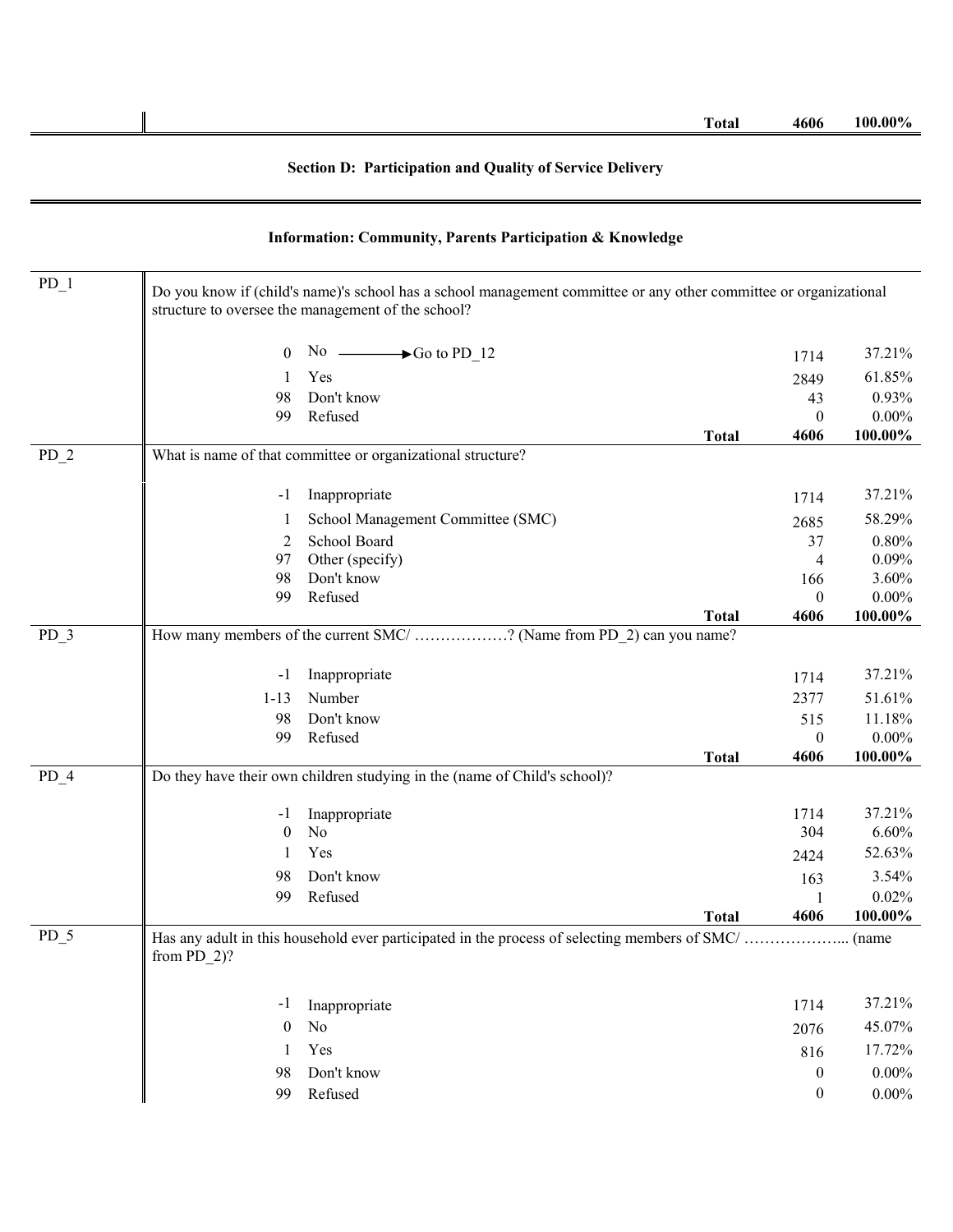| | | Total | 4606 | 100.00% |
|---|---|---|---|---|

## Section D: Participation and Quality of Service Delivery

### Information: Community, Parents Participation & Knowledge

| Code | Question / Response | | Count | Percent |
|---|---|---|---|---|
| PD_1 | Do you know if (child's name)'s school has a school management committee or any other committee or organizational structure to oversee the management of the school? | | | |
| | 0 | No ⟶ Go to PD_12 | 1714 | 37.21% |
| | 1 | Yes | 2849 | 61.85% |
| | 98 | Don't know | 43 | 0.93% |
| | 99 | Refused | 0 | 0.00% |
| | | **Total** | **4606** | **100.00%** |
| PD_2 | What is name of that committee or organizational structure? | | | |
| | -1 | Inappropriate | 1714 | 37.21% |
| | 1 | School Management Committee (SMC) | 2685 | 58.29% |
| | 2 | School Board | 37 | 0.80% |
| | 97 | Other (specify) | 4 | 0.09% |
| | 98 | Don't know | 166 | 3.60% |
| | 99 | Refused | 0 | 0.00% |
| | | **Total** | **4606** | **100.00%** |
| PD_3 | How many members of the current SMC/ ………………? (Name from PD_2) can you name? | | | |
| | -1 | Inappropriate | 1714 | 37.21% |
| | 1-13 | Number | 2377 | 51.61% |
| | 98 | Don't know | 515 | 11.18% |
| | 99 | Refused | 0 | 0.00% |
| | | **Total** | **4606** | **100.00%** |
| PD_4 | Do they have their own children studying in the (name of Child's school)? | | | |
| | -1 | Inappropriate | 1714 | 37.21% |
| | 0 | No | 304 | 6.60% |
| | 1 | Yes | 2424 | 52.63% |
| | 98 | Don't know | 163 | 3.54% |
| | 99 | Refused | 1 | 0.02% |
| | | **Total** | **4606** | **100.00%** |
| PD_5 | Has any adult in this household ever participated in the process of selecting members of SMC/ ………………... (name from PD_2)? | | | |
| | -1 | Inappropriate | 1714 | 37.21% |
| | 0 | No | 2076 | 45.07% |
| | 1 | Yes | 816 | 17.72% |
| | 98 | Don't know | 0 | 0.00% |
| | 99 | Refused | 0 | 0.00% |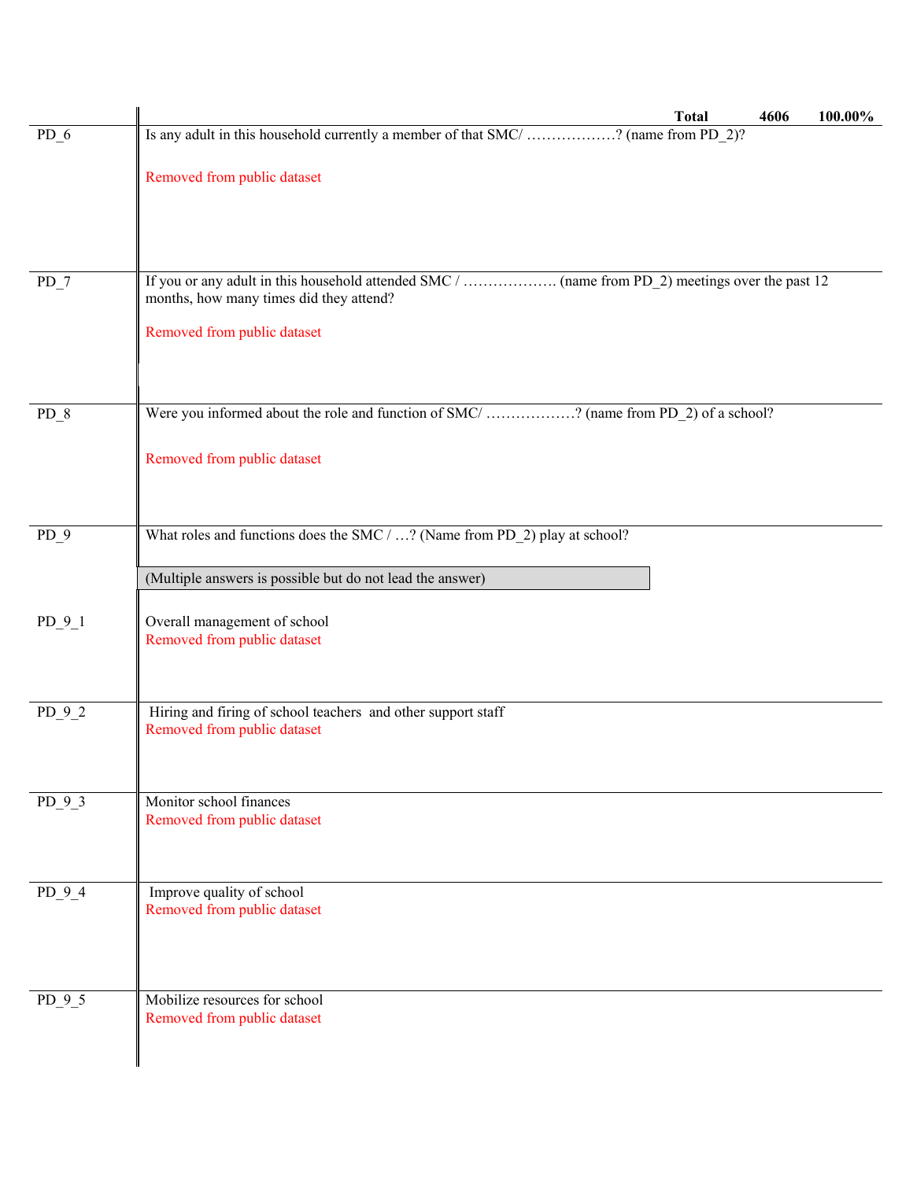| | Total | 4606 | 100.00% |
|---|---|---|---|
| PD_6 | Is any adult in this household currently a member of that SMC/ ………………? (name from PD_2)?<br><br>Removed from public dataset | | |
| PD_7 | If you or any adult in this household attended SMC / ………………. (name from PD_2) meetings over the past 12 months, how many times did they attend?<br><br>Removed from public dataset | | |
| PD_8 | Were you informed about the role and function of SMC/ ………………? (name from PD_2) of a school?<br><br>Removed from public dataset | | |
| PD_9 | What roles and functions does the SMC / …? (Name from PD_2) play at school?<br><br>(Multiple answers is possible but do not lead the answer) | | |
| PD_9_1 | Overall management of school<br>Removed from public dataset | | |
| PD_9_2 | Hiring and firing of school teachers and other support staff<br>Removed from public dataset | | |
| PD_9_3 | Monitor school finances<br>Removed from public dataset | | |
| PD_9_4 | Improve quality of school<br>Removed from public dataset | | |
| PD_9_5 | Mobilize resources for school<br>Removed from public dataset | | |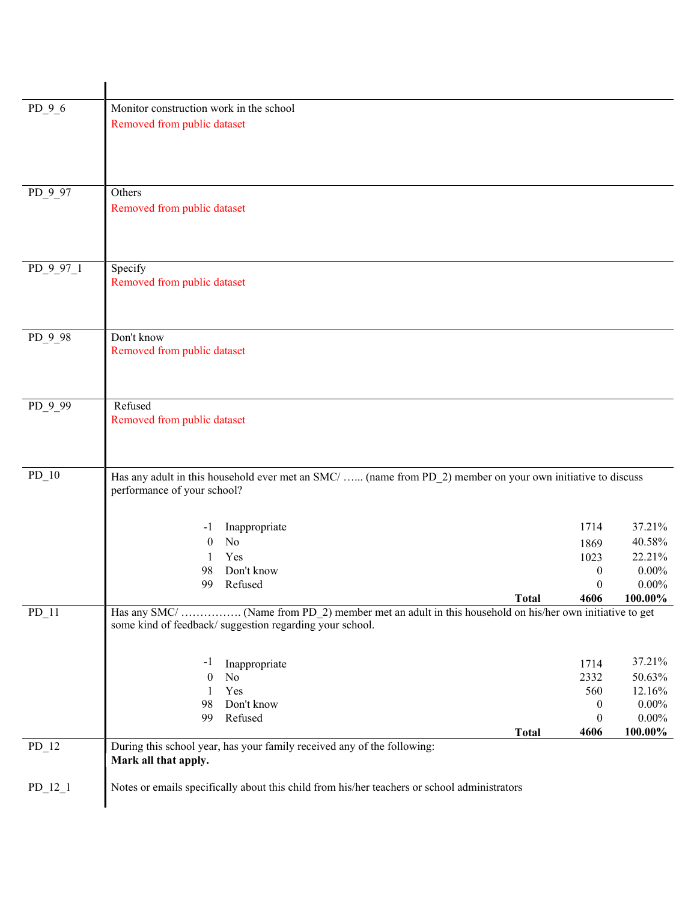| Variable | Description |
|---|---|
| PD_9_6 | Monitor construction work in the school<br>Removed from public dataset |
| PD_9_97 | Others<br>Removed from public dataset |
| PD_9_97_1 | Specify<br>Removed from public dataset |
| PD_9_98 | Don't know<br>Removed from public dataset |
| PD_9_99 | Refused<br>Removed from public dataset |

**PD_10** Has any adult in this household ever met an SMC/ …... (name from PD_2) member on your own initiative to discuss performance of your school?

| Code | Label | Frequency | Percent |
|---|---|---|---|
| -1 | Inappropriate | 1714 | 37.21% |
| 0 | No | 1869 | 40.58% |
| 1 | Yes | 1023 | 22.21% |
| 98 | Don't know | 0 | 0.00% |
| 99 | Refused | 0 | 0.00% |
| | **Total** | **4606** | **100.00%** |

**PD_11** Has any SMC/ ……………. (Name from PD_2) member met an adult in this household on his/her own initiative to get some kind of feedback/ suggestion regarding your school.

| Code | Label | Frequency | Percent |
|---|---|---|---|
| -1 | Inappropriate | 1714 | 37.21% |
| 0 | No | 2332 | 50.63% |
| 1 | Yes | 560 | 12.16% |
| 98 | Don't know | 0 | 0.00% |
| 99 | Refused | 0 | 0.00% |
| | **Total** | **4606** | **100.00%** |

**PD_12** During this school year, has your family received any of the following:
**Mark all that apply.**

**PD_12_1** Notes or emails specifically about this child from his/her teachers or school administrators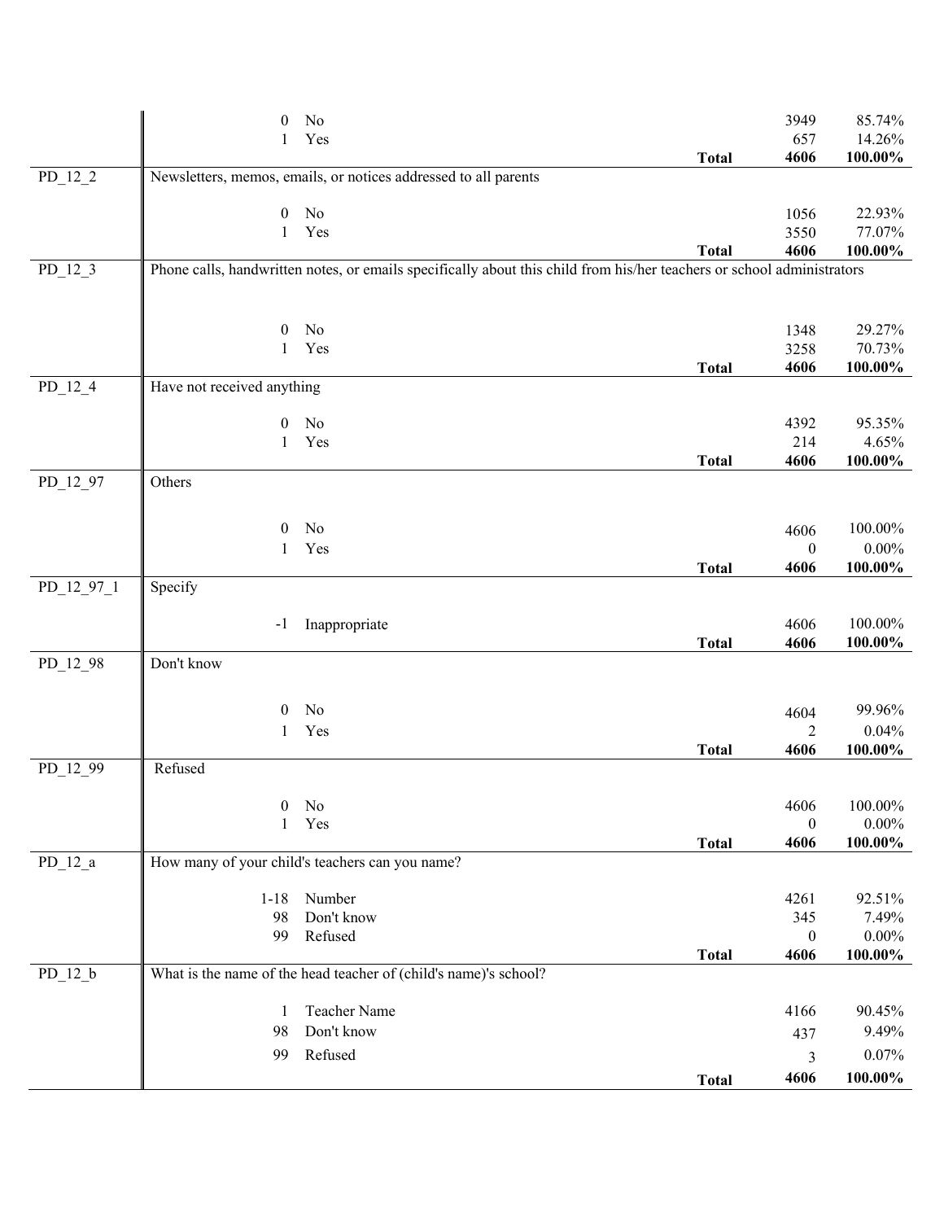| Variable | Code | Label | | Count | Percent |
|---|---|---|---|---|---|
| | 0 | No | | 3949 | 85.74% |
| | 1 | Yes | | 657 | 14.26% |
| | | | **Total** | **4606** | **100.00%** |
| PD_12_2 | Newsletters, memos, emails, or notices addressed to all parents | | | | |
| | 0 | No | | 1056 | 22.93% |
| | 1 | Yes | | 3550 | 77.07% |
| | | | **Total** | **4606** | **100.00%** |
| PD_12_3 | Phone calls, handwritten notes, or emails specifically about this child from his/her teachers or school administrators | | | | |
| | 0 | No | | 1348 | 29.27% |
| | 1 | Yes | | 3258 | 70.73% |
| | | | **Total** | **4606** | **100.00%** |
| PD_12_4 | Have not received anything | | | | |
| | 0 | No | | 4392 | 95.35% |
| | 1 | Yes | | 214 | 4.65% |
| | | | **Total** | **4606** | **100.00%** |
| PD_12_97 | Others | | | | |
| | 0 | No | | 4606 | 100.00% |
| | 1 | Yes | | 0 | 0.00% |
| | | | **Total** | **4606** | **100.00%** |
| PD_12_97_1 | Specify | | | | |
| | -1 | Inappropriate | | 4606 | 100.00% |
| | | | **Total** | **4606** | **100.00%** |
| PD_12_98 | Don't know | | | | |
| | 0 | No | | 4604 | 99.96% |
| | 1 | Yes | | 2 | 0.04% |
| | | | **Total** | **4606** | **100.00%** |
| PD_12_99 | Refused | | | | |
| | 0 | No | | 4606 | 100.00% |
| | 1 | Yes | | 0 | 0.00% |
| | | | **Total** | **4606** | **100.00%** |
| PD_12_a | How many of your child's teachers can you name? | | | | |
| | 1-18 | Number | | 4261 | 92.51% |
| | 98 | Don't know | | 345 | 7.49% |
| | 99 | Refused | | 0 | 0.00% |
| | | | **Total** | **4606** | **100.00%** |
| PD_12_b | What is the name of the head teacher of (child's name)'s school? | | | | |
| | 1 | Teacher Name | | 4166 | 90.45% |
| | 98 | Don't know | | 437 | 9.49% |
| | 99 | Refused | | 3 | 0.07% |
| | | | **Total** | **4606** | **100.00%** |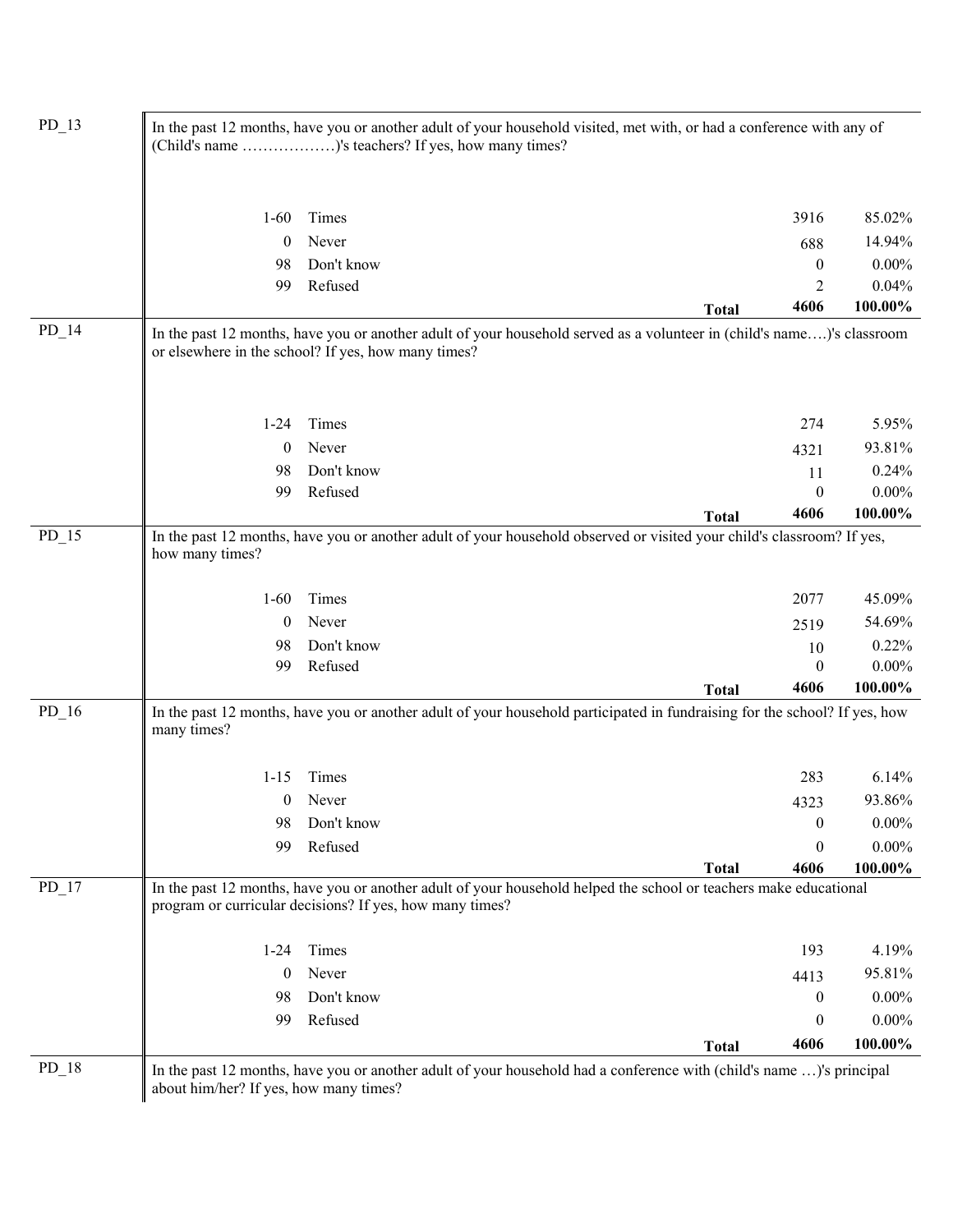| PD_13 | In the past 12 months, have you or another adult of your household visited, met with, or had a conference with any of (Child's name ………………)'s teachers? If yes, how many times? | | | |
|---|---|---|---|---|
| | 1-60 | Times | 3916 | 85.02% |
| | 0 | Never | 688 | 14.94% |
| | 98 | Don't know | 0 | 0.00% |
| | 99 | Refused | 2 | 0.04% |
| | | **Total** | **4606** | **100.00%** |

| PD_14 | In the past 12 months, have you or another adult of your household served as a volunteer in (child's name….)'s classroom or elsewhere in the school? If yes, how many times? | | | |
|---|---|---|---|---|
| | 1-24 | Times | 274 | 5.95% |
| | 0 | Never | 4321 | 93.81% |
| | 98 | Don't know | 11 | 0.24% |
| | 99 | Refused | 0 | 0.00% |
| | | **Total** | **4606** | **100.00%** |

| PD_15 | In the past 12 months, have you or another adult of your household observed or visited your child's classroom? If yes, how many times? | | | |
|---|---|---|---|---|
| | 1-60 | Times | 2077 | 45.09% |
| | 0 | Never | 2519 | 54.69% |
| | 98 | Don't know | 10 | 0.22% |
| | 99 | Refused | 0 | 0.00% |
| | | **Total** | **4606** | **100.00%** |

| PD_16 | In the past 12 months, have you or another adult of your household participated in fundraising for the school? If yes, how many times? | | | |
|---|---|---|---|---|
| | 1-15 | Times | 283 | 6.14% |
| | 0 | Never | 4323 | 93.86% |
| | 98 | Don't know | 0 | 0.00% |
| | 99 | Refused | 0 | 0.00% |
| | | **Total** | **4606** | **100.00%** |

| PD_17 | In the past 12 months, have you or another adult of your household helped the school or teachers make educational program or curricular decisions? If yes, how many times? | | | |
|---|---|---|---|---|
| | 1-24 | Times | 193 | 4.19% |
| | 0 | Never | 4413 | 95.81% |
| | 98 | Don't know | 0 | 0.00% |
| | 99 | Refused | 0 | 0.00% |
| | | **Total** | **4606** | **100.00%** |

| PD_18 | In the past 12 months, have you or another adult of your household had a conference with (child's name …)'s principal about him/her? If yes, how many times? |
|---|---|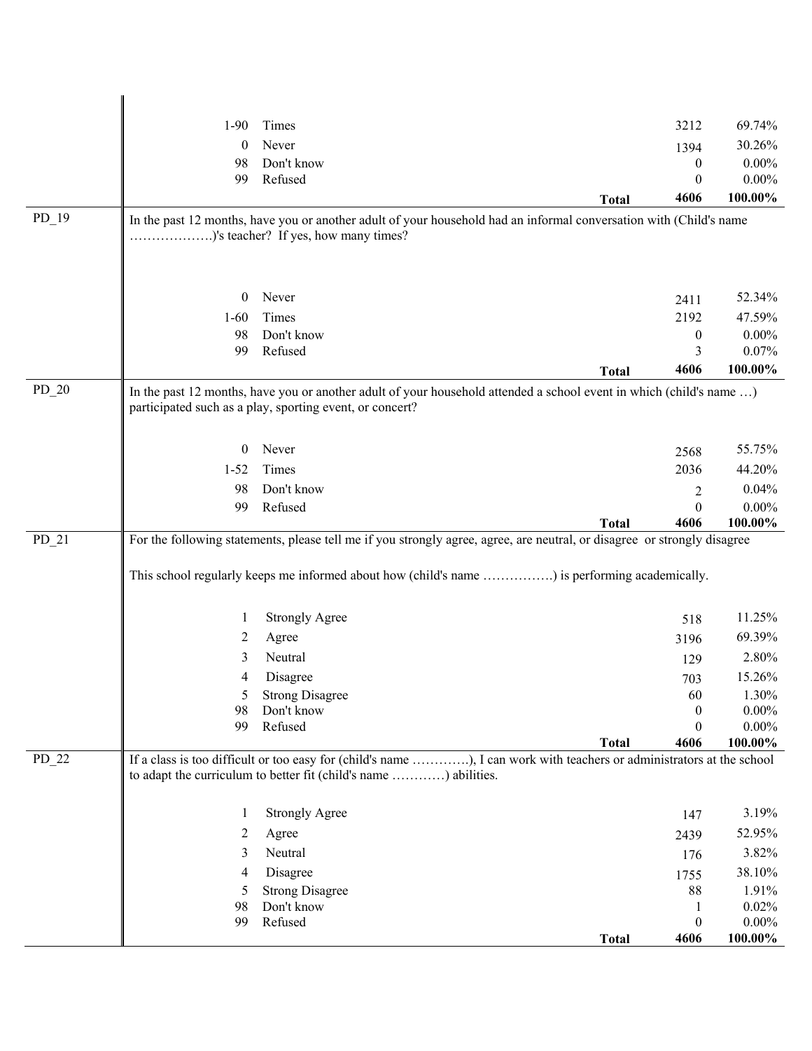| | | | | |
|---|---|---|---|---|
| | 1-90 | Times | 3212 | 69.74% |
| | 0 | Never | 1394 | 30.26% |
| | 98 | Don't know | 0 | 0.00% |
| | 99 | Refused | 0 | 0.00% |
| | | **Total** | **4606** | **100.00%** |
| PD_19 | In the past 12 months, have you or another adult of your household had an informal conversation with (Child's name ……………….)'s teacher? If yes, how many times? | | | |
| | 0 | Never | 2411 | 52.34% |
| | 1-60 | Times | 2192 | 47.59% |
| | 98 | Don't know | 0 | 0.00% |
| | 99 | Refused | 3 | 0.07% |
| | | **Total** | **4606** | **100.00%** |
| PD_20 | In the past 12 months, have you or another adult of your household attended a school event in which (child's name …) participated such as a play, sporting event, or concert? | | | |
| | 0 | Never | 2568 | 55.75% |
| | 1-52 | Times | 2036 | 44.20% |
| | 98 | Don't know | 2 | 0.04% |
| | 99 | Refused | 0 | 0.00% |
| | | **Total** | **4606** | **100.00%** |
| PD_21 | For the following statements, please tell me if you strongly agree, agree, are neutral, or disagree or strongly disagree<br><br>This school regularly keeps me informed about how (child's name …………….) is performing academically. | | | |
| | 1 | Strongly Agree | 518 | 11.25% |
| | 2 | Agree | 3196 | 69.39% |
| | 3 | Neutral | 129 | 2.80% |
| | 4 | Disagree | 703 | 15.26% |
| | 5 | Strong Disagree | 60 | 1.30% |
| | 98 | Don't know | 0 | 0.00% |
| | 99 | Refused | 0 | 0.00% |
| | | **Total** | **4606** | **100.00%** |
| PD_22 | If a class is too difficult or too easy for (child's name ………….), I can work with teachers or administrators at the school to adapt the curriculum to better fit (child's name …………) abilities. | | | |
| | 1 | Strongly Agree | 147 | 3.19% |
| | 2 | Agree | 2439 | 52.95% |
| | 3 | Neutral | 176 | 3.82% |
| | 4 | Disagree | 1755 | 38.10% |
| | 5 | Strong Disagree | 88 | 1.91% |
| | 98 | Don't know | 1 | 0.02% |
| | 99 | Refused | 0 | 0.00% |
| | | **Total** | **4606** | **100.00%** |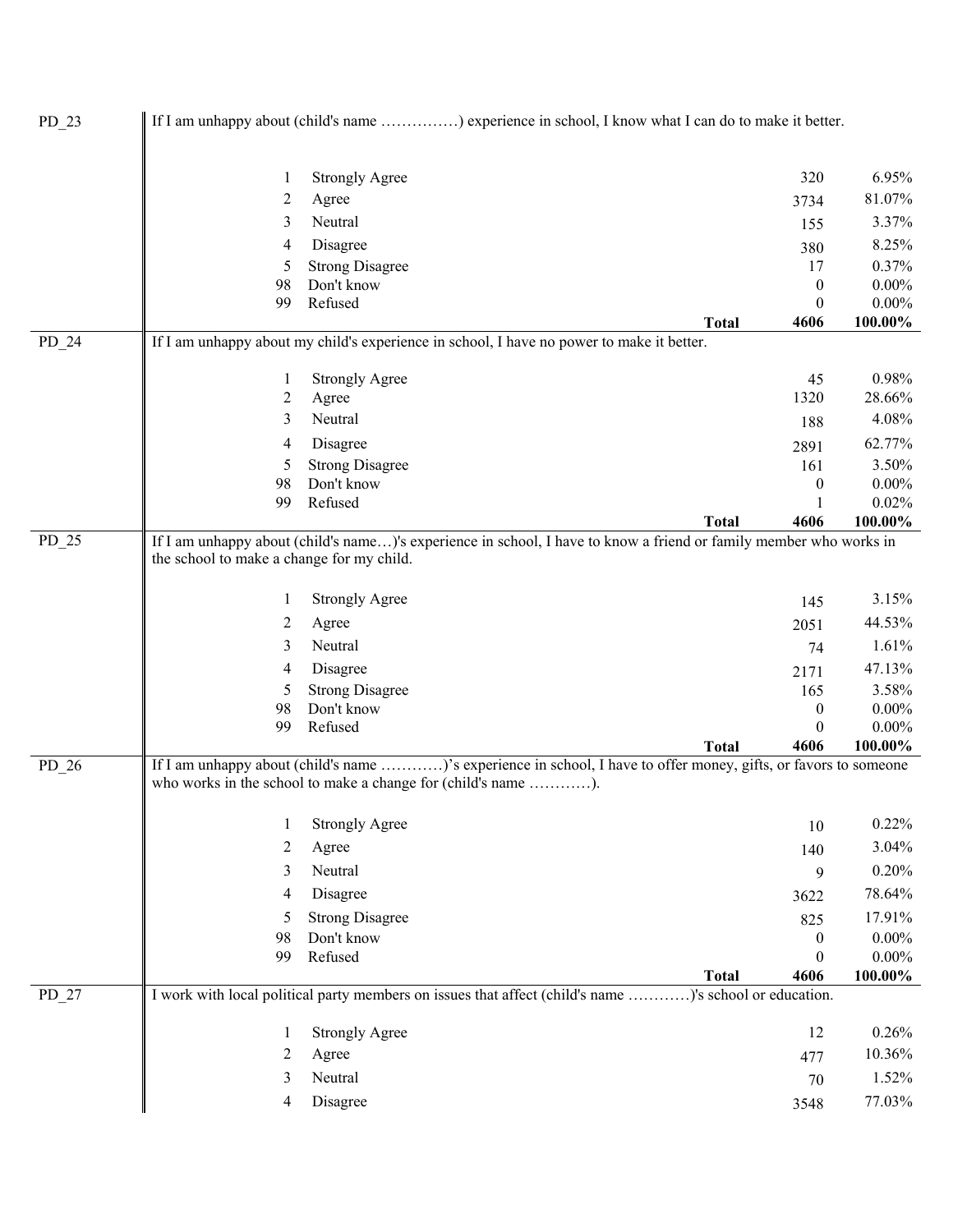| Variable | Code | Response | Count | Percent |
|---|---|---|---|---|
| PD_23 | If I am unhappy about (child's name ……………) experience in school, I know what I can do to make it better. | | | |
| | 1 | Strongly Agree | 320 | 6.95% |
| | 2 | Agree | 3734 | 81.07% |
| | 3 | Neutral | 155 | 3.37% |
| | 4 | Disagree | 380 | 8.25% |
| | 5 | Strong Disagree | 17 | 0.37% |
| | 98 | Don't know | 0 | 0.00% |
| | 99 | Refused | 0 | 0.00% |
| | | **Total** | **4606** | **100.00%** |
| PD_24 | If I am unhappy about my child's experience in school, I have no power to make it better. | | | |
| | 1 | Strongly Agree | 45 | 0.98% |
| | 2 | Agree | 1320 | 28.66% |
| | 3 | Neutral | 188 | 4.08% |
| | 4 | Disagree | 2891 | 62.77% |
| | 5 | Strong Disagree | 161 | 3.50% |
| | 98 | Don't know | 0 | 0.00% |
| | 99 | Refused | 1 | 0.02% |
| | | **Total** | **4606** | **100.00%** |
| PD_25 | If I am unhappy about (child's name…)'s experience in school, I have to know a friend or family member who works in the school to make a change for my child. | | | |
| | 1 | Strongly Agree | 145 | 3.15% |
| | 2 | Agree | 2051 | 44.53% |
| | 3 | Neutral | 74 | 1.61% |
| | 4 | Disagree | 2171 | 47.13% |
| | 5 | Strong Disagree | 165 | 3.58% |
| | 98 | Don't know | 0 | 0.00% |
| | 99 | Refused | 0 | 0.00% |
| | | **Total** | **4606** | **100.00%** |
| PD_26 | If I am unhappy about (child's name …………)'s experience in school, I have to offer money, gifts, or favors to someone who works in the school to make a change for (child's name …………). | | | |
| | 1 | Strongly Agree | 10 | 0.22% |
| | 2 | Agree | 140 | 3.04% |
| | 3 | Neutral | 9 | 0.20% |
| | 4 | Disagree | 3622 | 78.64% |
| | 5 | Strong Disagree | 825 | 17.91% |
| | 98 | Don't know | 0 | 0.00% |
| | 99 | Refused | 0 | 0.00% |
| | | **Total** | **4606** | **100.00%** |
| PD_27 | I work with local political party members on issues that affect (child's name …………)'s school or education. | | | |
| | 1 | Strongly Agree | 12 | 0.26% |
| | 2 | Agree | 477 | 10.36% |
| | 3 | Neutral | 70 | 1.52% |
| | 4 | Disagree | 3548 | 77.03% |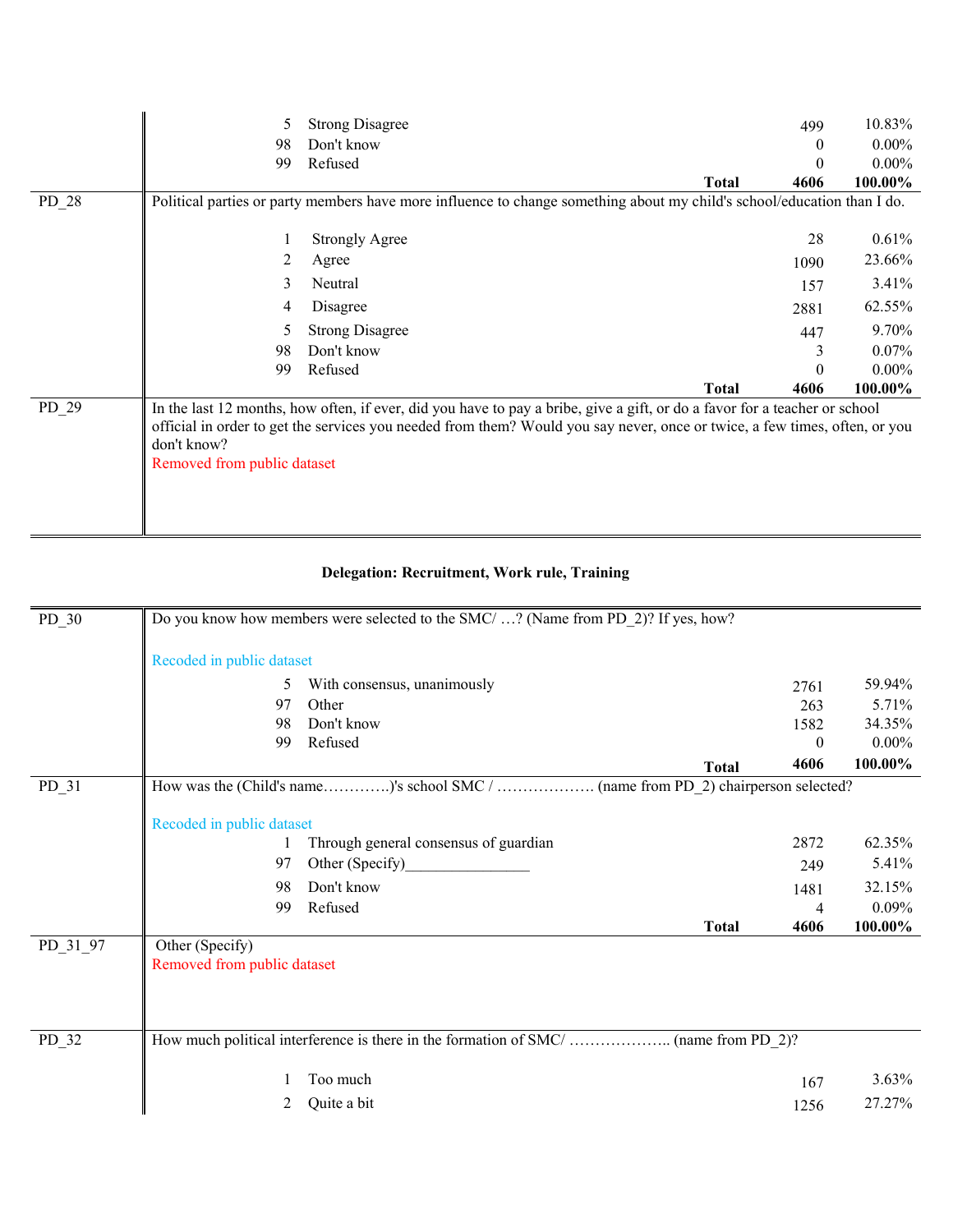| | | | | |
|---|---|---|---|---|
| | 5 | Strong Disagree | 499 | 10.83% |
| | 98 | Don't know | 0 | 0.00% |
| | 99 | Refused | 0 | 0.00% |
| | | **Total** | **4606** | **100.00%** |
| PD_28 | Political parties or party members have more influence to change something about my child's school/education than I do. | | | |
| | 1 | Strongly Agree | 28 | 0.61% |
| | 2 | Agree | 1090 | 23.66% |
| | 3 | Neutral | 157 | 3.41% |
| | 4 | Disagree | 2881 | 62.55% |
| | 5 | Strong Disagree | 447 | 9.70% |
| | 98 | Don't know | 3 | 0.07% |
| | 99 | Refused | 0 | 0.00% |
| | | **Total** | **4606** | **100.00%** |
| PD_29 | In the last 12 months, how often, if ever, did you have to pay a bribe, give a gift, or do a favor for a teacher or school official in order to get the services you needed from them? Would you say never, once or twice, a few times, often, or you don't know? Removed from public dataset | | | |

**Delegation: Recruitment, Work rule, Training**

| | | | | |
|---|---|---|---|---|
| PD_30 | Do you know how members were selected to the SMC/ …? (Name from PD_2)? If yes, how? Recoded in public dataset | | | |
| | 5 | With consensus, unanimously | 2761 | 59.94% |
| | 97 | Other | 263 | 5.71% |
| | 98 | Don't know | 1582 | 34.35% |
| | 99 | Refused | 0 | 0.00% |
| | | **Total** | **4606** | **100.00%** |
| PD_31 | How was the (Child's name………….)'s school SMC / ………………. (name from PD_2) chairperson selected? Recoded in public dataset | | | |
| | 1 | Through general consensus of guardian | 2872 | 62.35% |
| | 97 | Other (Specify)_______________ | 249 | 5.41% |
| | 98 | Don't know | 1481 | 32.15% |
| | 99 | Refused | 4 | 0.09% |
| | | **Total** | **4606** | **100.00%** |
| PD_31_97 | Other (Specify) Removed from public dataset | | | |
| PD_32 | How much political interference is there in the formation of SMC/ ……………….. (name from PD_2)? | | | |
| | 1 | Too much | 167 | 3.63% |
| | 2 | Quite a bit | 1256 | 27.27% |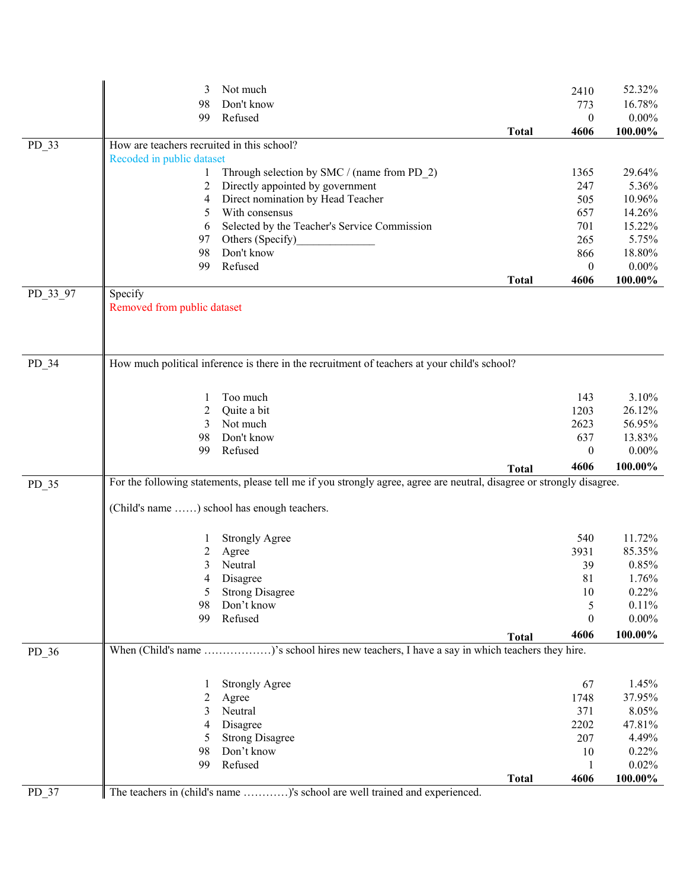| Variable | Question / Response | | Count | Percent |
|---|---|---|---|---|
| | 3 | Not much | 2410 | 52.32% |
| | 98 | Don't know | 773 | 16.78% |
| | 99 | Refused | 0 | 0.00% |
| | | **Total** | **4606** | **100.00%** |
| PD_33 | How are teachers recruited in this school? Recoded in public dataset | | | |
| | 1 | Through selection by SMC / (name from PD_2) | 1365 | 29.64% |
| | 2 | Directly appointed by government | 247 | 5.36% |
| | 4 | Direct nomination by Head Teacher | 505 | 10.96% |
| | 5 | With consensus | 657 | 14.26% |
| | 6 | Selected by the Teacher's Service Commission | 701 | 15.22% |
| | 97 | Others (Specify)______________ | 265 | 5.75% |
| | 98 | Don't know | 866 | 18.80% |
| | 99 | Refused | 0 | 0.00% |
| | | **Total** | **4606** | **100.00%** |
| PD_33_97 | Specify Removed from public dataset | | | |
| PD_34 | How much political inference is there in the recruitment of teachers at your child's school? | | | |
| | 1 | Too much | 143 | 3.10% |
| | 2 | Quite a bit | 1203 | 26.12% |
| | 3 | Not much | 2623 | 56.95% |
| | 98 | Don't know | 637 | 13.83% |
| | 99 | Refused | 0 | 0.00% |
| | | **Total** | **4606** | **100.00%** |
| PD_35 | For the following statements, please tell me if you strongly agree, agree are neutral, disagree or strongly disagree. (Child's name ……) school has enough teachers. | | | |
| | 1 | Strongly Agree | 540 | 11.72% |
| | 2 | Agree | 3931 | 85.35% |
| | 3 | Neutral | 39 | 0.85% |
| | 4 | Disagree | 81 | 1.76% |
| | 5 | Strong Disagree | 10 | 0.22% |
| | 98 | Don't know | 5 | 0.11% |
| | 99 | Refused | 0 | 0.00% |
| | | **Total** | **4606** | **100.00%** |
| PD_36 | When (Child's name ………………)'s school hires new teachers, I have a say in which teachers they hire. | | | |
| | 1 | Strongly Agree | 67 | 1.45% |
| | 2 | Agree | 1748 | 37.95% |
| | 3 | Neutral | 371 | 8.05% |
| | 4 | Disagree | 2202 | 47.81% |
| | 5 | Strong Disagree | 207 | 4.49% |
| | 98 | Don't know | 10 | 0.22% |
| | 99 | Refused | 1 | 0.02% |
| | | **Total** | **4606** | **100.00%** |
| PD_37 | The teachers in (child's name …………)'s school are well trained and experienced. | | | |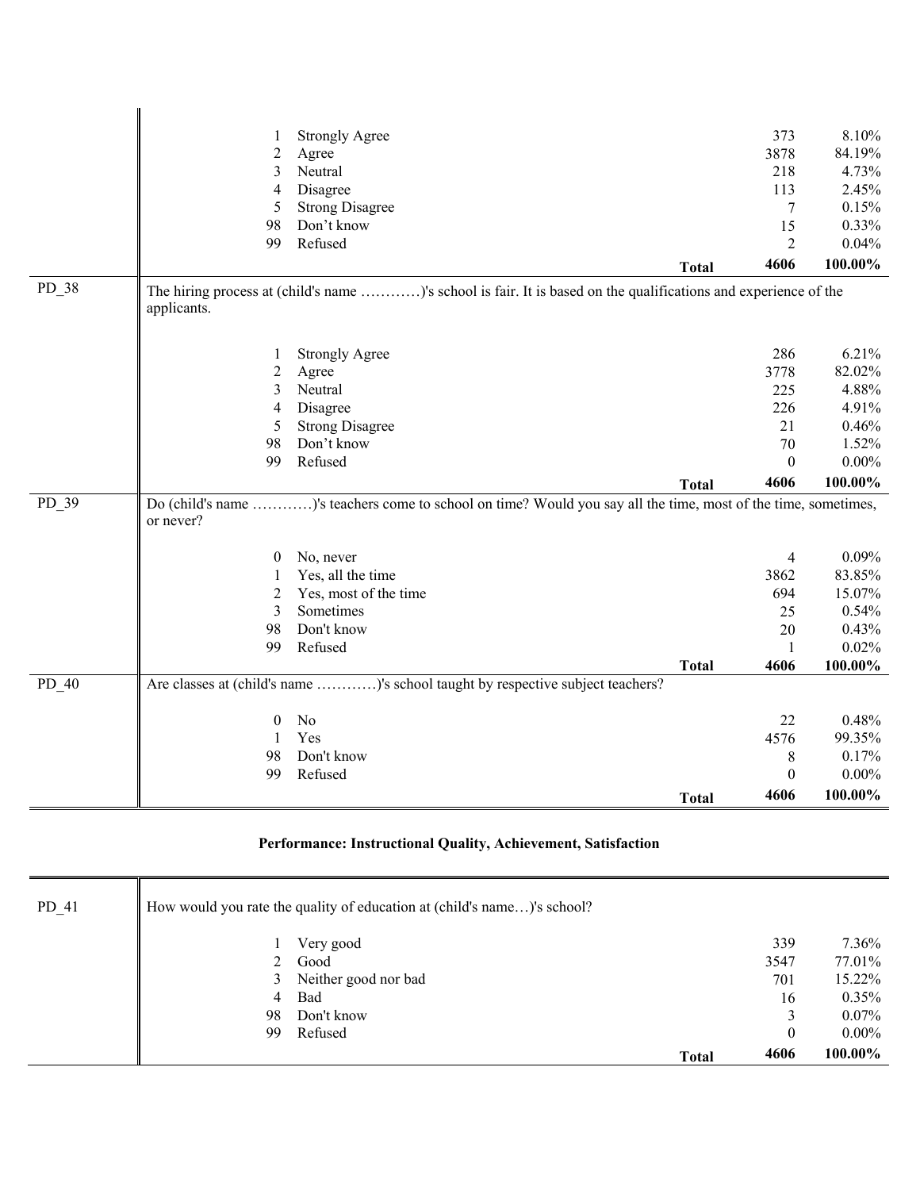| | | | | |
|---|---|---|---|---|
| | 1 | Strongly Agree | 373 | 8.10% |
| | 2 | Agree | 3878 | 84.19% |
| | 3 | Neutral | 218 | 4.73% |
| | 4 | Disagree | 113 | 2.45% |
| | 5 | Strong Disagree | 7 | 0.15% |
| | 98 | Don't know | 15 | 0.33% |
| | 99 | Refused | 2 | 0.04% |
| | | **Total** | **4606** | **100.00%** |
| PD_38 | The hiring process at (child's name …………)'s school is fair. It is based on the qualifications and experience of the applicants. | | | |
| | 1 | Strongly Agree | 286 | 6.21% |
| | 2 | Agree | 3778 | 82.02% |
| | 3 | Neutral | 225 | 4.88% |
| | 4 | Disagree | 226 | 4.91% |
| | 5 | Strong Disagree | 21 | 0.46% |
| | 98 | Don't know | 70 | 1.52% |
| | 99 | Refused | 0 | 0.00% |
| | | **Total** | **4606** | **100.00%** |
| PD_39 | Do (child's name …………)'s teachers come to school on time? Would you say all the time, most of the time, sometimes, or never? | | | |
| | 0 | No, never | 4 | 0.09% |
| | 1 | Yes, all the time | 3862 | 83.85% |
| | 2 | Yes, most of the time | 694 | 15.07% |
| | 3 | Sometimes | 25 | 0.54% |
| | 98 | Don't know | 20 | 0.43% |
| | 99 | Refused | 1 | 0.02% |
| | | **Total** | **4606** | **100.00%** |
| PD_40 | Are classes at (child's name …………)'s school taught by respective subject teachers? | | | |
| | 0 | No | 22 | 0.48% |
| | 1 | Yes | 4576 | 99.35% |
| | 98 | Don't know | 8 | 0.17% |
| | 99 | Refused | 0 | 0.00% |
| | | **Total** | **4606** | **100.00%** |

## Performance: Instructional Quality, Achievement, Satisfaction

| | | | | |
|---|---|---|---|---|
| PD_41 | How would you rate the quality of education at (child's name…)'s school? | | | |
| | 1 | Very good | 339 | 7.36% |
| | 2 | Good | 3547 | 77.01% |
| | 3 | Neither good nor bad | 701 | 15.22% |
| | 4 | Bad | 16 | 0.35% |
| | 98 | Don't know | 3 | 0.07% |
| | 99 | Refused | 0 | 0.00% |
| | | **Total** | **4606** | **100.00%** |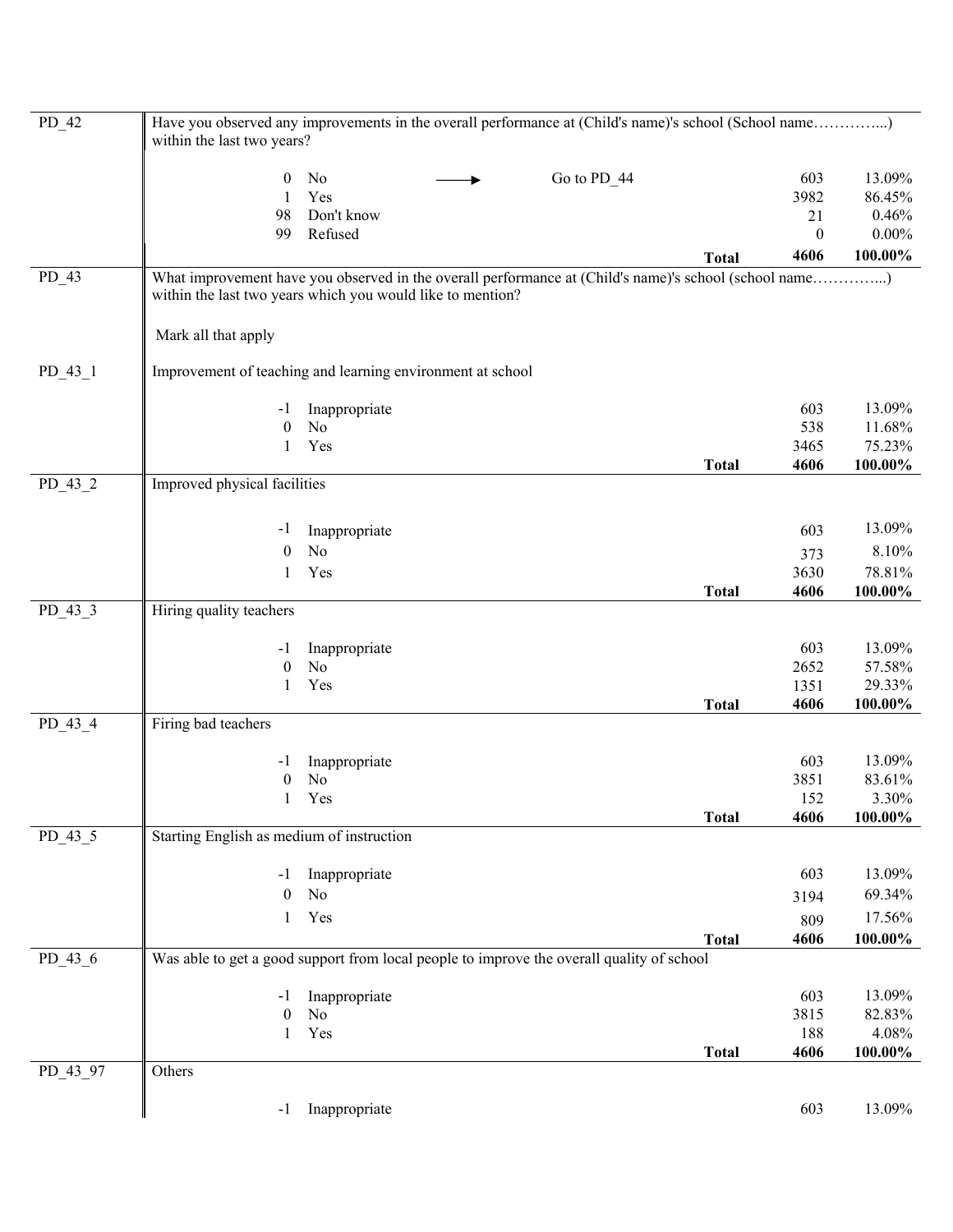| Variable | Question / Response | | | | N | % |
|---|---|---|---|---|---|---|
| PD_42 | Have you observed any improvements in the overall performance at (Child's name)'s school (School name…………...) within the last two years? | | | | | |
| | 0 | No | → Go to PD_44 | | 603 | 13.09% |
| | 1 | Yes | | | 3982 | 86.45% |
| | 98 | Don't know | | | 21 | 0.46% |
| | 99 | Refused | | | 0 | 0.00% |
| | | | | **Total** | **4606** | **100.00%** |
| PD_43 | What improvement have you observed in the overall performance at (Child's name)'s school (school name…………...) within the last two years which you would like to mention? | | | | | |
| | Mark all that apply | | | | | |
| PD_43_1 | Improvement of teaching and learning environment at school | | | | | |
| | -1 | Inappropriate | | | 603 | 13.09% |
| | 0 | No | | | 538 | 11.68% |
| | 1 | Yes | | | 3465 | 75.23% |
| | | | | **Total** | **4606** | **100.00%** |
| PD_43_2 | Improved physical facilities | | | | | |
| | -1 | Inappropriate | | | 603 | 13.09% |
| | 0 | No | | | 373 | 8.10% |
| | 1 | Yes | | | 3630 | 78.81% |
| | | | | **Total** | **4606** | **100.00%** |
| PD_43_3 | Hiring quality teachers | | | | | |
| | -1 | Inappropriate | | | 603 | 13.09% |
| | 0 | No | | | 2652 | 57.58% |
| | 1 | Yes | | | 1351 | 29.33% |
| | | | | **Total** | **4606** | **100.00%** |
| PD_43_4 | Firing bad teachers | | | | | |
| | -1 | Inappropriate | | | 603 | 13.09% |
| | 0 | No | | | 3851 | 83.61% |
| | 1 | Yes | | | 152 | 3.30% |
| | | | | **Total** | **4606** | **100.00%** |
| PD_43_5 | Starting English as medium of instruction | | | | | |
| | -1 | Inappropriate | | | 603 | 13.09% |
| | 0 | No | | | 3194 | 69.34% |
| | 1 | Yes | | | 809 | 17.56% |
| | | | | **Total** | **4606** | **100.00%** |
| PD_43_6 | Was able to get a good support from local people to improve the overall quality of school | | | | | |
| | -1 | Inappropriate | | | 603 | 13.09% |
| | 0 | No | | | 3815 | 82.83% |
| | 1 | Yes | | | 188 | 4.08% |
| | | | | **Total** | **4606** | **100.00%** |
| PD_43_97 | Others | | | | | |
| | -1 | Inappropriate | | | 603 | 13.09% |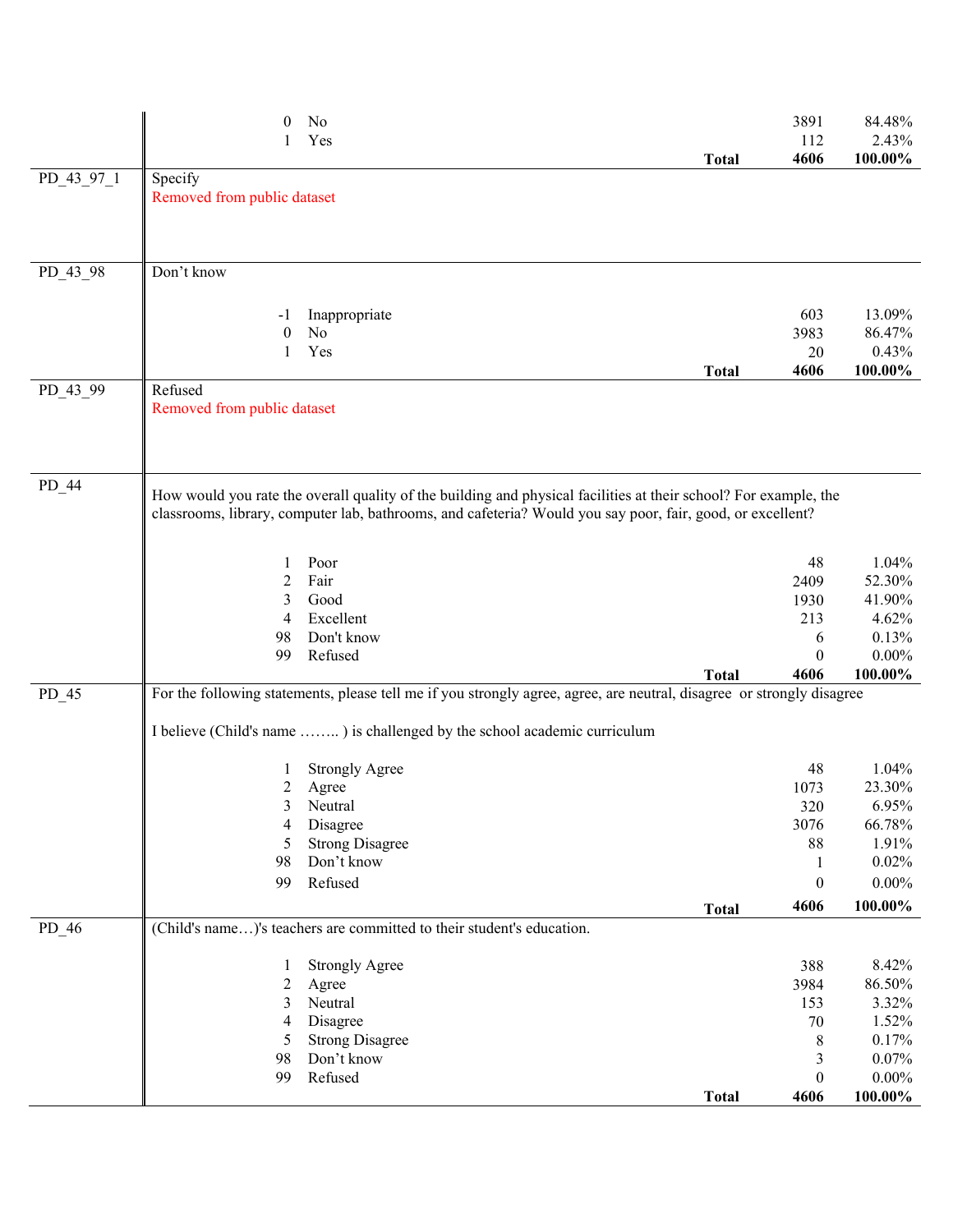| Variable | Description | | | Frequency | Percent |
|---|---|---|---|---|---|
| | | 0 | No | 3891 | 84.48% |
| | | 1 | Yes | 112 | 2.43% |
| | | | **Total** | **4606** | **100.00%** |
| PD_43_97_1 | Specify<br>Removed from public dataset | | | | |
| PD_43_98 | Don't know | | | | |
| | | -1 | Inappropriate | 603 | 13.09% |
| | | 0 | No | 3983 | 86.47% |
| | | 1 | Yes | 20 | 0.43% |
| | | | **Total** | **4606** | **100.00%** |
| PD_43_99 | Refused<br>Removed from public dataset | | | | |
| PD_44 | How would you rate the overall quality of the building and physical facilities at their school? For example, the classrooms, library, computer lab, bathrooms, and cafeteria? Would you say poor, fair, good, or excellent? | | | | |
| | | 1 | Poor | 48 | 1.04% |
| | | 2 | Fair | 2409 | 52.30% |
| | | 3 | Good | 1930 | 41.90% |
| | | 4 | Excellent | 213 | 4.62% |
| | | 98 | Don't know | 6 | 0.13% |
| | | 99 | Refused | 0 | 0.00% |
| | | | **Total** | **4606** | **100.00%** |
| PD_45 | For the following statements, please tell me if you strongly agree, agree, are neutral, disagree or strongly disagree<br><br>I believe (Child's name …….. ) is challenged by the school academic curriculum | | | | |
| | | 1 | Strongly Agree | 48 | 1.04% |
| | | 2 | Agree | 1073 | 23.30% |
| | | 3 | Neutral | 320 | 6.95% |
| | | 4 | Disagree | 3076 | 66.78% |
| | | 5 | Strong Disagree | 88 | 1.91% |
| | | 98 | Don't know | 1 | 0.02% |
| | | 99 | Refused | 0 | 0.00% |
| | | | **Total** | **4606** | **100.00%** |
| PD_46 | (Child's name…)'s teachers are committed to their student's education. | | | | |
| | | 1 | Strongly Agree | 388 | 8.42% |
| | | 2 | Agree | 3984 | 86.50% |
| | | 3 | Neutral | 153 | 3.32% |
| | | 4 | Disagree | 70 | 1.52% |
| | | 5 | Strong Disagree | 8 | 0.17% |
| | | 98 | Don't know | 3 | 0.07% |
| | | 99 | Refused | 0 | 0.00% |
| | | | **Total** | **4606** | **100.00%** |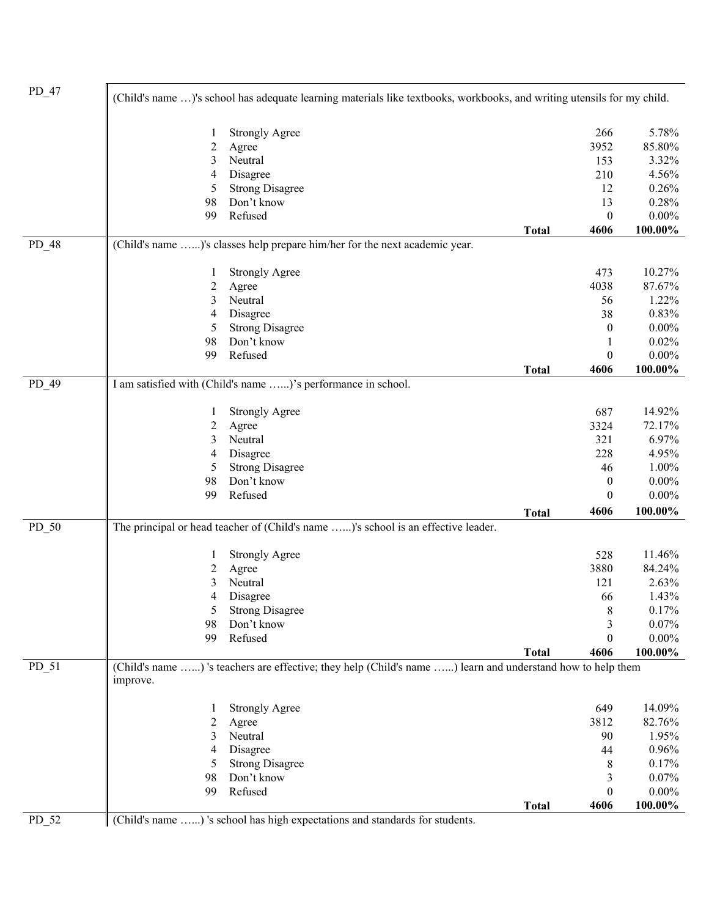| Variable | Code | Label | | Count | Percent |
|---|---|---|---|---|---|
| PD_47 | (Child's name …)'s school has adequate learning materials like textbooks, workbooks, and writing utensils for my child. | | | | |
| | 1 | Strongly Agree | | 266 | 5.78% |
| | 2 | Agree | | 3952 | 85.80% |
| | 3 | Neutral | | 153 | 3.32% |
| | 4 | Disagree | | 210 | 4.56% |
| | 5 | Strong Disagree | | 12 | 0.26% |
| | 98 | Don't know | | 13 | 0.28% |
| | 99 | Refused | | 0 | 0.00% |
| | | | **Total** | **4606** | **100.00%** |
| PD_48 | (Child's name …...)'s classes help prepare him/her for the next academic year. | | | | |
| | 1 | Strongly Agree | | 473 | 10.27% |
| | 2 | Agree | | 4038 | 87.67% |
| | 3 | Neutral | | 56 | 1.22% |
| | 4 | Disagree | | 38 | 0.83% |
| | 5 | Strong Disagree | | 0 | 0.00% |
| | 98 | Don't know | | 1 | 0.02% |
| | 99 | Refused | | 0 | 0.00% |
| | | | **Total** | **4606** | **100.00%** |
| PD_49 | I am satisfied with (Child's name …...)'s performance in school. | | | | |
| | 1 | Strongly Agree | | 687 | 14.92% |
| | 2 | Agree | | 3324 | 72.17% |
| | 3 | Neutral | | 321 | 6.97% |
| | 4 | Disagree | | 228 | 4.95% |
| | 5 | Strong Disagree | | 46 | 1.00% |
| | 98 | Don't know | | 0 | 0.00% |
| | 99 | Refused | | 0 | 0.00% |
| | | | **Total** | **4606** | **100.00%** |
| PD_50 | The principal or head teacher of (Child's name …...)'s school is an effective leader. | | | | |
| | 1 | Strongly Agree | | 528 | 11.46% |
| | 2 | Agree | | 3880 | 84.24% |
| | 3 | Neutral | | 121 | 2.63% |
| | 4 | Disagree | | 66 | 1.43% |
| | 5 | Strong Disagree | | 8 | 0.17% |
| | 98 | Don't know | | 3 | 0.07% |
| | 99 | Refused | | 0 | 0.00% |
| | | | **Total** | **4606** | **100.00%** |
| PD_51 | (Child's name …...) 's teachers are effective; they help (Child's name …...) learn and understand how to help them improve. | | | | |
| | 1 | Strongly Agree | | 649 | 14.09% |
| | 2 | Agree | | 3812 | 82.76% |
| | 3 | Neutral | | 90 | 1.95% |
| | 4 | Disagree | | 44 | 0.96% |
| | 5 | Strong Disagree | | 8 | 0.17% |
| | 98 | Don't know | | 3 | 0.07% |
| | 99 | Refused | | 0 | 0.00% |
| | | | **Total** | **4606** | **100.00%** |
| PD_52 | (Child's name …...) 's school has high expectations and standards for students. | | | | |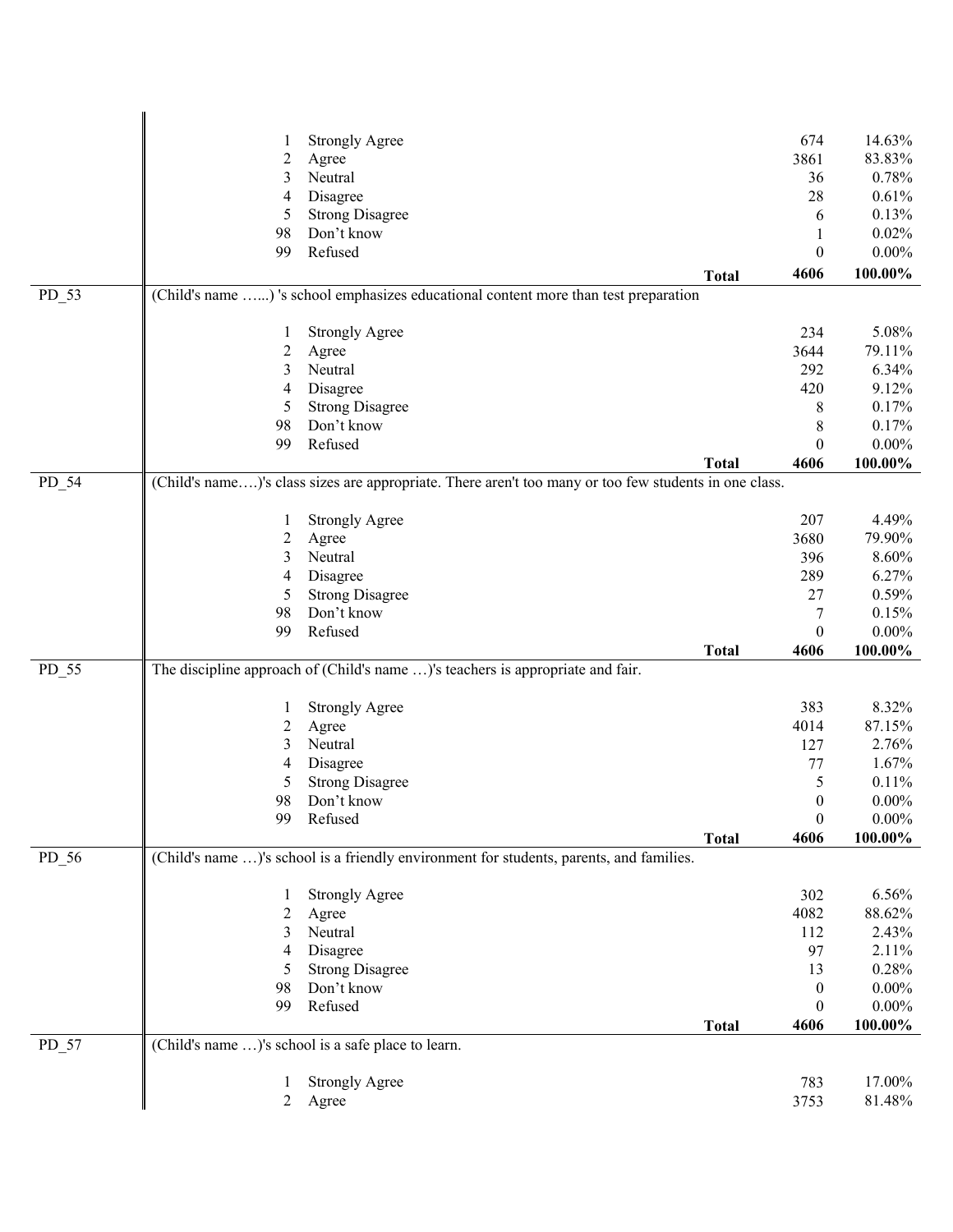| Variable | Code | Label | | Count | Percent |
|---|---|---|---|---|---|
| | 1 | Strongly Agree | | 674 | 14.63% |
| | 2 | Agree | | 3861 | 83.83% |
| | 3 | Neutral | | 36 | 0.78% |
| | 4 | Disagree | | 28 | 0.61% |
| | 5 | Strong Disagree | | 6 | 0.13% |
| | 98 | Don't know | | 1 | 0.02% |
| | 99 | Refused | | 0 | 0.00% |
| | | | **Total** | **4606** | **100.00%** |
| PD_53 | (Child's name …...) 's school emphasizes educational content more than test preparation | | | | |
| | 1 | Strongly Agree | | 234 | 5.08% |
| | 2 | Agree | | 3644 | 79.11% |
| | 3 | Neutral | | 292 | 6.34% |
| | 4 | Disagree | | 420 | 9.12% |
| | 5 | Strong Disagree | | 8 | 0.17% |
| | 98 | Don't know | | 8 | 0.17% |
| | 99 | Refused | | 0 | 0.00% |
| | | | **Total** | **4606** | **100.00%** |
| PD_54 | (Child's name….)'s class sizes are appropriate. There aren't too many or too few students in one class. | | | | |
| | 1 | Strongly Agree | | 207 | 4.49% |
| | 2 | Agree | | 3680 | 79.90% |
| | 3 | Neutral | | 396 | 8.60% |
| | 4 | Disagree | | 289 | 6.27% |
| | 5 | Strong Disagree | | 27 | 0.59% |
| | 98 | Don't know | | 7 | 0.15% |
| | 99 | Refused | | 0 | 0.00% |
| | | | **Total** | **4606** | **100.00%** |
| PD_55 | The discipline approach of (Child's name …)'s teachers is appropriate and fair. | | | | |
| | 1 | Strongly Agree | | 383 | 8.32% |
| | 2 | Agree | | 4014 | 87.15% |
| | 3 | Neutral | | 127 | 2.76% |
| | 4 | Disagree | | 77 | 1.67% |
| | 5 | Strong Disagree | | 5 | 0.11% |
| | 98 | Don't know | | 0 | 0.00% |
| | 99 | Refused | | 0 | 0.00% |
| | | | **Total** | **4606** | **100.00%** |
| PD_56 | (Child's name …)'s school is a friendly environment for students, parents, and families. | | | | |
| | 1 | Strongly Agree | | 302 | 6.56% |
| | 2 | Agree | | 4082 | 88.62% |
| | 3 | Neutral | | 112 | 2.43% |
| | 4 | Disagree | | 97 | 2.11% |
| | 5 | Strong Disagree | | 13 | 0.28% |
| | 98 | Don't know | | 0 | 0.00% |
| | 99 | Refused | | 0 | 0.00% |
| | | | **Total** | **4606** | **100.00%** |
| PD_57 | (Child's name …)'s school is a safe place to learn. | | | | |
| | 1 | Strongly Agree | | 783 | 17.00% |
| | 2 | Agree | | 3753 | 81.48% |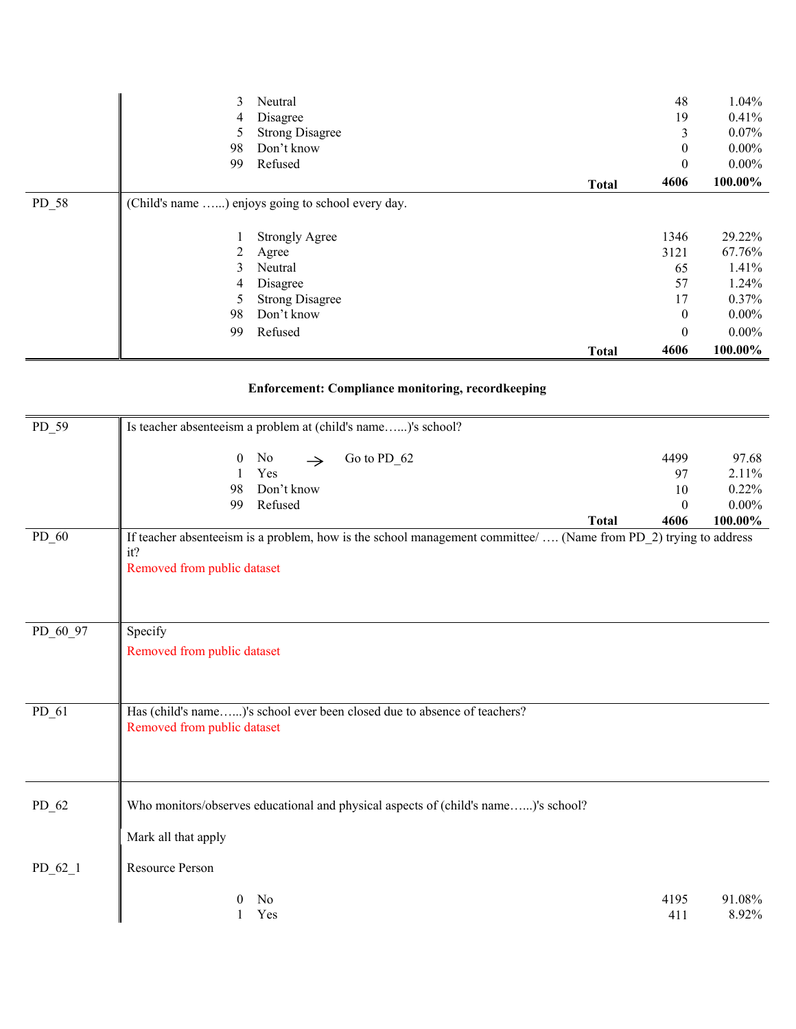| | | | | |
|---|---|---|---|---|
| | 3 | Neutral | 48 | 1.04% |
| | 4 | Disagree | 19 | 0.41% |
| | 5 | Strong Disagree | 3 | 0.07% |
| | 98 | Don't know | 0 | 0.00% |
| | 99 | Refused | 0 | 0.00% |
| | | **Total** | **4606** | **100.00%** |
| PD_58 | (Child's name …...) enjoys going to school every day. | | | |
| | 1 | Strongly Agree | 1346 | 29.22% |
| | 2 | Agree | 3121 | 67.76% |
| | 3 | Neutral | 65 | 1.41% |
| | 4 | Disagree | 57 | 1.24% |
| | 5 | Strong Disagree | 17 | 0.37% |
| | 98 | Don't know | 0 | 0.00% |
| | 99 | Refused | 0 | 0.00% |
| | | **Total** | **4606** | **100.00%** |

## Enforcement: Compliance monitoring, recordkeeping

| | | | | |
|---|---|---|---|---|
| PD_59 | Is teacher absenteeism a problem at (child's name…...)'s school? | | | |
| | 0 | No → Go to PD_62 | 4499 | 97.68 |
| | 1 | Yes | 97 | 2.11% |
| | 98 | Don't know | 10 | 0.22% |
| | 99 | Refused | 0 | 0.00% |
| | | **Total** | **4606** | **100.00%** |
| PD_60 | If teacher absenteeism is a problem, how is the school management committee/ …. (Name from PD_2) trying to address it? Removed from public dataset | | | |
| PD_60_97 | Specify Removed from public dataset | | | |
| PD_61 | Has (child's name…...)'s school ever been closed due to absence of teachers? Removed from public dataset | | | |
| PD_62 | Who monitors/observes educational and physical aspects of (child's name…...)'s school? Mark all that apply | | | |
| PD_62_1 | Resource Person | | | |
| | 0 | No | 4195 | 91.08% |
| | 1 | Yes | 411 | 8.92% |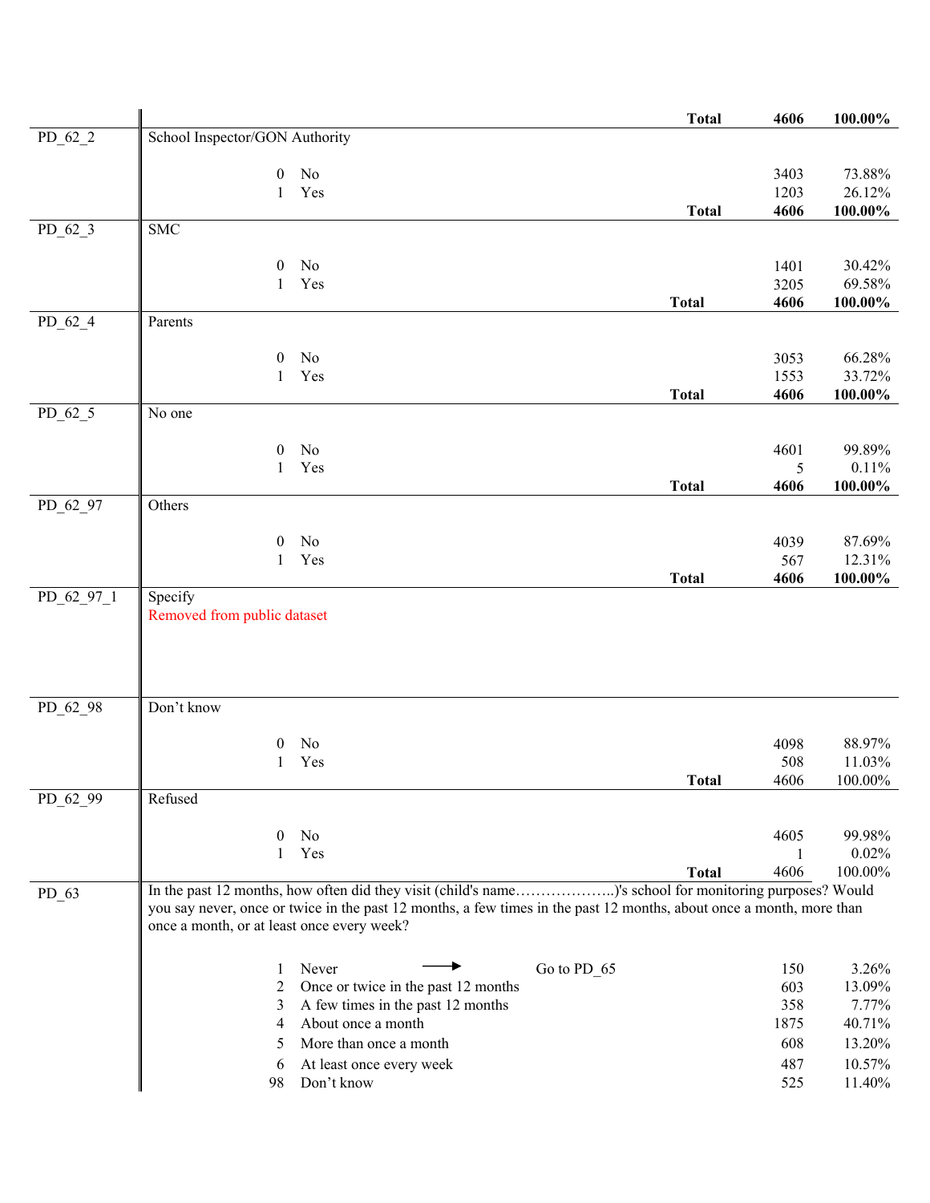| Variable | Question / Response | | Frequency | Percent |
|---|---|---|---|---|
| | | **Total** | **4606** | **100.00%** |
| PD_62_2 | School Inspector/GON Authority | | | |
| | 0 No | | 3403 | 73.88% |
| | 1 Yes | | 1203 | 26.12% |
| | | **Total** | **4606** | **100.00%** |
| PD_62_3 | SMC | | | |
| | 0 No | | 1401 | 30.42% |
| | 1 Yes | | 3205 | 69.58% |
| | | **Total** | **4606** | **100.00%** |
| PD_62_4 | Parents | | | |
| | 0 No | | 3053 | 66.28% |
| | 1 Yes | | 1553 | 33.72% |
| | | **Total** | **4606** | **100.00%** |
| PD_62_5 | No one | | | |
| | 0 No | | 4601 | 99.89% |
| | 1 Yes | | 5 | 0.11% |
| | | **Total** | **4606** | **100.00%** |
| PD_62_97 | Others | | | |
| | 0 No | | 4039 | 87.69% |
| | 1 Yes | | 567 | 12.31% |
| | | **Total** | **4606** | **100.00%** |
| PD_62_97_1 | Specify<br>Removed from public dataset | | | |
| PD_62_98 | Don't know | | | |
| | 0 No | | 4098 | 88.97% |
| | 1 Yes | | 508 | 11.03% |
| | | **Total** | 4606 | 100.00% |
| PD_62_99 | Refused | | | |
| | 0 No | | 4605 | 99.98% |
| | 1 Yes | | 1 | 0.02% |
| | | **Total** | 4606 | 100.00% |
| PD_63 | In the past 12 months, how often did they visit (child's name………………..)'s school for monitoring purposes? Would you say never, once or twice in the past 12 months, a few times in the past 12 months, about once a month, more than once a month, or at least once every week? | | | |
| | 1 Never → | Go to PD_65 | 150 | 3.26% |
| | 2 Once or twice in the past 12 months | | 603 | 13.09% |
| | 3 A few times in the past 12 months | | 358 | 7.77% |
| | 4 About once a month | | 1875 | 40.71% |
| | 5 More than once a month | | 608 | 13.20% |
| | 6 At least once every week | | 487 | 10.57% |
| | 98 Don't know | | 525 | 11.40% |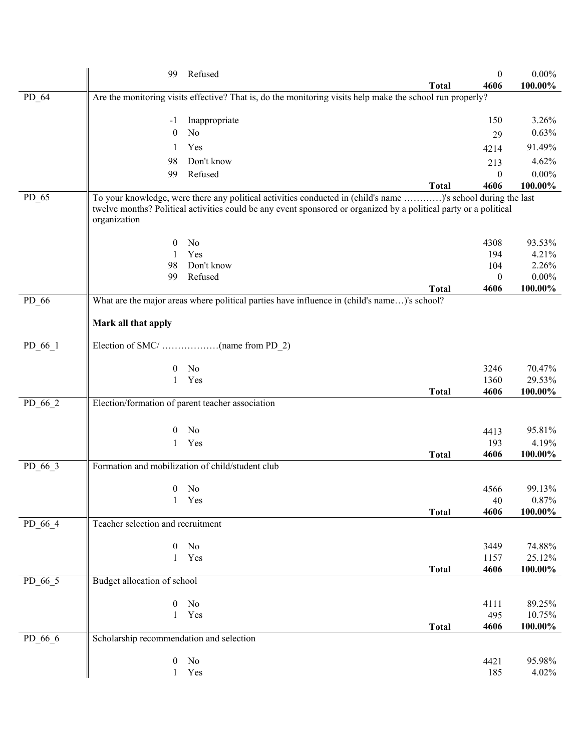| Variable | Code | Label | | Frequency | Percent |
|---|---|---|---|---|---|
| | 99 | Refused | | 0 | 0.00% |
| | | | **Total** | **4606** | **100.00%** |
| PD_64 | Are the monitoring visits effective? That is, do the monitoring visits help make the school run properly? | | | | |
| | -1 | Inappropriate | | 150 | 3.26% |
| | 0 | No | | 29 | 0.63% |
| | 1 | Yes | | 4214 | 91.49% |
| | 98 | Don't know | | 213 | 4.62% |
| | 99 | Refused | | 0 | 0.00% |
| | | | **Total** | **4606** | **100.00%** |
| PD_65 | To your knowledge, were there any political activities conducted in (child's name …………)'s school during the last twelve months? Political activities could be any event sponsored or organized by a political party or a political organization | | | | |
| | 0 | No | | 4308 | 93.53% |
| | 1 | Yes | | 194 | 4.21% |
| | 98 | Don't know | | 104 | 2.26% |
| | 99 | Refused | | 0 | 0.00% |
| | | | **Total** | **4606** | **100.00%** |
| PD_66 | What are the major areas where political parties have influence in (child's name…)'s school? **Mark all that apply** | | | | |
| PD_66_1 | Election of SMC/ ………………(name from PD_2) | | | | |
| | 0 | No | | 3246 | 70.47% |
| | 1 | Yes | | 1360 | 29.53% |
| | | | **Total** | **4606** | **100.00%** |
| PD_66_2 | Election/formation of parent teacher association | | | | |
| | 0 | No | | 4413 | 95.81% |
| | 1 | Yes | | 193 | 4.19% |
| | | | **Total** | **4606** | **100.00%** |
| PD_66_3 | Formation and mobilization of child/student club | | | | |
| | 0 | No | | 4566 | 99.13% |
| | 1 | Yes | | 40 | 0.87% |
| | | | **Total** | **4606** | **100.00%** |
| PD_66_4 | Teacher selection and recruitment | | | | |
| | 0 | No | | 3449 | 74.88% |
| | 1 | Yes | | 1157 | 25.12% |
| | | | **Total** | **4606** | **100.00%** |
| PD_66_5 | Budget allocation of school | | | | |
| | 0 | No | | 4111 | 89.25% |
| | 1 | Yes | | 495 | 10.75% |
| | | | **Total** | **4606** | **100.00%** |
| PD_66_6 | Scholarship recommendation and selection | | | | |
| | 0 | No | | 4421 | 95.98% |
| | 1 | Yes | | 185 | 4.02% |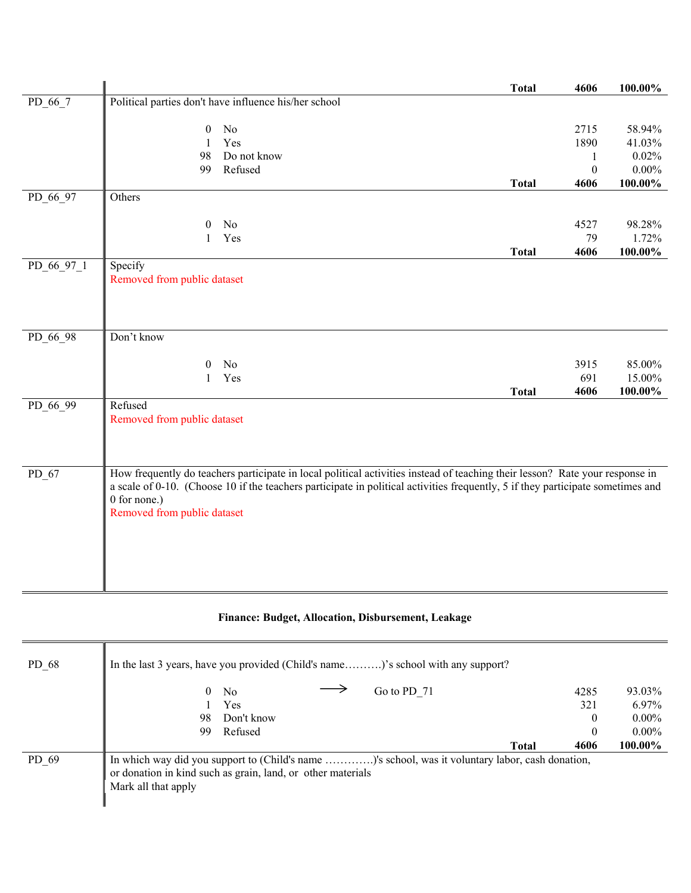| | | | Total | 4606 | 100.00% |
|---|---|---|---|---|---|
| PD_66_7 | Political parties don't have influence his/her school | | | | |
| | 0 | No | | 2715 | 58.94% |
| | 1 | Yes | | 1890 | 41.03% |
| | 98 | Do not know | | 1 | 0.02% |
| | 99 | Refused | | 0 | 0.00% |
| | | | **Total** | **4606** | **100.00%** |
| PD_66_97 | Others | | | | |
| | 0 | No | | 4527 | 98.28% |
| | 1 | Yes | | 79 | 1.72% |
| | | | **Total** | **4606** | **100.00%** |
| PD_66_97_1 | Specify<br>Removed from public dataset | | | | |
| PD_66_98 | Don't know | | | | |
| | 0 | No | | 3915 | 85.00% |
| | 1 | Yes | | 691 | 15.00% |
| | | | **Total** | **4606** | **100.00%** |
| PD_66_99 | Refused<br>Removed from public dataset | | | | |
| PD_67 | How frequently do teachers participate in local political activities instead of teaching their lesson? Rate your response in a scale of 0-10. (Choose 10 if the teachers participate in political activities frequently, 5 if they participate sometimes and 0 for none.)<br>Removed from public dataset | | | | |

**Finance: Budget, Allocation, Disbursement, Leakage**

| | | | | | |
|---|---|---|---|---|---|
| PD_68 | In the last 3 years, have you provided (Child's name……….)'s school with any support? | | | | |
| | 0 | No | → Go to PD_71 | 4285 | 93.03% |
| | 1 | Yes | | 321 | 6.97% |
| | 98 | Don't know | | 0 | 0.00% |
| | 99 | Refused | | 0 | 0.00% |
| | | | **Total** | **4606** | **100.00%** |
| PD_69 | In which way did you support to (Child's name ………….)'s school, was it voluntary labor, cash donation, or donation in kind such as grain, land, or other materials<br>Mark all that apply | | | | |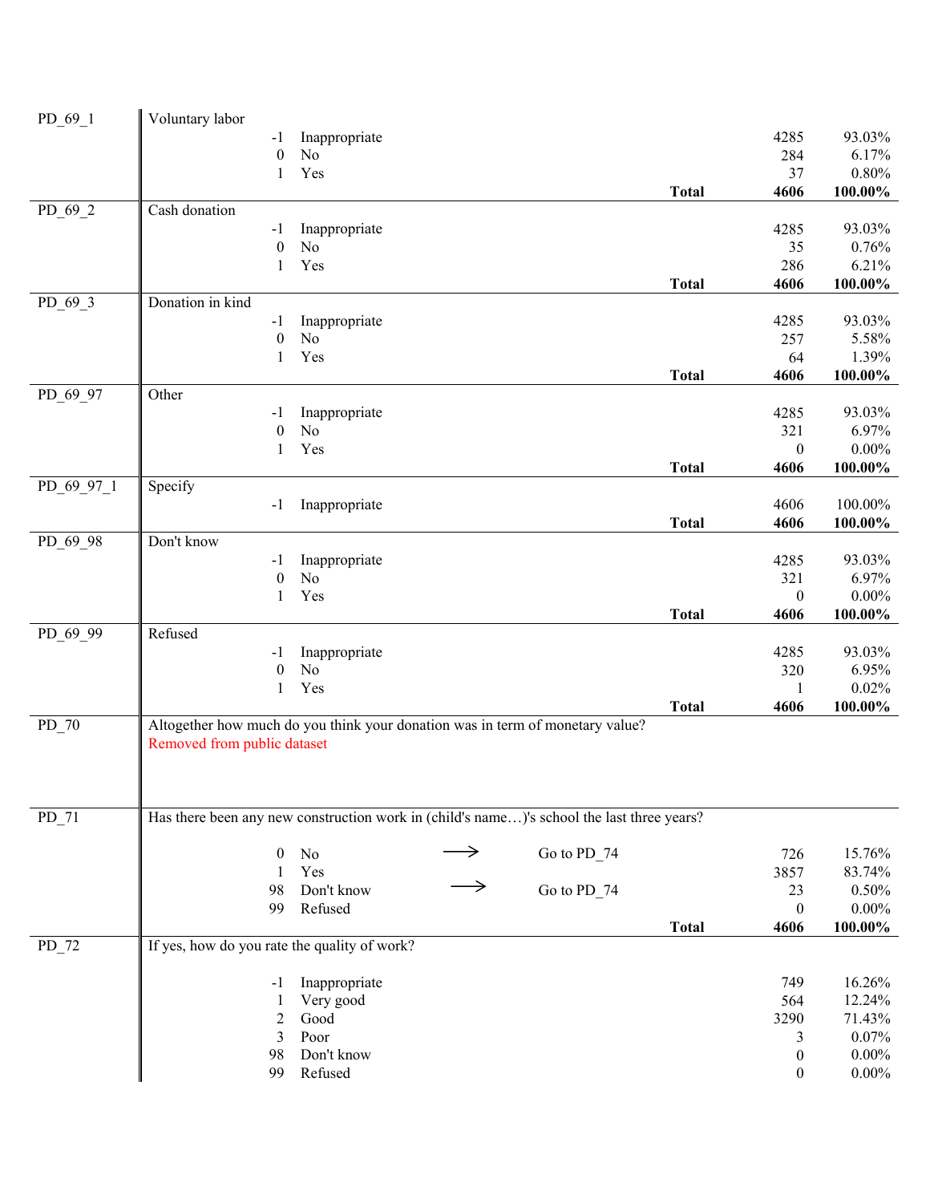| Variable | Description | Code | Label | Skip | Frequency | Percent |
|---|---|---|---|---|---|---|
| PD_69_1 | Voluntary labor | | | | | |
| | | -1 | Inappropriate | | 4285 | 93.03% |
| | | 0 | No | | 284 | 6.17% |
| | | 1 | Yes | | 37 | 0.80% |
| | | | | **Total** | **4606** | **100.00%** |
| PD_69_2 | Cash donation | | | | | |
| | | -1 | Inappropriate | | 4285 | 93.03% |
| | | 0 | No | | 35 | 0.76% |
| | | 1 | Yes | | 286 | 6.21% |
| | | | | **Total** | **4606** | **100.00%** |
| PD_69_3 | Donation in kind | | | | | |
| | | -1 | Inappropriate | | 4285 | 93.03% |
| | | 0 | No | | 257 | 5.58% |
| | | 1 | Yes | | 64 | 1.39% |
| | | | | **Total** | **4606** | **100.00%** |
| PD_69_97 | Other | | | | | |
| | | -1 | Inappropriate | | 4285 | 93.03% |
| | | 0 | No | | 321 | 6.97% |
| | | 1 | Yes | | 0 | 0.00% |
| | | | | **Total** | **4606** | **100.00%** |
| PD_69_97_1 | Specify | | | | | |
| | | -1 | Inappropriate | | 4606 | 100.00% |
| | | | | **Total** | **4606** | **100.00%** |
| PD_69_98 | Don't know | | | | | |
| | | -1 | Inappropriate | | 4285 | 93.03% |
| | | 0 | No | | 321 | 6.97% |
| | | 1 | Yes | | 0 | 0.00% |
| | | | | **Total** | **4606** | **100.00%** |
| PD_69_99 | Refused | | | | | |
| | | -1 | Inappropriate | | 4285 | 93.03% |
| | | 0 | No | | 320 | 6.95% |
| | | 1 | Yes | | 1 | 0.02% |
| | | | | **Total** | **4606** | **100.00%** |
| PD_70 | Altogether how much do you think your donation was in term of monetary value? Removed from public dataset | | | | | |
| PD_71 | Has there been any new construction work in (child's name…)'s school the last three years? | | | | | |
| | | 0 | No | → Go to PD_74 | 726 | 15.76% |
| | | 1 | Yes | | 3857 | 83.74% |
| | | 98 | Don't know | → Go to PD_74 | 23 | 0.50% |
| | | 99 | Refused | | 0 | 0.00% |
| | | | | **Total** | **4606** | **100.00%** |
| PD_72 | If yes, how do you rate the quality of work? | | | | | |
| | | -1 | Inappropriate | | 749 | 16.26% |
| | | 1 | Very good | | 564 | 12.24% |
| | | 2 | Good | | 3290 | 71.43% |
| | | 3 | Poor | | 3 | 0.07% |
| | | 98 | Don't know | | 0 | 0.00% |
| | | 99 | Refused | | 0 | 0.00% |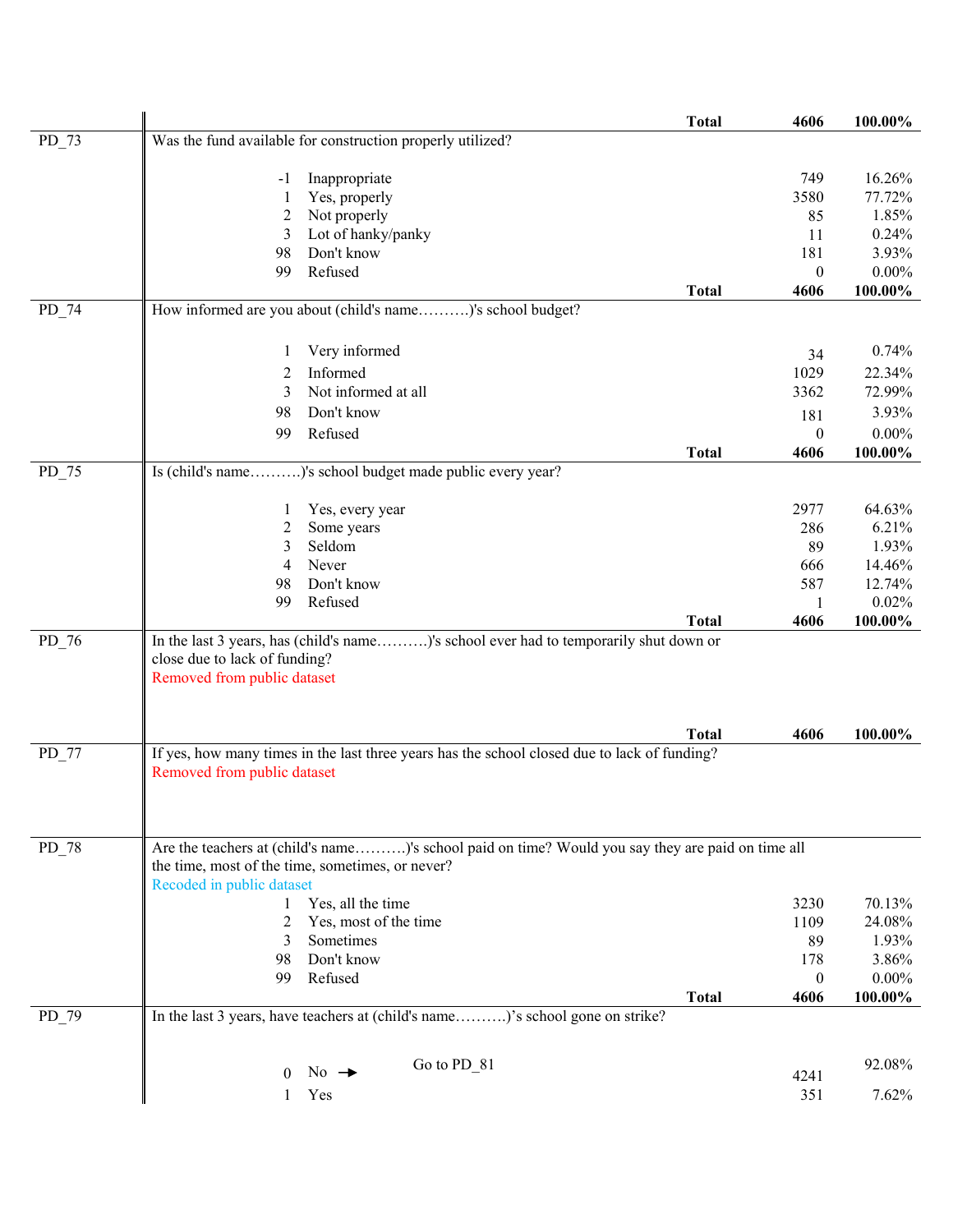| | | | Total | 4606 | 100.00% |
|---|---|---|---|---|---|
| PD_73 | Was the fund available for construction properly utilized? | | | | |
| | -1 | Inappropriate | | 749 | 16.26% |
| | 1 | Yes, properly | | 3580 | 77.72% |
| | 2 | Not properly | | 85 | 1.85% |
| | 3 | Lot of hanky/panky | | 11 | 0.24% |
| | 98 | Don't know | | 181 | 3.93% |
| | 99 | Refused | | 0 | 0.00% |
| | | | **Total** | **4606** | **100.00%** |
| PD_74 | How informed are you about (child's name……….)'s school budget? | | | | |
| | 1 | Very informed | | 34 | 0.74% |
| | 2 | Informed | | 1029 | 22.34% |
| | 3 | Not informed at all | | 3362 | 72.99% |
| | 98 | Don't know | | 181 | 3.93% |
| | 99 | Refused | | 0 | 0.00% |
| | | | **Total** | **4606** | **100.00%** |
| PD_75 | Is (child's name……….)'s school budget made public every year? | | | | |
| | 1 | Yes, every year | | 2977 | 64.63% |
| | 2 | Some years | | 286 | 6.21% |
| | 3 | Seldom | | 89 | 1.93% |
| | 4 | Never | | 666 | 14.46% |
| | 98 | Don't know | | 587 | 12.74% |
| | 99 | Refused | | 1 | 0.02% |
| | | | **Total** | **4606** | **100.00%** |
| PD_76 | In the last 3 years, has (child's name……….)'s school ever had to temporarily shut down or close due to lack of funding? Removed from public dataset | | | | |
| | | | **Total** | **4606** | **100.00%** |
| PD_77 | If yes, how many times in the last three years has the school closed due to lack of funding? Removed from public dataset | | | | |
| PD_78 | Are the teachers at (child's name……….)'s school paid on time? Would you say they are paid on time all the time, most of the time, sometimes, or never? Recoded in public dataset | | | | |
| | 1 | Yes, all the time | | 3230 | 70.13% |
| | 2 | Yes, most of the time | | 1109 | 24.08% |
| | 3 | Sometimes | | 89 | 1.93% |
| | 98 | Don't know | | 178 | 3.86% |
| | 99 | Refused | | 0 | 0.00% |
| | | | **Total** | **4606** | **100.00%** |
| PD_79 | In the last 3 years, have teachers at (child's name……….)'s school gone on strike? | | | | |
| | 0 | No → | Go to PD_81 | 4241 | 92.08% |
| | 1 | Yes | | 351 | 7.62% |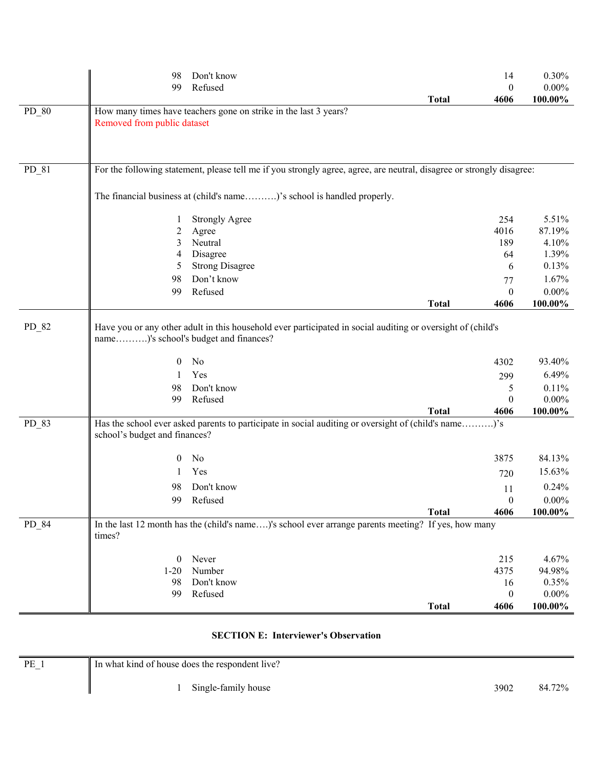| Variable | Question / Response | | Count | Percent |
|---|---|---|---|---|
| | 98 | Don't know | 14 | 0.30% |
| | 99 | Refused | 0 | 0.00% |
| | | **Total** | **4606** | **100.00%** |
| PD_80 | How many times have teachers gone on strike in the last 3 years? Removed from public dataset | | | |
| PD_81 | For the following statement, please tell me if you strongly agree, agree, are neutral, disagree or strongly disagree: The financial business at (child's name……….)'s school is handled properly. | | | |
| | 1 | Strongly Agree | 254 | 5.51% |
| | 2 | Agree | 4016 | 87.19% |
| | 3 | Neutral | 189 | 4.10% |
| | 4 | Disagree | 64 | 1.39% |
| | 5 | Strong Disagree | 6 | 0.13% |
| | 98 | Don't know | 77 | 1.67% |
| | 99 | Refused | 0 | 0.00% |
| | | **Total** | **4606** | **100.00%** |
| PD_82 | Have you or any other adult in this household ever participated in social auditing or oversight of (child's name……….)'s school's budget and finances? | | | |
| | 0 | No | 4302 | 93.40% |
| | 1 | Yes | 299 | 6.49% |
| | 98 | Don't know | 5 | 0.11% |
| | 99 | Refused | 0 | 0.00% |
| | | **Total** | **4606** | **100.00%** |
| PD_83 | Has the school ever asked parents to participate in social auditing or oversight of (child's name……….)'s school's budget and finances? | | | |
| | 0 | No | 3875 | 84.13% |
| | 1 | Yes | 720 | 15.63% |
| | 98 | Don't know | 11 | 0.24% |
| | 99 | Refused | 0 | 0.00% |
| | | **Total** | **4606** | **100.00%** |
| PD_84 | In the last 12 month has the (child's name….)'s school ever arrange parents meeting? If yes, how many times? | | | |
| | 0 | Never | 215 | 4.67% |
| | 1-20 | Number | 4375 | 94.98% |
| | 98 | Don't know | 16 | 0.35% |
| | 99 | Refused | 0 | 0.00% |
| | | **Total** | **4606** | **100.00%** |

## SECTION E: Interviewer's Observation

| Variable | Question / Response | | Count | Percent |
|---|---|---|---|---|
| PE_1 | In what kind of house does the respondent live? | | | |
| | 1 | Single-family house | 3902 | 84.72% |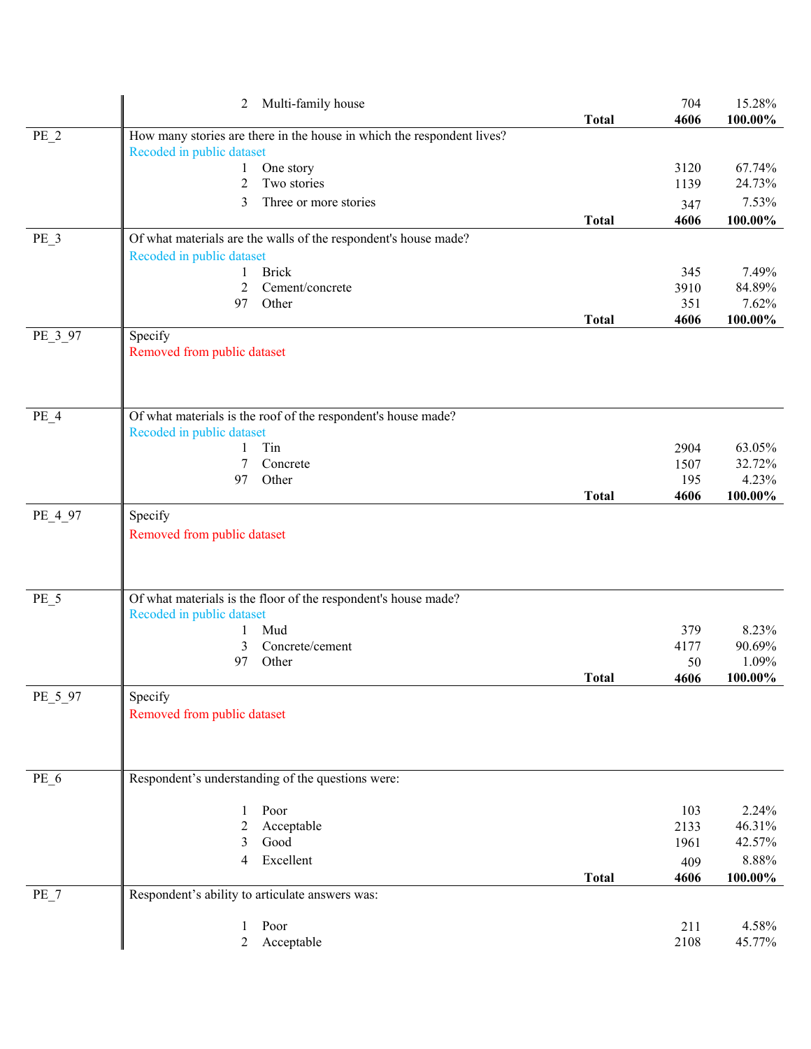| Variable | Description | | | Frequency | Percent |
|---|---|---|---|---|---|
| | 2 | Multi-family house | | 704 | 15.28% |
| | | | **Total** | **4606** | **100.00%** |
| PE_2 | How many stories are there in the house in which the respondent lives? | | | | |
| | Recoded in public dataset | | | | |
| | 1 | One story | | 3120 | 67.74% |
| | 2 | Two stories | | 1139 | 24.73% |
| | 3 | Three or more stories | | 347 | 7.53% |
| | | | **Total** | **4606** | **100.00%** |
| PE_3 | Of what materials are the walls of the respondent's house made? | | | | |
| | Recoded in public dataset | | | | |
| | 1 | Brick | | 345 | 7.49% |
| | 2 | Cement/concrete | | 3910 | 84.89% |
| | 97 | Other | | 351 | 7.62% |
| | | | **Total** | **4606** | **100.00%** |
| PE_3_97 | Specify | | | | |
| | Removed from public dataset | | | | |
| PE_4 | Of what materials is the roof of the respondent's house made? | | | | |
| | Recoded in public dataset | | | | |
| | 1 | Tin | | 2904 | 63.05% |
| | 7 | Concrete | | 1507 | 32.72% |
| | 97 | Other | | 195 | 4.23% |
| | | | **Total** | **4606** | **100.00%** |
| PE_4_97 | Specify | | | | |
| | Removed from public dataset | | | | |
| PE_5 | Of what materials is the floor of the respondent's house made? | | | | |
| | Recoded in public dataset | | | | |
| | 1 | Mud | | 379 | 8.23% |
| | 3 | Concrete/cement | | 4177 | 90.69% |
| | 97 | Other | | 50 | 1.09% |
| | | | **Total** | **4606** | **100.00%** |
| PE_5_97 | Specify | | | | |
| | Removed from public dataset | | | | |
| PE_6 | Respondent's understanding of the questions were: | | | | |
| | 1 | Poor | | 103 | 2.24% |
| | 2 | Acceptable | | 2133 | 46.31% |
| | 3 | Good | | 1961 | 42.57% |
| | 4 | Excellent | | 409 | 8.88% |
| | | | **Total** | **4606** | **100.00%** |
| PE_7 | Respondent's ability to articulate answers was: | | | | |
| | 1 | Poor | | 211 | 4.58% |
| | 2 | Acceptable | | 2108 | 45.77% |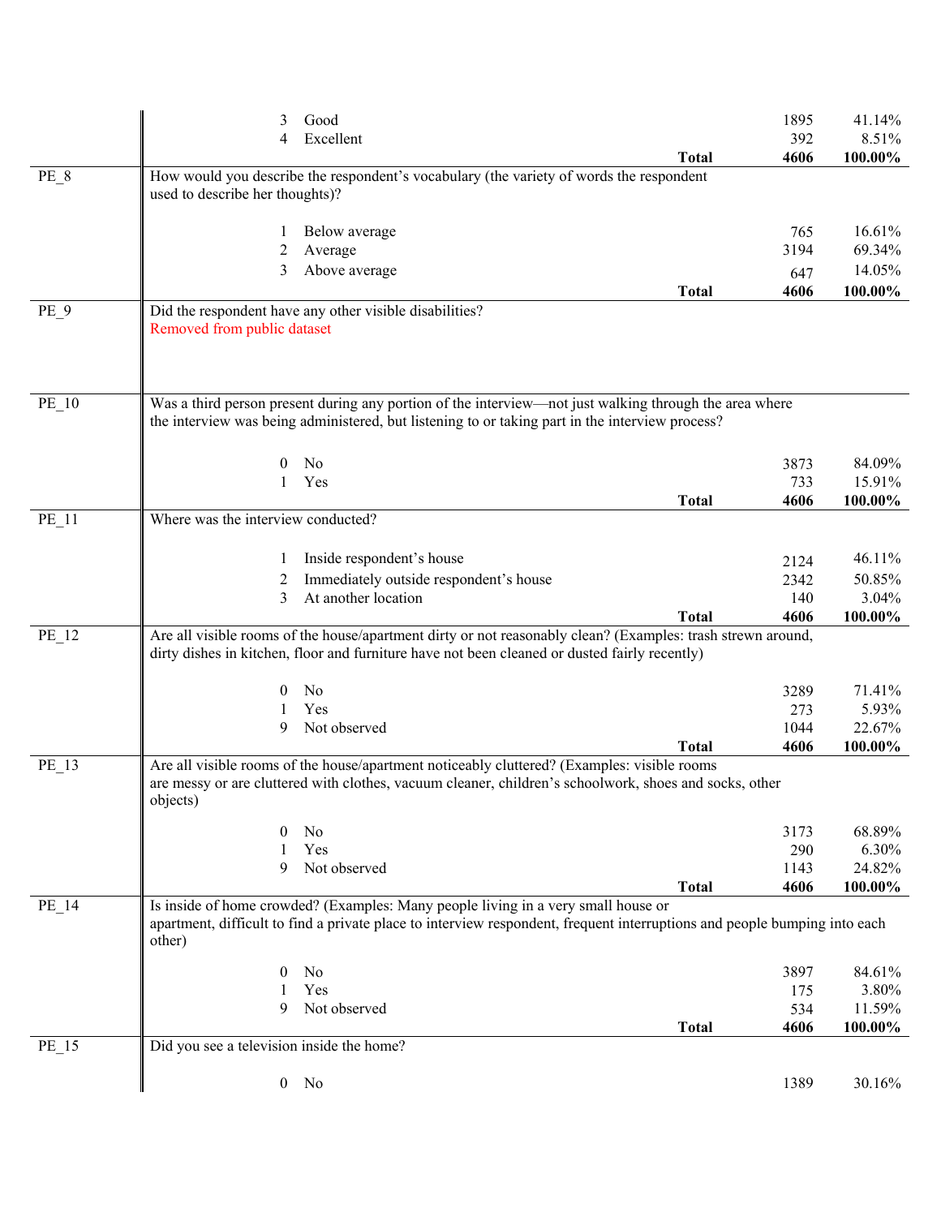| | | | |
|---|---|---|---|
| | 3 Good | 1895 | 41.14% |
| | 4 Excellent | 392 | 8.51% |
| | **Total** | **4606** | **100.00%** |
| PE_8 | How would you describe the respondent's vocabulary (the variety of words the respondent used to describe her thoughts)? | | |
| | 1 Below average | 765 | 16.61% |
| | 2 Average | 3194 | 69.34% |
| | 3 Above average | 647 | 14.05% |
| | **Total** | **4606** | **100.00%** |
| PE_9 | Did the respondent have any other visible disabilities? Removed from public dataset | | |
| PE_10 | Was a third person present during any portion of the interview—not just walking through the area where the interview was being administered, but listening to or taking part in the interview process? | | |
| | 0 No | 3873 | 84.09% |
| | 1 Yes | 733 | 15.91% |
| | **Total** | **4606** | **100.00%** |
| PE_11 | Where was the interview conducted? | | |
| | 1 Inside respondent's house | 2124 | 46.11% |
| | 2 Immediately outside respondent's house | 2342 | 50.85% |
| | 3 At another location | 140 | 3.04% |
| | **Total** | **4606** | **100.00%** |
| PE_12 | Are all visible rooms of the house/apartment dirty or not reasonably clean? (Examples: trash strewn around, dirty dishes in kitchen, floor and furniture have not been cleaned or dusted fairly recently) | | |
| | 0 No | 3289 | 71.41% |
| | 1 Yes | 273 | 5.93% |
| | 9 Not observed | 1044 | 22.67% |
| | **Total** | **4606** | **100.00%** |
| PE_13 | Are all visible rooms of the house/apartment noticeably cluttered? (Examples: visible rooms are messy or are cluttered with clothes, vacuum cleaner, children's schoolwork, shoes and socks, other objects) | | |
| | 0 No | 3173 | 68.89% |
| | 1 Yes | 290 | 6.30% |
| | 9 Not observed | 1143 | 24.82% |
| | **Total** | **4606** | **100.00%** |
| PE_14 | Is inside of home crowded? (Examples: Many people living in a very small house or apartment, difficult to find a private place to interview respondent, frequent interruptions and people bumping into each other) | | |
| | 0 No | 3897 | 84.61% |
| | 1 Yes | 175 | 3.80% |
| | 9 Not observed | 534 | 11.59% |
| | **Total** | **4606** | **100.00%** |
| PE_15 | Did you see a television inside the home? | | |
| | 0 No | 1389 | 30.16% |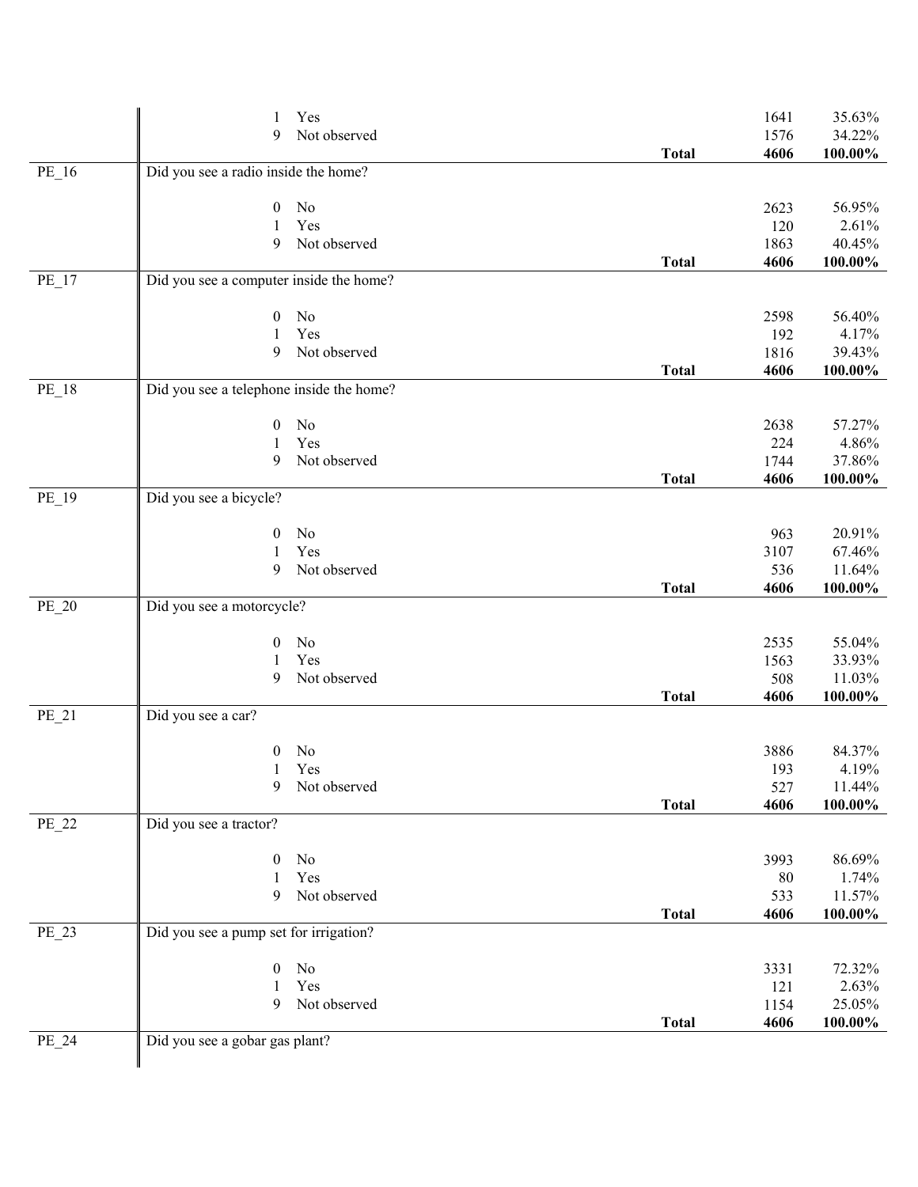| | | | | |
|---|---|---|---|---|
| | 1 Yes | | 1641 | 35.63% |
| | 9 Not observed | | 1576 | 34.22% |
| | | **Total** | **4606** | **100.00%** |
| PE_16 | Did you see a radio inside the home? | | | |
| | 0 No | | 2623 | 56.95% |
| | 1 Yes | | 120 | 2.61% |
| | 9 Not observed | | 1863 | 40.45% |
| | | **Total** | **4606** | **100.00%** |
| PE_17 | Did you see a computer inside the home? | | | |
| | 0 No | | 2598 | 56.40% |
| | 1 Yes | | 192 | 4.17% |
| | 9 Not observed | | 1816 | 39.43% |
| | | **Total** | **4606** | **100.00%** |
| PE_18 | Did you see a telephone inside the home? | | | |
| | 0 No | | 2638 | 57.27% |
| | 1 Yes | | 224 | 4.86% |
| | 9 Not observed | | 1744 | 37.86% |
| | | **Total** | **4606** | **100.00%** |
| PE_19 | Did you see a bicycle? | | | |
| | 0 No | | 963 | 20.91% |
| | 1 Yes | | 3107 | 67.46% |
| | 9 Not observed | | 536 | 11.64% |
| | | **Total** | **4606** | **100.00%** |
| PE_20 | Did you see a motorcycle? | | | |
| | 0 No | | 2535 | 55.04% |
| | 1 Yes | | 1563 | 33.93% |
| | 9 Not observed | | 508 | 11.03% |
| | | **Total** | **4606** | **100.00%** |
| PE_21 | Did you see a car? | | | |
| | 0 No | | 3886 | 84.37% |
| | 1 Yes | | 193 | 4.19% |
| | 9 Not observed | | 527 | 11.44% |
| | | **Total** | **4606** | **100.00%** |
| PE_22 | Did you see a tractor? | | | |
| | 0 No | | 3993 | 86.69% |
| | 1 Yes | | 80 | 1.74% |
| | 9 Not observed | | 533 | 11.57% |
| | | **Total** | **4606** | **100.00%** |
| PE_23 | Did you see a pump set for irrigation? | | | |
| | 0 No | | 3331 | 72.32% |
| | 1 Yes | | 121 | 2.63% |
| | 9 Not observed | | 1154 | 25.05% |
| | | **Total** | **4606** | **100.00%** |
| PE_24 | Did you see a gobar gas plant? | | | |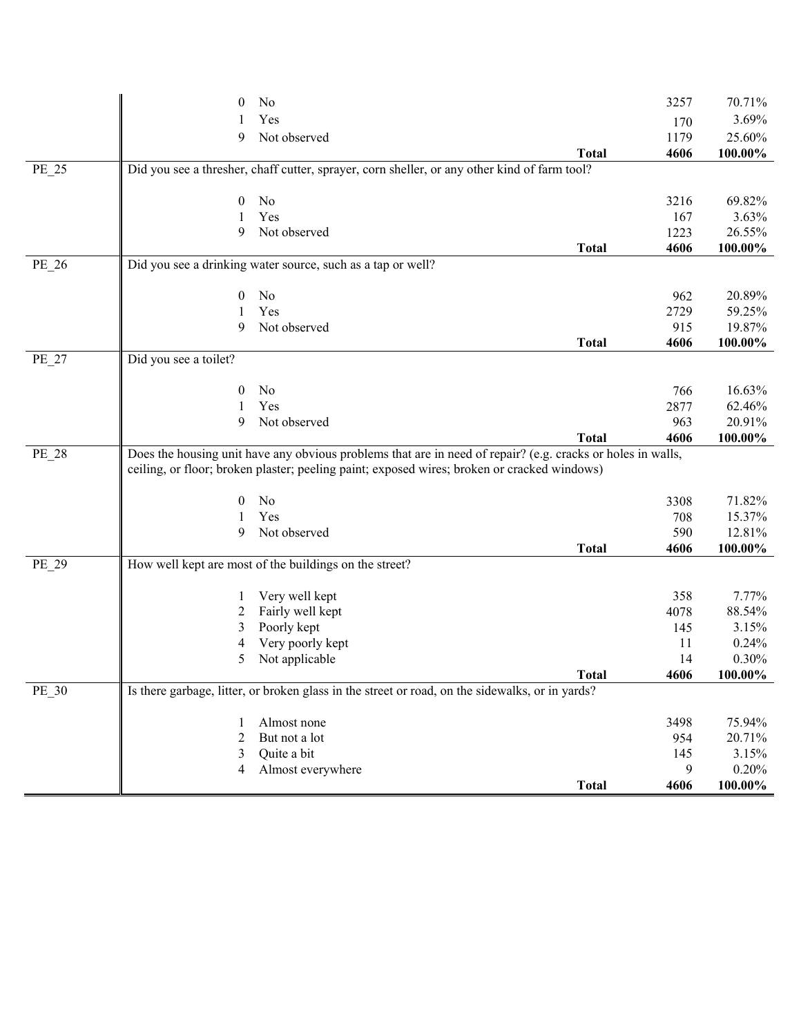| | | | | |
|---|---|---|---|---|
| | 0 | No | 3257 | 70.71% |
| | 1 | Yes | 170 | 3.69% |
| | 9 | Not observed | 1179 | 25.60% |
| | | **Total** | **4606** | **100.00%** |
| PE_25 | Did you see a thresher, chaff cutter, sprayer, corn sheller, or any other kind of farm tool? | | | |
| | 0 | No | 3216 | 69.82% |
| | 1 | Yes | 167 | 3.63% |
| | 9 | Not observed | 1223 | 26.55% |
| | | **Total** | **4606** | **100.00%** |
| PE_26 | Did you see a drinking water source, such as a tap or well? | | | |
| | 0 | No | 962 | 20.89% |
| | 1 | Yes | 2729 | 59.25% |
| | 9 | Not observed | 915 | 19.87% |
| | | **Total** | **4606** | **100.00%** |
| PE_27 | Did you see a toilet? | | | |
| | 0 | No | 766 | 16.63% |
| | 1 | Yes | 2877 | 62.46% |
| | 9 | Not observed | 963 | 20.91% |
| | | **Total** | **4606** | **100.00%** |
| PE_28 | Does the housing unit have any obvious problems that are in need of repair? (e.g. cracks or holes in walls, ceiling, or floor; broken plaster; peeling paint; exposed wires; broken or cracked windows) | | | |
| | 0 | No | 3308 | 71.82% |
| | 1 | Yes | 708 | 15.37% |
| | 9 | Not observed | 590 | 12.81% |
| | | **Total** | **4606** | **100.00%** |
| PE_29 | How well kept are most of the buildings on the street? | | | |
| | 1 | Very well kept | 358 | 7.77% |
| | 2 | Fairly well kept | 4078 | 88.54% |
| | 3 | Poorly kept | 145 | 3.15% |
| | 4 | Very poorly kept | 11 | 0.24% |
| | 5 | Not applicable | 14 | 0.30% |
| | | **Total** | **4606** | **100.00%** |
| PE_30 | Is there garbage, litter, or broken glass in the street or road, on the sidewalks, or in yards? | | | |
| | 1 | Almost none | 3498 | 75.94% |
| | 2 | But not a lot | 954 | 20.71% |
| | 3 | Quite a bit | 145 | 3.15% |
| | 4 | Almost everywhere | 9 | 0.20% |
| | | **Total** | **4606** | **100.00%** |